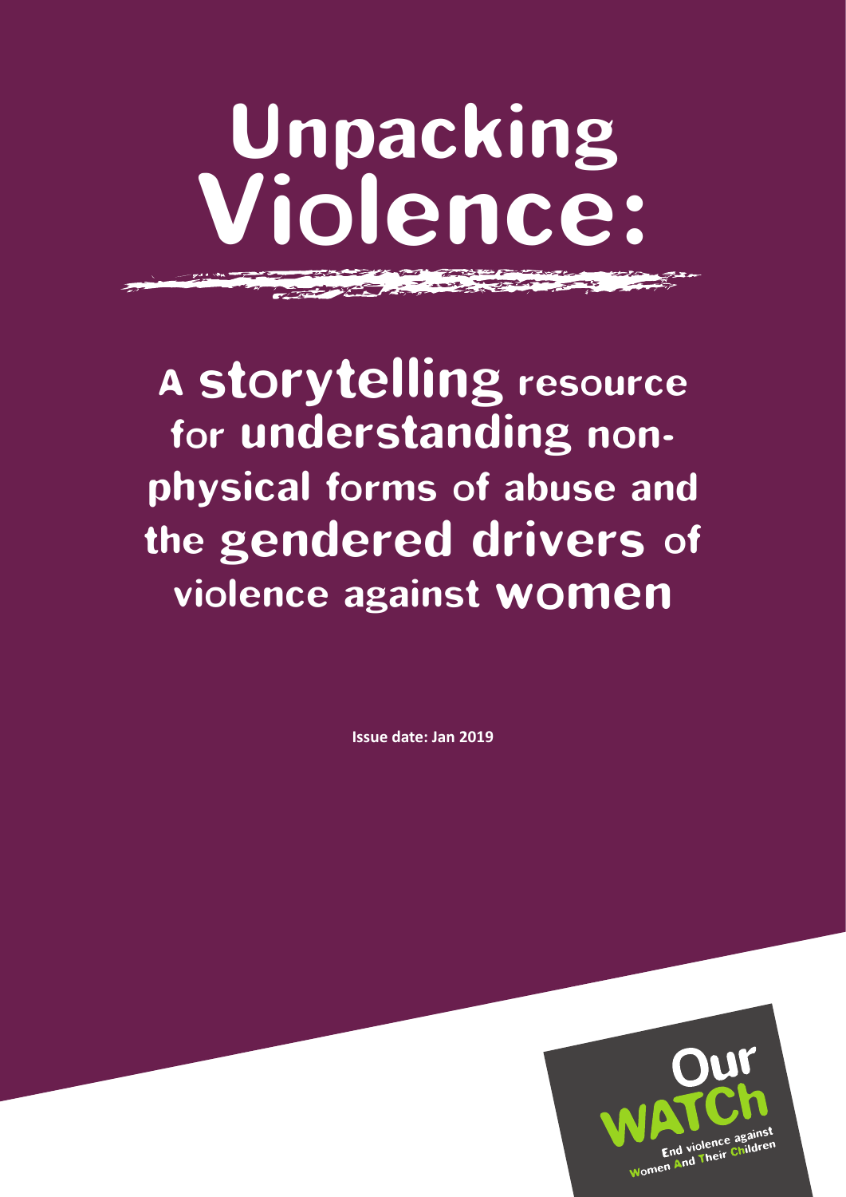# Unpacking Violence:

## A storytelling resource for understanding non-physical forms of abuse and the gendered drivers of violence against women

**Issue date: Jan 2019**

Our WATCh

End violence against Women And Their Children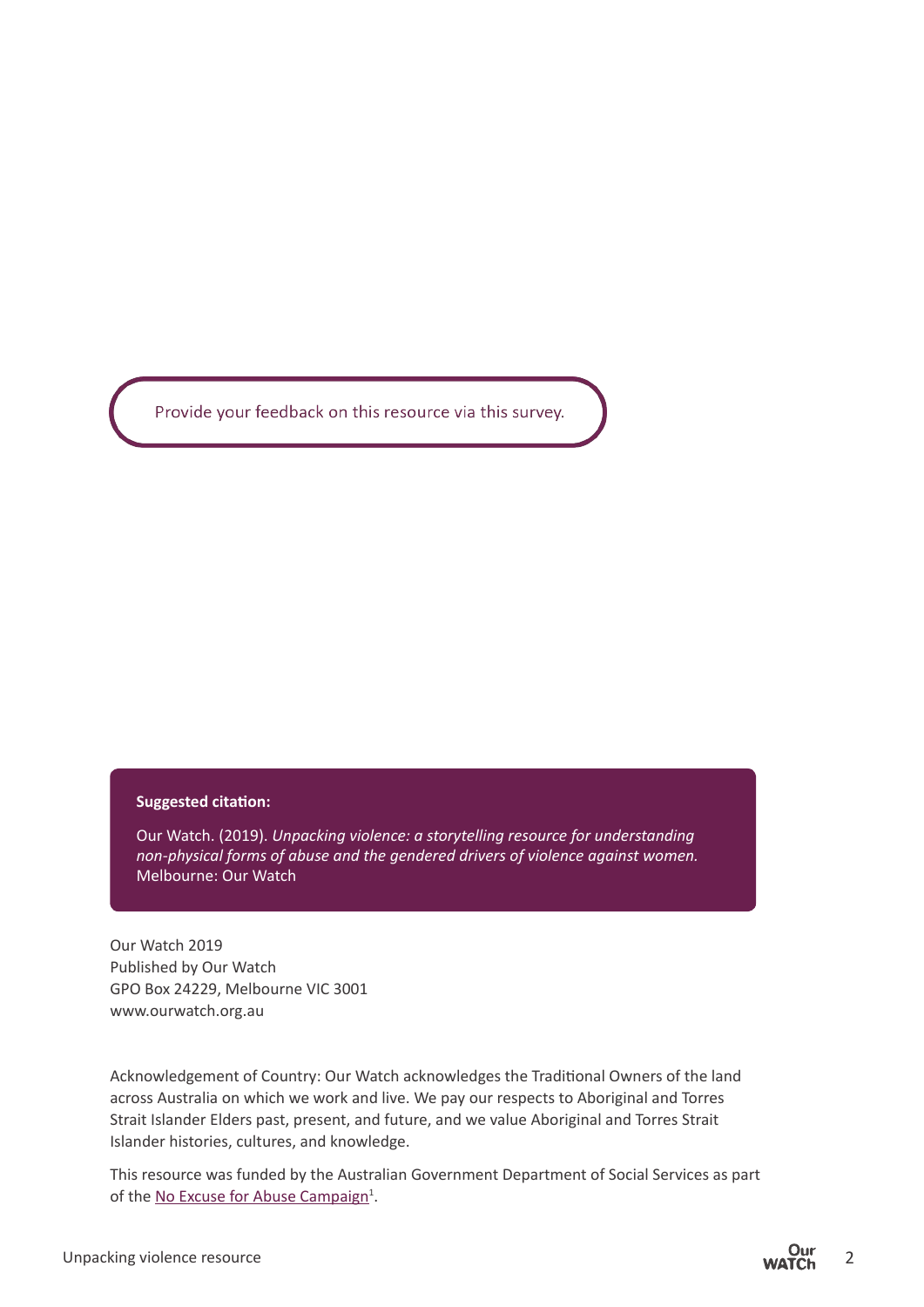Provide your feedback on this resource via this survey.

**Suggested citation:**

Our Watch. (2019). *Unpacking violence: a storytelling resource for understanding non-physical forms of abuse and the gendered drivers of violence against women.* Melbourne: Our Watch

Our Watch 2019
Published by Our Watch
GPO Box 24229, Melbourne VIC 3001
www.ourwatch.org.au

Acknowledgement of Country: Our Watch acknowledges the Traditional Owners of the land across Australia on which we work and live. We pay our respects to Aboriginal and Torres Strait Islander Elders past, present, and future, and we value Aboriginal and Torres Strait Islander histories, cultures, and knowledge.

This resource was funded by the Australian Government Department of Social Services as part of the No Excuse for Abuse Campaign[1].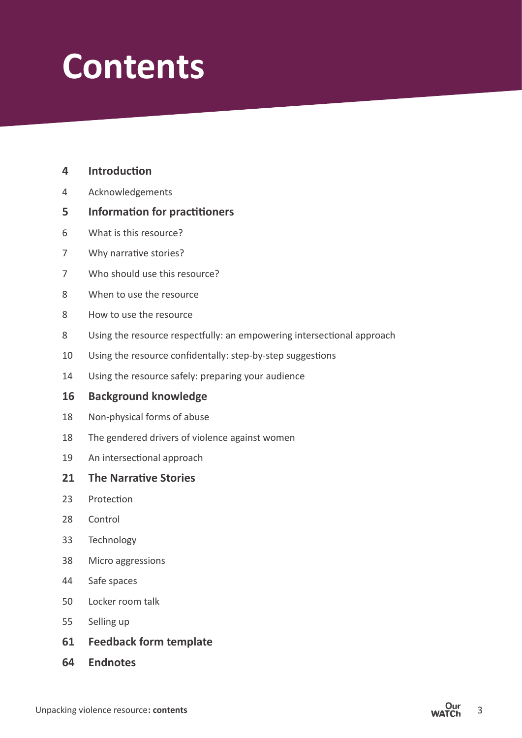# Contents

**4 Introduction**

4 Acknowledgements

**5 Information for practitioners**

6 What is this resource?

7 Why narrative stories?

7 Who should use this resource?

8 When to use the resource

8 How to use the resource

8 Using the resource respectfully: an empowering intersectional approach

10 Using the resource confidentally: step-by-step suggestions

14 Using the resource safely: preparing your audience

**16 Background knowledge**

18 Non-physical forms of abuse

18 The gendered drivers of violence against women

19 An intersectional approach

**21 The Narrative Stories**

23 Protection

28 Control

33 Technology

38 Micro aggressions

44 Safe spaces

50 Locker room talk

55 Selling up

**61 Feedback form template**

**64 Endnotes**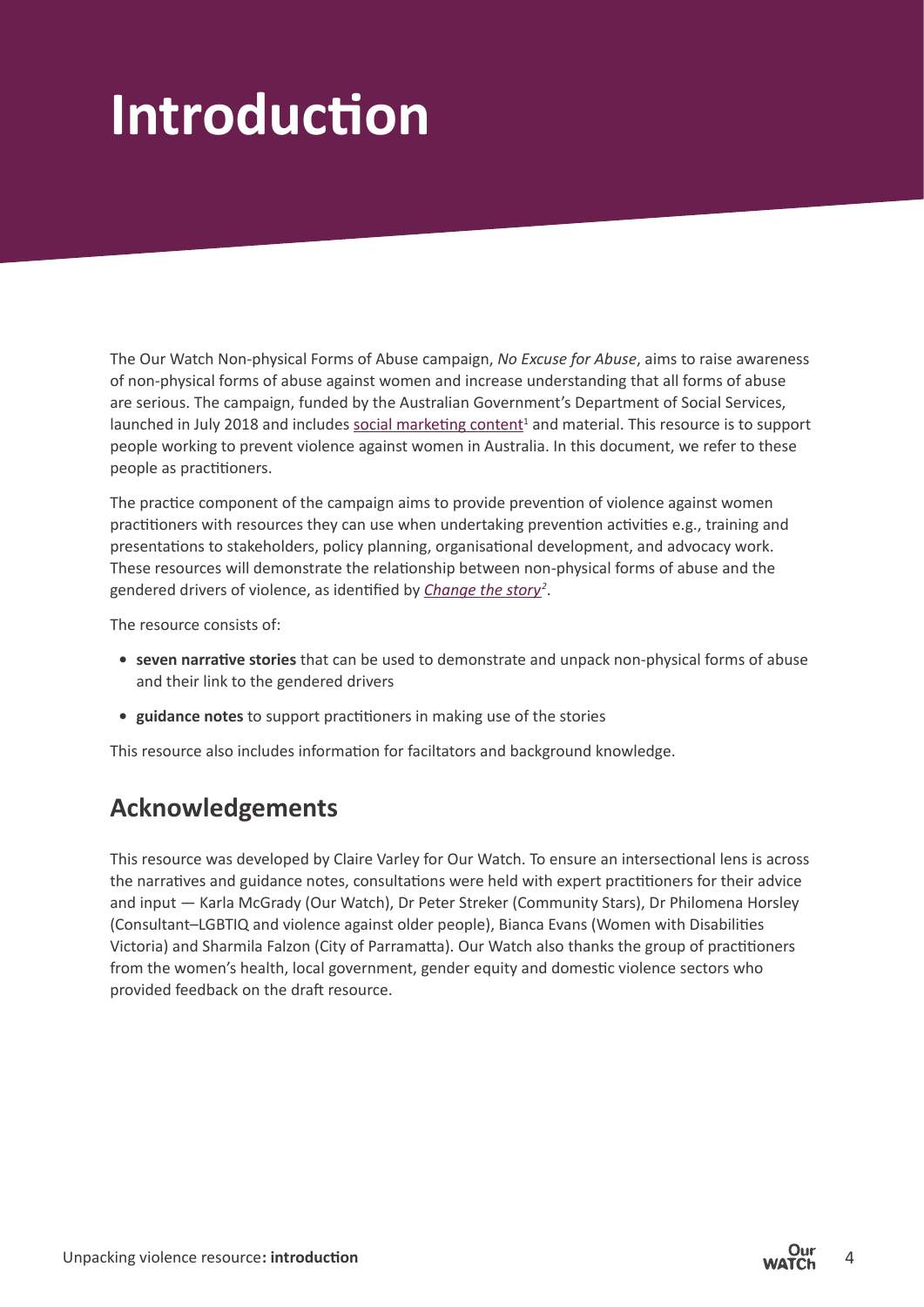# Introduction

The Our Watch Non-physical Forms of Abuse campaign, *No Excuse for Abuse*, aims to raise awareness of non-physical forms of abuse against women and increase understanding that all forms of abuse are serious. The campaign, funded by the Australian Government's Department of Social Services, launched in July 2018 and includes social marketing content[1] and material. This resource is to support people working to prevent violence against women in Australia. In this document, we refer to these people as practitioners.

The practice component of the campaign aims to provide prevention of violence against women practitioners with resources they can use when undertaking prevention activities e.g., training and presentations to stakeholders, policy planning, organisational development, and advocacy work. These resources will demonstrate the relationship between non-physical forms of abuse and the gendered drivers of violence, as identified by *Change the story*[2].

The resource consists of:

- **seven narrative stories** that can be used to demonstrate and unpack non-physical forms of abuse and their link to the gendered drivers
- **guidance notes** to support practitioners in making use of the stories

This resource also includes information for faciltators and background knowledge.

## Acknowledgements

This resource was developed by Claire Varley for Our Watch. To ensure an intersectional lens is across the narratives and guidance notes, consultations were held with expert practitioners for their advice and input — Karla McGrady (Our Watch), Dr Peter Streker (Community Stars), Dr Philomena Horsley (Consultant–LGBTIQ and violence against older people), Bianca Evans (Women with Disabilities Victoria) and Sharmila Falzon (City of Parramatta). Our Watch also thanks the group of practitioners from the women's health, local government, gender equity and domestic violence sectors who provided feedback on the draft resource.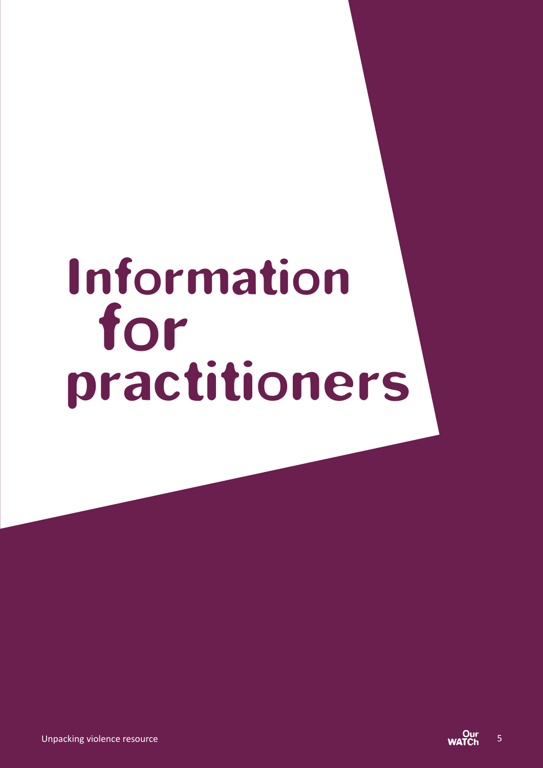# Information for practitioners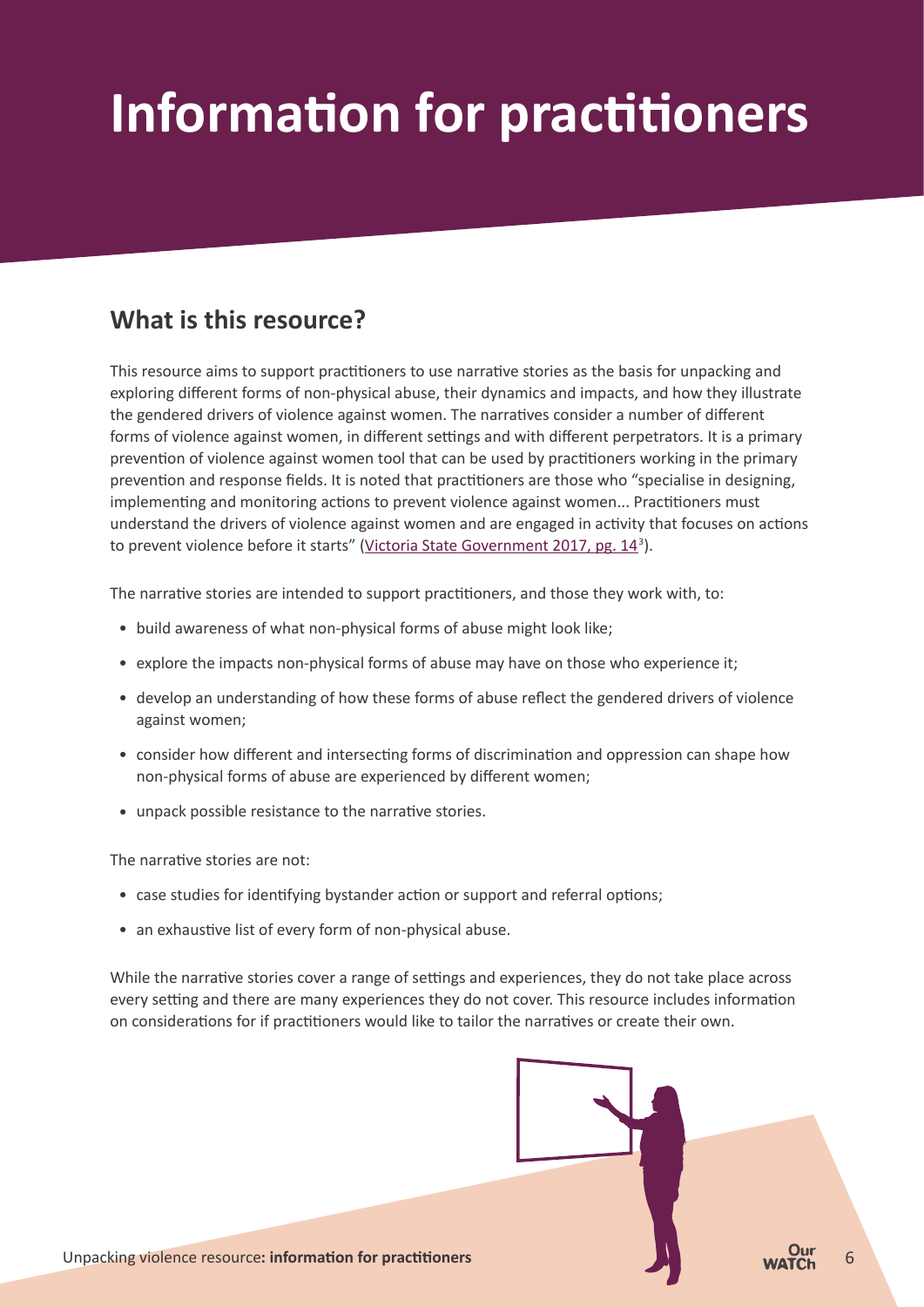# Information for practitioners

## What is this resource?

This resource aims to support practitioners to use narrative stories as the basis for unpacking and exploring different forms of non-physical abuse, their dynamics and impacts, and how they illustrate the gendered drivers of violence against women. The narratives consider a number of different forms of violence against women, in different settings and with different perpetrators. It is a primary prevention of violence against women tool that can be used by practitioners working in the primary prevention and response fields. It is noted that practitioners are those who "specialise in designing, implementing and monitoring actions to prevent violence against women... Practitioners must understand the drivers of violence against women and are engaged in activity that focuses on actions to prevent violence before it starts" (Victoria State Government 2017, pg. 14[3]).

The narrative stories are intended to support practitioners, and those they work with, to:

- build awareness of what non-physical forms of abuse might look like;
- explore the impacts non-physical forms of abuse may have on those who experience it;
- develop an understanding of how these forms of abuse reflect the gendered drivers of violence against women;
- consider how different and intersecting forms of discrimination and oppression can shape how non-physical forms of abuse are experienced by different women;
- unpack possible resistance to the narrative stories.

The narrative stories are not:

- case studies for identifying bystander action or support and referral options;
- an exhaustive list of every form of non-physical abuse.

While the narrative stories cover a range of settings and experiences, they do not take place across every setting and there are many experiences they do not cover. This resource includes information on considerations for if practitioners would like to tailor the narratives or create their own.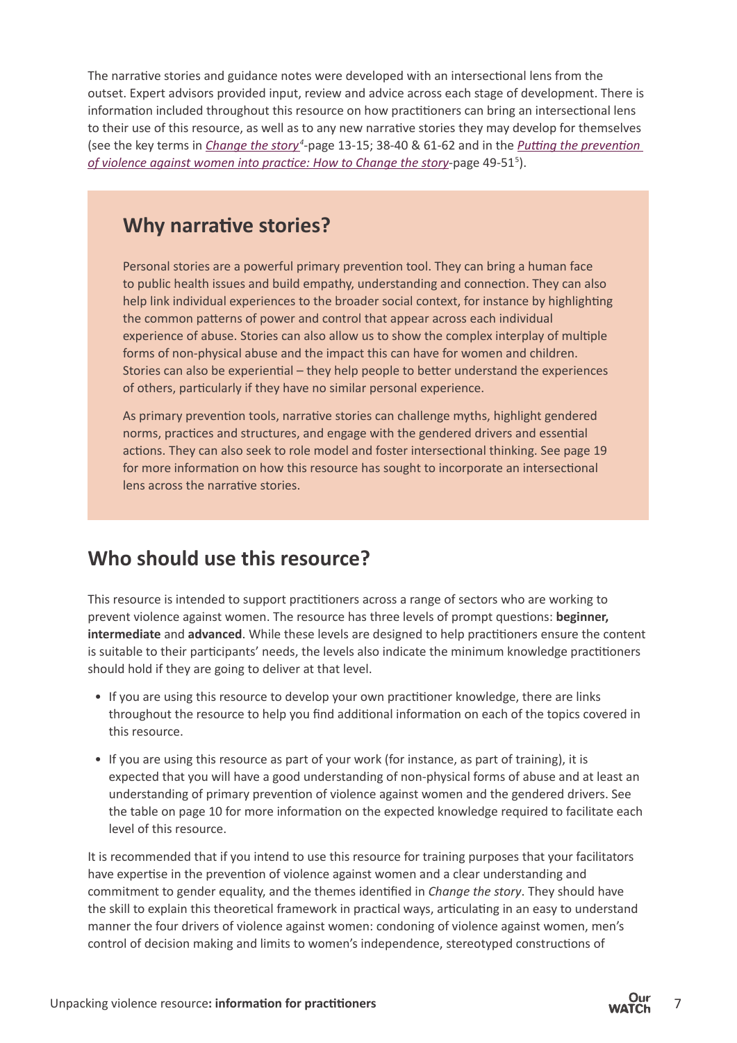The narrative stories and guidance notes were developed with an intersectional lens from the outset. Expert advisors provided input, review and advice across each stage of development. There is information included throughout this resource on how practitioners can bring an intersectional lens to their use of this resource, as well as to any new narrative stories they may develop for themselves (see the key terms in *Change the story*[4]-page 13-15; 38-40 & 61-62 and in the *Putting the prevention of violence against women into practice: How to Change the story*-page 49-51[5]).

## Why narrative stories?

Personal stories are a powerful primary prevention tool. They can bring a human face to public health issues and build empathy, understanding and connection. They can also help link individual experiences to the broader social context, for instance by highlighting the common patterns of power and control that appear across each individual experience of abuse. Stories can also allow us to show the complex interplay of multiple forms of non-physical abuse and the impact this can have for women and children. Stories can also be experiential – they help people to better understand the experiences of others, particularly if they have no similar personal experience.

As primary prevention tools, narrative stories can challenge myths, highlight gendered norms, practices and structures, and engage with the gendered drivers and essential actions. They can also seek to role model and foster intersectional thinking. See page 19 for more information on how this resource has sought to incorporate an intersectional lens across the narrative stories.

## Who should use this resource?

This resource is intended to support practitioners across a range of sectors who are working to prevent violence against women. The resource has three levels of prompt questions: **beginner, intermediate** and **advanced**. While these levels are designed to help practitioners ensure the content is suitable to their participants' needs, the levels also indicate the minimum knowledge practitioners should hold if they are going to deliver at that level.

- If you are using this resource to develop your own practitioner knowledge, there are links throughout the resource to help you find additional information on each of the topics covered in this resource.
- If you are using this resource as part of your work (for instance, as part of training), it is expected that you will have a good understanding of non-physical forms of abuse and at least an understanding of primary prevention of violence against women and the gendered drivers. See the table on page 10 for more information on the expected knowledge required to facilitate each level of this resource.

It is recommended that if you intend to use this resource for training purposes that your facilitators have expertise in the prevention of violence against women and a clear understanding and commitment to gender equality, and the themes identified in *Change the story*. They should have the skill to explain this theoretical framework in practical ways, articulating in an easy to understand manner the four drivers of violence against women: condoning of violence against women, men's control of decision making and limits to women's independence, stereotyped constructions of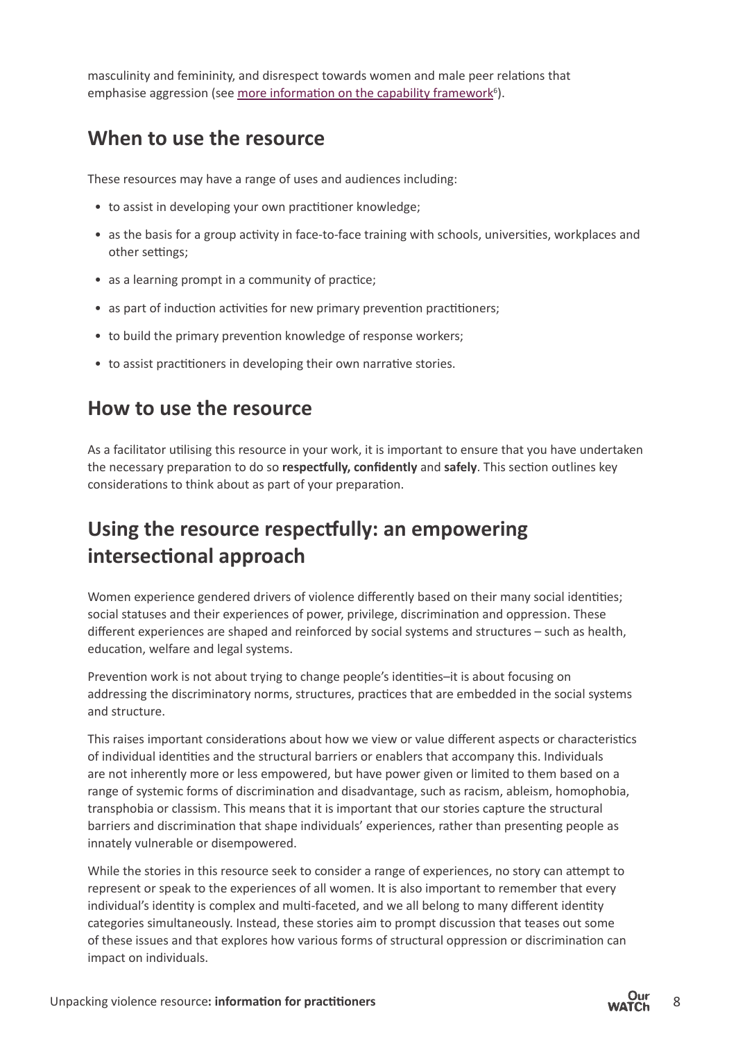masculinity and femininity, and disrespect towards women and male peer relations that emphasise aggression (see more information on the capability framework[6]).

## When to use the resource

These resources may have a range of uses and audiences including:

- to assist in developing your own practitioner knowledge;
- as the basis for a group activity in face-to-face training with schools, universities, workplaces and other settings;
- as a learning prompt in a community of practice;
- as part of induction activities for new primary prevention practitioners;
- to build the primary prevention knowledge of response workers;
- to assist practitioners in developing their own narrative stories.

## How to use the resource

As a facilitator utilising this resource in your work, it is important to ensure that you have undertaken the necessary preparation to do so **respectfully, confidently** and **safely**. This section outlines key considerations to think about as part of your preparation.

## Using the resource respectfully: an empowering intersectional approach

Women experience gendered drivers of violence differently based on their many social identities; social statuses and their experiences of power, privilege, discrimination and oppression. These different experiences are shaped and reinforced by social systems and structures – such as health, education, welfare and legal systems.

Prevention work is not about trying to change people's identities–it is about focusing on addressing the discriminatory norms, structures, practices that are embedded in the social systems and structure.

This raises important considerations about how we view or value different aspects or characteristics of individual identities and the structural barriers or enablers that accompany this. Individuals are not inherently more or less empowered, but have power given or limited to them based on a range of systemic forms of discrimination and disadvantage, such as racism, ableism, homophobia, transphobia or classism. This means that it is important that our stories capture the structural barriers and discrimination that shape individuals' experiences, rather than presenting people as innately vulnerable or disempowered.

While the stories in this resource seek to consider a range of experiences, no story can attempt to represent or speak to the experiences of all women. It is also important to remember that every individual's identity is complex and multi-faceted, and we all belong to many different identity categories simultaneously. Instead, these stories aim to prompt discussion that teases out some of these issues and that explores how various forms of structural oppression or discrimination can impact on individuals.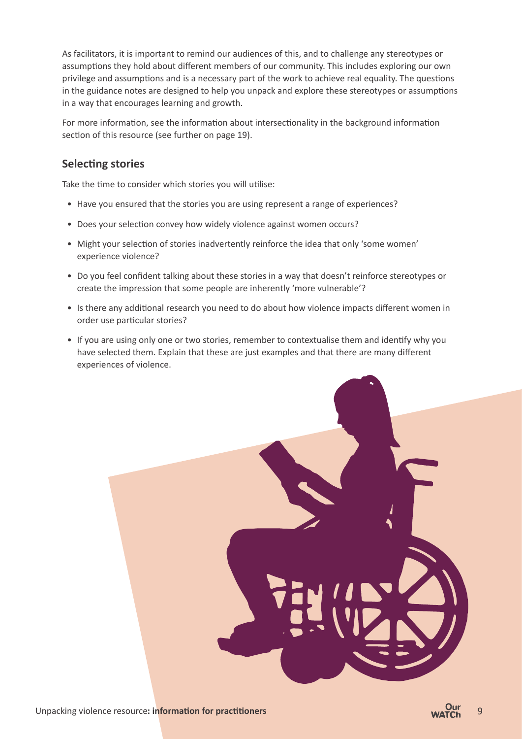As facilitators, it is important to remind our audiences of this, and to challenge any stereotypes or assumptions they hold about different members of our community. This includes exploring our own privilege and assumptions and is a necessary part of the work to achieve real equality. The questions in the guidance notes are designed to help you unpack and explore these stereotypes or assumptions in a way that encourages learning and growth.

For more information, see the information about intersectionality in the background information section of this resource (see further on page 19).

## Selecting stories

Take the time to consider which stories you will utilise:

- Have you ensured that the stories you are using represent a range of experiences?
- Does your selection convey how widely violence against women occurs?
- Might your selection of stories inadvertently reinforce the idea that only 'some women' experience violence?
- Do you feel confident talking about these stories in a way that doesn't reinforce stereotypes or create the impression that some people are inherently 'more vulnerable'?
- Is there any additional research you need to do about how violence impacts different women in order use particular stories?
- If you are using only one or two stories, remember to contextualise them and identify why you have selected them. Explain that these are just examples and that there are many different experiences of violence.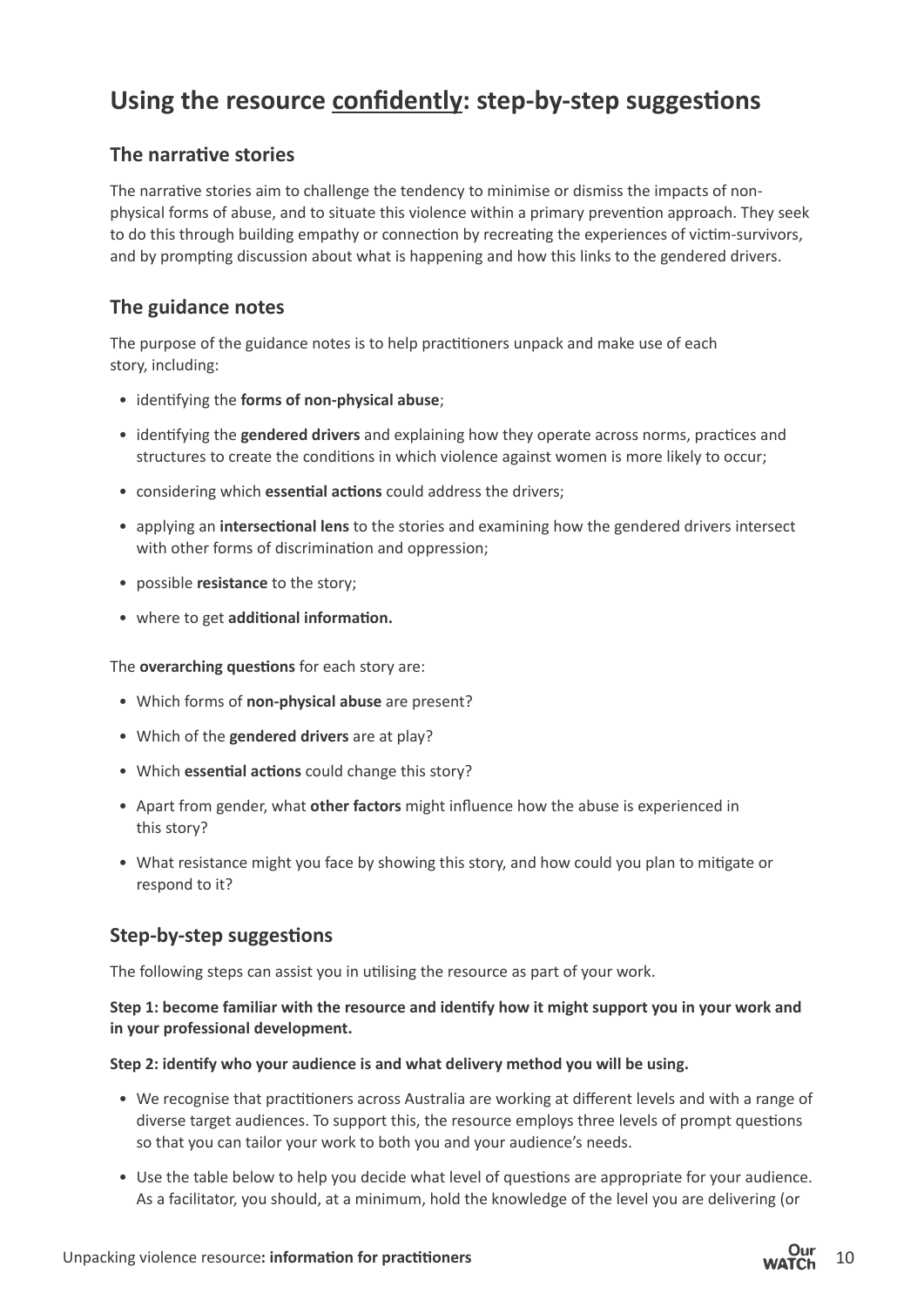## Using the resource confidently: step-by-step suggestions

### The narrative stories

The narrative stories aim to challenge the tendency to minimise or dismiss the impacts of non-physical forms of abuse, and to situate this violence within a primary prevention approach. They seek to do this through building empathy or connection by recreating the experiences of victim-survivors, and by prompting discussion about what is happening and how this links to the gendered drivers.

### The guidance notes

The purpose of the guidance notes is to help practitioners unpack and make use of each story, including:

- identifying the **forms of non-physical abuse**;
- identifying the **gendered drivers** and explaining how they operate across norms, practices and structures to create the conditions in which violence against women is more likely to occur;
- considering which **essential actions** could address the drivers;
- applying an **intersectional lens** to the stories and examining how the gendered drivers intersect with other forms of discrimination and oppression;
- possible **resistance** to the story;
- where to get **additional information.**

The **overarching questions** for each story are:

- Which forms of **non-physical abuse** are present?
- Which of the **gendered drivers** are at play?
- Which **essential actions** could change this story?
- Apart from gender, what **other factors** might influence how the abuse is experienced in this story?
- What resistance might you face by showing this story, and how could you plan to mitigate or respond to it?

### Step-by-step suggestions

The following steps can assist you in utilising the resource as part of your work.

**Step 1: become familiar with the resource and identify how it might support you in your work and in your professional development.**

**Step 2: identify who your audience is and what delivery method you will be using.**

- We recognise that practitioners across Australia are working at different levels and with a range of diverse target audiences. To support this, the resource employs three levels of prompt questions so that you can tailor your work to both you and your audience's needs.
- Use the table below to help you decide what level of questions are appropriate for your audience. As a facilitator, you should, at a minimum, hold the knowledge of the level you are delivering (or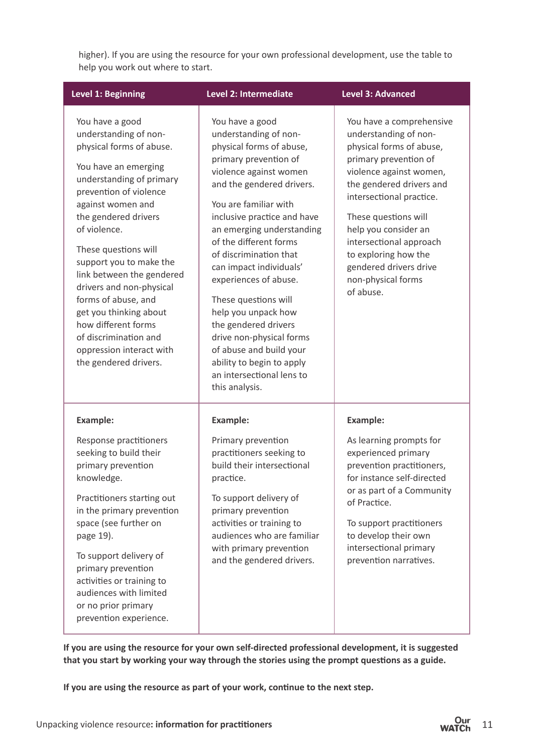higher). If you are using the resource for your own professional development, use the table to help you work out where to start.

| Level 1: Beginning | Level 2: Intermediate | Level 3: Advanced |
| --- | --- | --- |
| You have a good understanding of non-physical forms of abuse.<br><br>You have an emerging understanding of primary prevention of violence against women and the gendered drivers of violence.<br><br>These questions will support you to make the link between the gendered drivers and non-physical forms of abuse, and get you thinking about how different forms of discrimination and oppression interact with the gendered drivers. | You have a good understanding of non-physical forms of abuse, primary prevention of violence against women and the gendered drivers.<br><br>You are familiar with inclusive practice and have an emerging understanding of the different forms of discrimination that can impact individuals' experiences of abuse.<br><br>These questions will help you unpack how the gendered drivers drive non-physical forms of abuse and build your ability to begin to apply an intersectional lens to this analysis. | You have a comprehensive understanding of non-physical forms of abuse, primary prevention of violence against women, the gendered drivers and intersectional practice.<br><br>These questions will help you consider an intersectional approach to exploring how the gendered drivers drive non-physical forms of abuse. |
| **Example:**<br><br>Response practitioners seeking to build their primary prevention knowledge.<br><br>Practitioners starting out in the primary prevention space (see further on page 19).<br><br>To support delivery of primary prevention activities or training to audiences with limited or no prior primary prevention experience. | **Example:**<br><br>Primary prevention practitioners seeking to build their intersectional practice.<br><br>To support delivery of primary prevention activities or training to audiences who are familiar with primary prevention and the gendered drivers. | **Example:**<br><br>As learning prompts for experienced primary prevention practitioners, for instance self-directed or as part of a Community of Practice.<br><br>To support practitioners to develop their own intersectional primary prevention narratives. |

**If you are using the resource for your own self-directed professional development, it is suggested that you start by working your way through the stories using the prompt questions as a guide.**

**If you are using the resource as part of your work, continue to the next step.**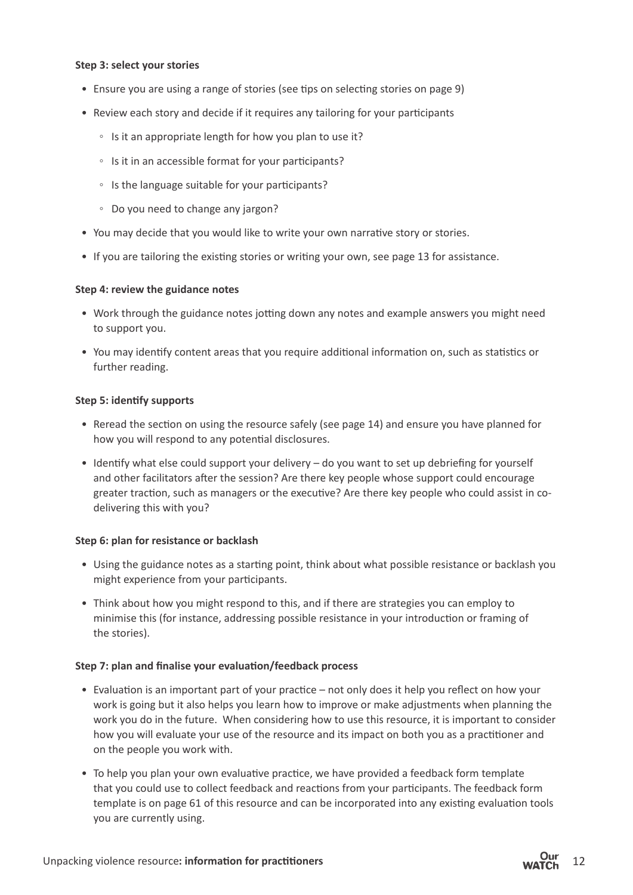**Step 3: select your stories**

- Ensure you are using a range of stories (see tips on selecting stories on page 9)
- Review each story and decide if it requires any tailoring for your participants
  - Is it an appropriate length for how you plan to use it?
  - Is it in an accessible format for your participants?
  - Is the language suitable for your participants?
  - Do you need to change any jargon?
- You may decide that you would like to write your own narrative story or stories.
- If you are tailoring the existing stories or writing your own, see page 13 for assistance.

**Step 4: review the guidance notes**

- Work through the guidance notes jotting down any notes and example answers you might need to support you.
- You may identify content areas that you require additional information on, such as statistics or further reading.

**Step 5: identify supports**

- Reread the section on using the resource safely (see page 14) and ensure you have planned for how you will respond to any potential disclosures.
- Identify what else could support your delivery – do you want to set up debriefing for yourself and other facilitators after the session? Are there key people whose support could encourage greater traction, such as managers or the executive? Are there key people who could assist in co-delivering this with you?

**Step 6: plan for resistance or backlash**

- Using the guidance notes as a starting point, think about what possible resistance or backlash you might experience from your participants.
- Think about how you might respond to this, and if there are strategies you can employ to minimise this (for instance, addressing possible resistance in your introduction or framing of the stories).

**Step 7: plan and finalise your evaluation/feedback process**

- Evaluation is an important part of your practice – not only does it help you reflect on how your work is going but it also helps you learn how to improve or make adjustments when planning the work you do in the future. When considering how to use this resource, it is important to consider how you will evaluate your use of the resource and its impact on both you as a practitioner and on the people you work with.
- To help you plan your own evaluative practice, we have provided a feedback form template that you could use to collect feedback and reactions from your participants. The feedback form template is on page 61 of this resource and can be incorporated into any existing evaluation tools you are currently using.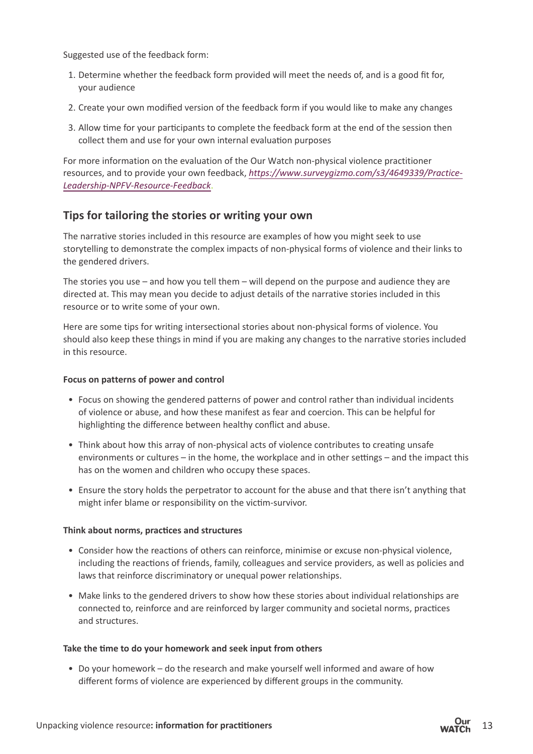Suggested use of the feedback form:

1. Determine whether the feedback form provided will meet the needs of, and is a good fit for, your audience
2. Create your own modified version of the feedback form if you would like to make any changes
3. Allow time for your participants to complete the feedback form at the end of the session then collect them and use for your own internal evaluation purposes

For more information on the evaluation of the Our Watch non-physical violence practitioner resources, and to provide your own feedback, *https://www.surveygizmo.com/s3/4649339/Practice-Leadership-NPFV-Resource-Feedback*.

## Tips for tailoring the stories or writing your own

The narrative stories included in this resource are examples of how you might seek to use storytelling to demonstrate the complex impacts of non-physical forms of violence and their links to the gendered drivers.

The stories you use – and how you tell them – will depend on the purpose and audience they are directed at. This may mean you decide to adjust details of the narrative stories included in this resource or to write some of your own.

Here are some tips for writing intersectional stories about non-physical forms of violence. You should also keep these things in mind if you are making any changes to the narrative stories included in this resource.

**Focus on patterns of power and control**

- Focus on showing the gendered patterns of power and control rather than individual incidents of violence or abuse, and how these manifest as fear and coercion. This can be helpful for highlighting the difference between healthy conflict and abuse.
- Think about how this array of non-physical acts of violence contributes to creating unsafe environments or cultures – in the home, the workplace and in other settings – and the impact this has on the women and children who occupy these spaces.
- Ensure the story holds the perpetrator to account for the abuse and that there isn't anything that might infer blame or responsibility on the victim-survivor.

**Think about norms, practices and structures**

- Consider how the reactions of others can reinforce, minimise or excuse non-physical violence, including the reactions of friends, family, colleagues and service providers, as well as policies and laws that reinforce discriminatory or unequal power relationships.
- Make links to the gendered drivers to show how these stories about individual relationships are connected to, reinforce and are reinforced by larger community and societal norms, practices and structures.

**Take the time to do your homework and seek input from others**

- Do your homework – do the research and make yourself well informed and aware of how different forms of violence are experienced by different groups in the community.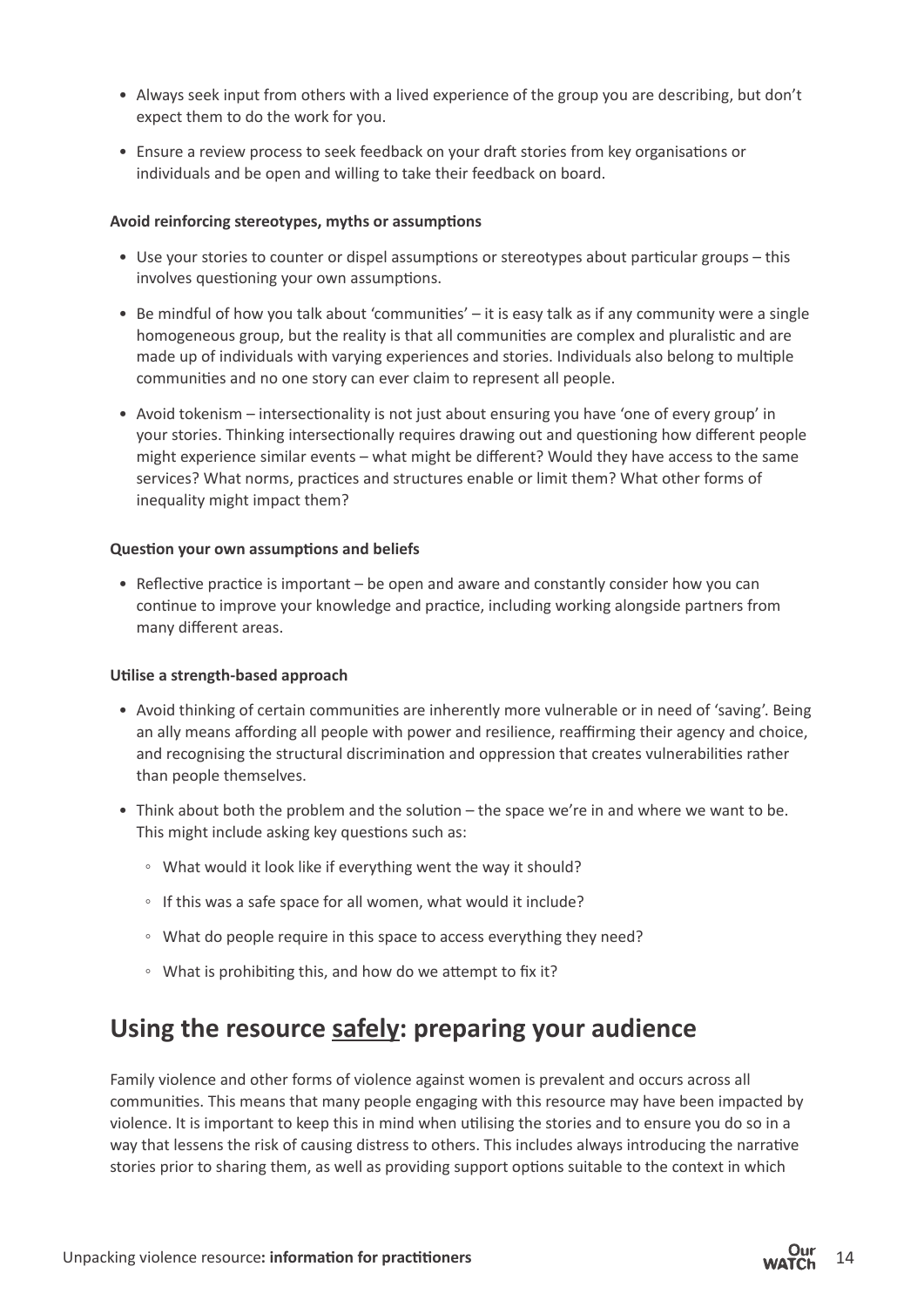- Always seek input from others with a lived experience of the group you are describing, but don't expect them to do the work for you.
- Ensure a review process to seek feedback on your draft stories from key organisations or individuals and be open and willing to take their feedback on board.

**Avoid reinforcing stereotypes, myths or assumptions**

- Use your stories to counter or dispel assumptions or stereotypes about particular groups – this involves questioning your own assumptions.
- Be mindful of how you talk about 'communities' – it is easy talk as if any community were a single homogeneous group, but the reality is that all communities are complex and pluralistic and are made up of individuals with varying experiences and stories. Individuals also belong to multiple communities and no one story can ever claim to represent all people.
- Avoid tokenism – intersectionality is not just about ensuring you have 'one of every group' in your stories. Thinking intersectionally requires drawing out and questioning how different people might experience similar events – what might be different? Would they have access to the same services? What norms, practices and structures enable or limit them? What other forms of inequality might impact them?

**Question your own assumptions and beliefs**

- Reflective practice is important – be open and aware and constantly consider how you can continue to improve your knowledge and practice, including working alongside partners from many different areas.

**Utilise a strength-based approach**

- Avoid thinking of certain communities are inherently more vulnerable or in need of 'saving'. Being an ally means affording all people with power and resilience, reaffirming their agency and choice, and recognising the structural discrimination and oppression that creates vulnerabilities rather than people themselves.
- Think about both the problem and the solution – the space we're in and where we want to be. This might include asking key questions such as:
  - What would it look like if everything went the way it should?
  - If this was a safe space for all women, what would it include?
  - What do people require in this space to access everything they need?
  - What is prohibiting this, and how do we attempt to fix it?

## Using the resource safely: preparing your audience

Family violence and other forms of violence against women is prevalent and occurs across all communities. This means that many people engaging with this resource may have been impacted by violence. It is important to keep this in mind when utilising the stories and to ensure you do so in a way that lessens the risk of causing distress to others. This includes always introducing the narrative stories prior to sharing them, as well as providing support options suitable to the context in which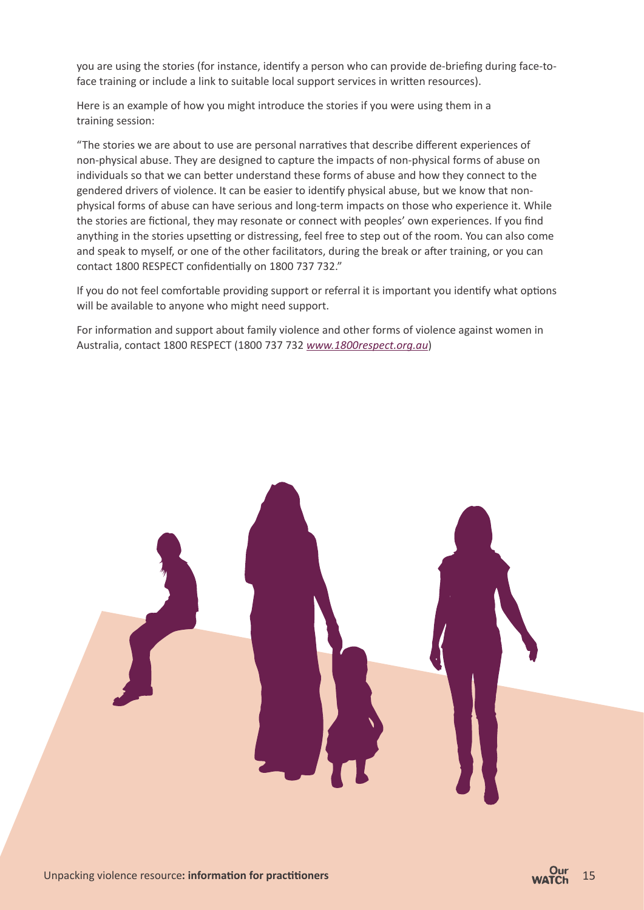you are using the stories (for instance, identify a person who can provide de-briefing during face-to-face training or include a link to suitable local support services in written resources).

Here is an example of how you might introduce the stories if you were using them in a training session:

"The stories we are about to use are personal narratives that describe different experiences of non-physical abuse. They are designed to capture the impacts of non-physical forms of abuse on individuals so that we can better understand these forms of abuse and how they connect to the gendered drivers of violence. It can be easier to identify physical abuse, but we know that non-physical forms of abuse can have serious and long-term impacts on those who experience it. While the stories are fictional, they may resonate or connect with peoples' own experiences. If you find anything in the stories upsetting or distressing, feel free to step out of the room. You can also come and speak to myself, or one of the other facilitators, during the break or after training, or you can contact 1800 RESPECT confidentially on 1800 737 732."

If you do not feel comfortable providing support or referral it is important you identify what options will be available to anyone who might need support.

For information and support about family violence and other forms of violence against women in Australia, contact 1800 RESPECT (1800 737 732 *www.1800respect.org.au*)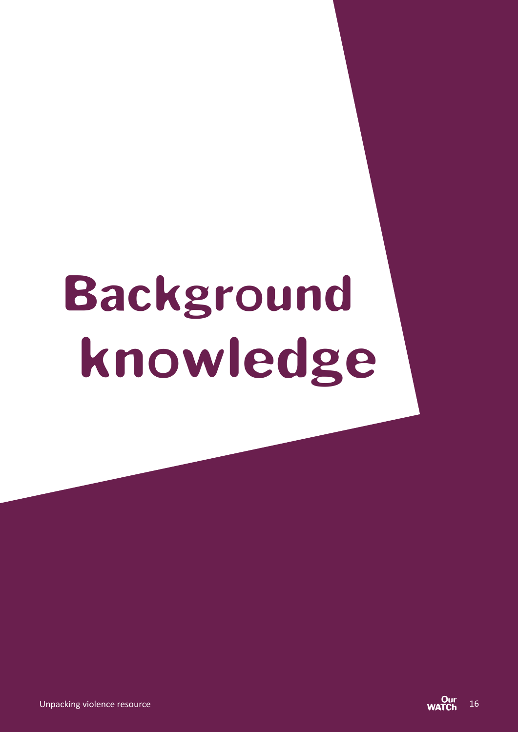# Background knowledge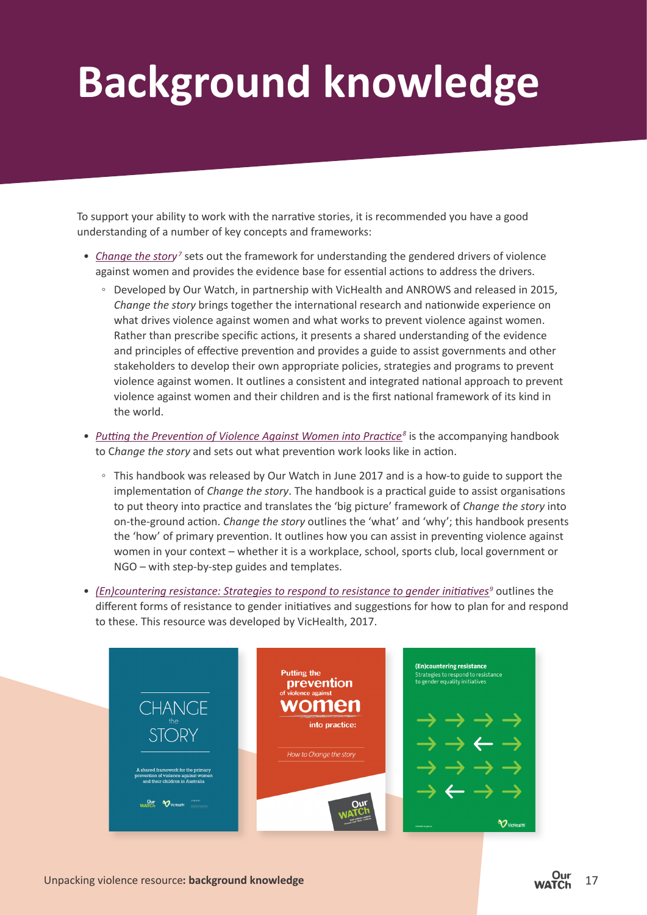# Background knowledge

To support your ability to work with the narrative stories, it is recommended you have a good understanding of a number of key concepts and frameworks:

- *Change the story*[7] sets out the framework for understanding the gendered drivers of violence against women and provides the evidence base for essential actions to address the drivers.
  - Developed by Our Watch, in partnership with VicHealth and ANROWS and released in 2015, *Change the story* brings together the international research and nationwide experience on what drives violence against women and what works to prevent violence against women. Rather than prescribe specific actions, it presents a shared understanding of the evidence and principles of effective prevention and provides a guide to assist governments and other stakeholders to develop their own appropriate policies, strategies and programs to prevent violence against women. It outlines a consistent and integrated national approach to prevent violence against women and their children and is the first national framework of its kind in the world.
- *Putting the Prevention of Violence Against Women into Practice*[8] is the accompanying handbook to *Change the story* and sets out what prevention work looks like in action.
  - This handbook was released by Our Watch in June 2017 and is a how-to guide to support the implementation of *Change the story*. The handbook is a practical guide to assist organisations to put theory into practice and translates the 'big picture' framework of *Change the story* into on-the-ground action. *Change the story* outlines the 'what' and 'why'; this handbook presents the 'how' of primary prevention. It outlines how you can assist in preventing violence against women in your context – whether it is a workplace, school, sports club, local government or NGO – with step-by-step guides and templates.
- *(En)countering resistance: Strategies to respond to resistance to gender initiatives*[9] outlines the different forms of resistance to gender initiatives and suggestions for how to plan for and respond to these. This resource was developed by VicHealth, 2017.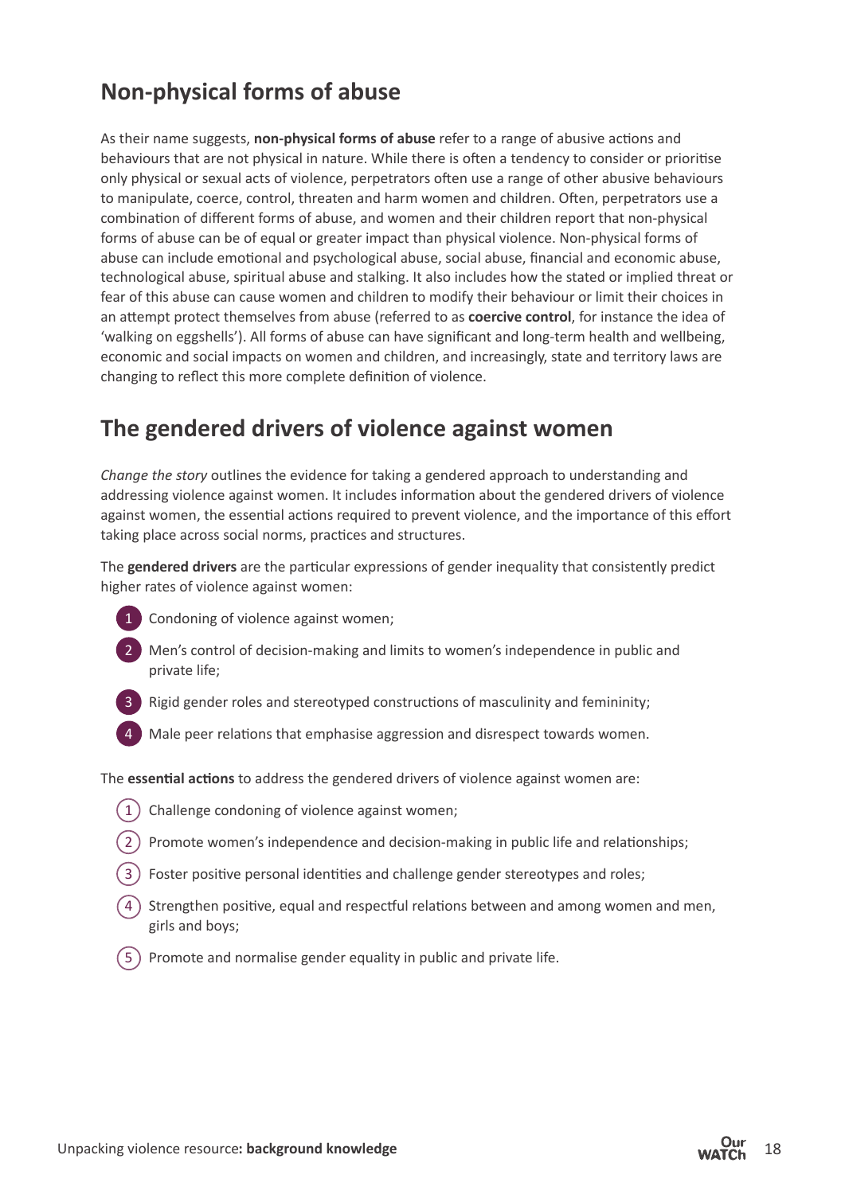## Non-physical forms of abuse

As their name suggests, **non-physical forms of abuse** refer to a range of abusive actions and behaviours that are not physical in nature. While there is often a tendency to consider or prioritise only physical or sexual acts of violence, perpetrators often use a range of other abusive behaviours to manipulate, coerce, control, threaten and harm women and children. Often, perpetrators use a combination of different forms of abuse, and women and their children report that non-physical forms of abuse can be of equal or greater impact than physical violence. Non-physical forms of abuse can include emotional and psychological abuse, social abuse, financial and economic abuse, technological abuse, spiritual abuse and stalking. It also includes how the stated or implied threat or fear of this abuse can cause women and children to modify their behaviour or limit their choices in an attempt protect themselves from abuse (referred to as **coercive control**, for instance the idea of 'walking on eggshells'). All forms of abuse can have significant and long-term health and wellbeing, economic and social impacts on women and children, and increasingly, state and territory laws are changing to reflect this more complete definition of violence.

## The gendered drivers of violence against women

*Change the story* outlines the evidence for taking a gendered approach to understanding and addressing violence against women. It includes information about the gendered drivers of violence against women, the essential actions required to prevent violence, and the importance of this effort taking place across social norms, practices and structures.

The **gendered drivers** are the particular expressions of gender inequality that consistently predict higher rates of violence against women:

1. Condoning of violence against women;
2. Men's control of decision-making and limits to women's independence in public and private life;
3. Rigid gender roles and stereotyped constructions of masculinity and femininity;
4. Male peer relations that emphasise aggression and disrespect towards women.

The **essential actions** to address the gendered drivers of violence against women are:

1. Challenge condoning of violence against women;
2. Promote women's independence and decision-making in public life and relationships;
3. Foster positive personal identities and challenge gender stereotypes and roles;
4. Strengthen positive, equal and respectful relations between and among women and men, girls and boys;
5. Promote and normalise gender equality in public and private life.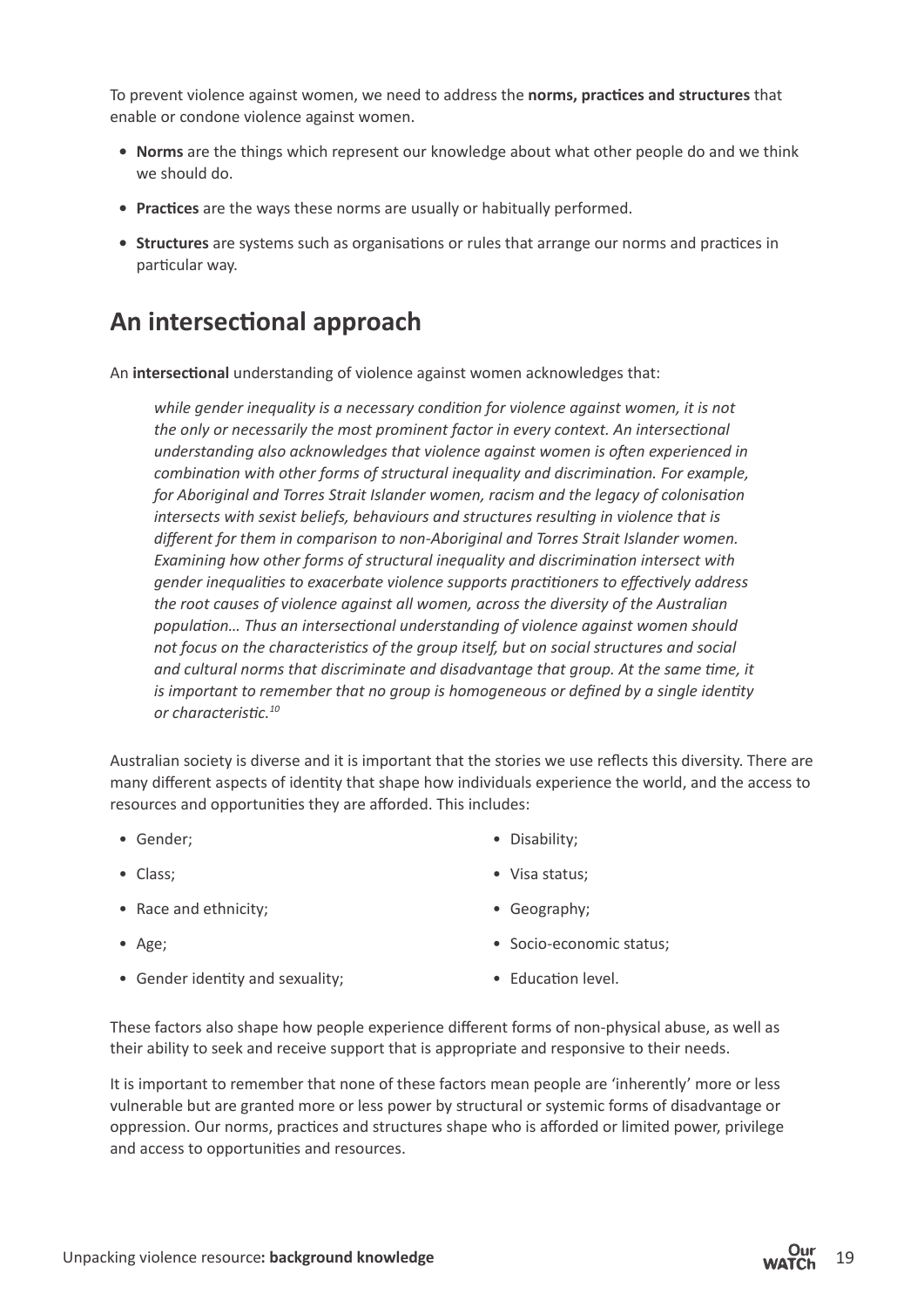To prevent violence against women, we need to address the **norms, practices and structures** that enable or condone violence against women.

- **Norms** are the things which represent our knowledge about what other people do and we think we should do.
- **Practices** are the ways these norms are usually or habitually performed.
- **Structures** are systems such as organisations or rules that arrange our norms and practices in particular way.

## An intersectional approach

An **intersectional** understanding of violence against women acknowledges that:

> *while gender inequality is a necessary condition for violence against women, it is not the only or necessarily the most prominent factor in every context. An intersectional understanding also acknowledges that violence against women is often experienced in combination with other forms of structural inequality and discrimination. For example, for Aboriginal and Torres Strait Islander women, racism and the legacy of colonisation intersects with sexist beliefs, behaviours and structures resulting in violence that is different for them in comparison to non-Aboriginal and Torres Strait Islander women. Examining how other forms of structural inequality and discrimination intersect with gender inequalities to exacerbate violence supports practitioners to effectively address the root causes of violence against all women, across the diversity of the Australian population… Thus an intersectional understanding of violence against women should not focus on the characteristics of the group itself, but on social structures and social and cultural norms that discriminate and disadvantage that group. At the same time, it is important to remember that no group is homogeneous or defined by a single identity or characteristic.*[10]

Australian society is diverse and it is important that the stories we use reflects this diversity. There are many different aspects of identity that shape how individuals experience the world, and the access to resources and opportunities they are afforded. This includes:

- Gender;
- Class;
- Race and ethnicity;
- Age;
- Gender identity and sexuality;
- Disability;
- Visa status;
- Geography;
- Socio-economic status;
- Education level.

These factors also shape how people experience different forms of non-physical abuse, as well as their ability to seek and receive support that is appropriate and responsive to their needs.

It is important to remember that none of these factors mean people are 'inherently' more or less vulnerable but are granted more or less power by structural or systemic forms of disadvantage or oppression. Our norms, practices and structures shape who is afforded or limited power, privilege and access to opportunities and resources.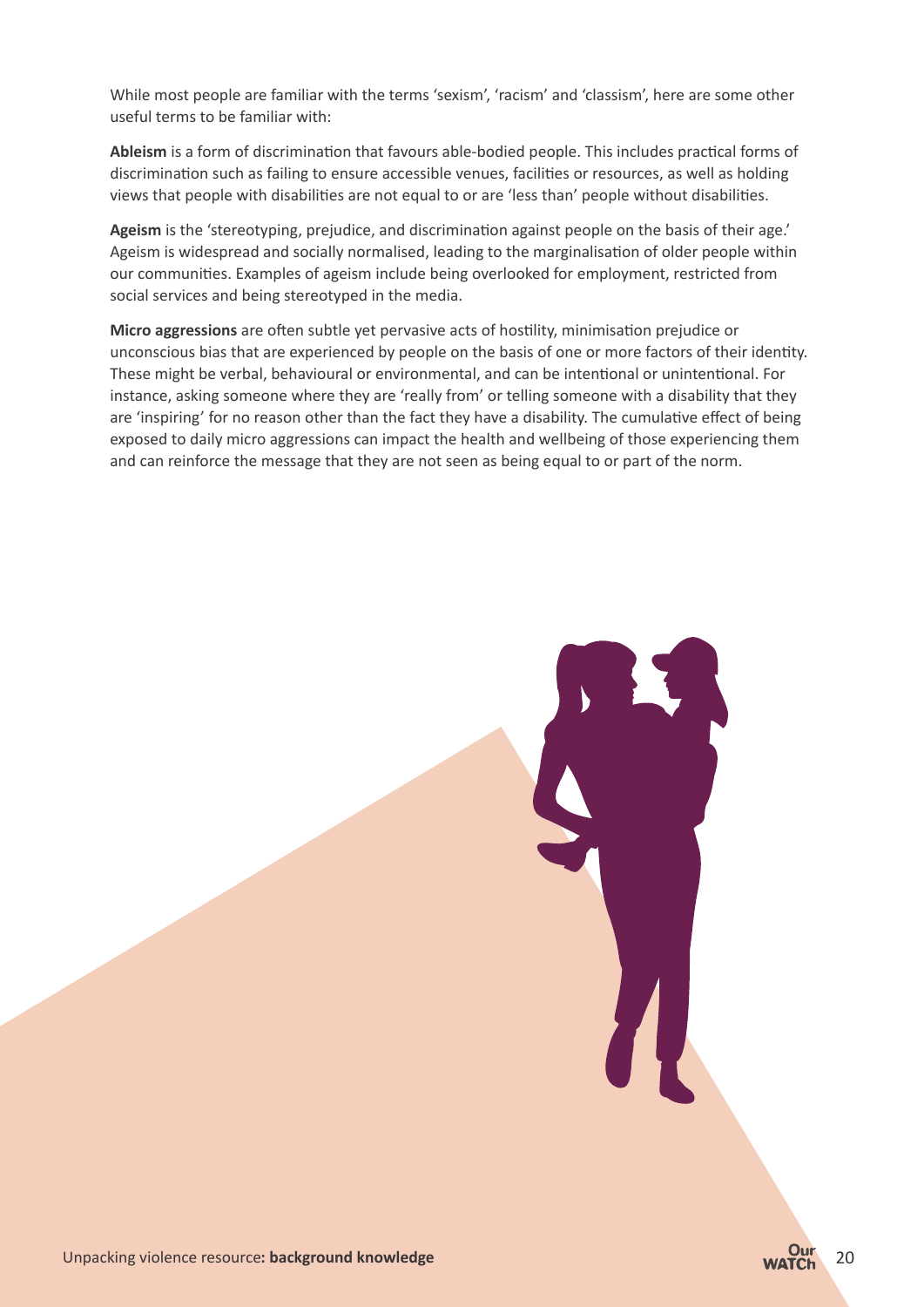While most people are familiar with the terms 'sexism', 'racism' and 'classism', here are some other useful terms to be familiar with:

**Ableism** is a form of discrimination that favours able-bodied people. This includes practical forms of discrimination such as failing to ensure accessible venues, facilities or resources, as well as holding views that people with disabilities are not equal to or are 'less than' people without disabilities.

**Ageism** is the 'stereotyping, prejudice, and discrimination against people on the basis of their age.' Ageism is widespread and socially normalised, leading to the marginalisation of older people within our communities. Examples of ageism include being overlooked for employment, restricted from social services and being stereotyped in the media.

**Micro aggressions** are often subtle yet pervasive acts of hostility, minimisation prejudice or unconscious bias that are experienced by people on the basis of one or more factors of their identity. These might be verbal, behavioural or environmental, and can be intentional or unintentional. For instance, asking someone where they are 'really from' or telling someone with a disability that they are 'inspiring' for no reason other than the fact they have a disability. The cumulative effect of being exposed to daily micro aggressions can impact the health and wellbeing of those experiencing them and can reinforce the message that they are not seen as being equal to or part of the norm.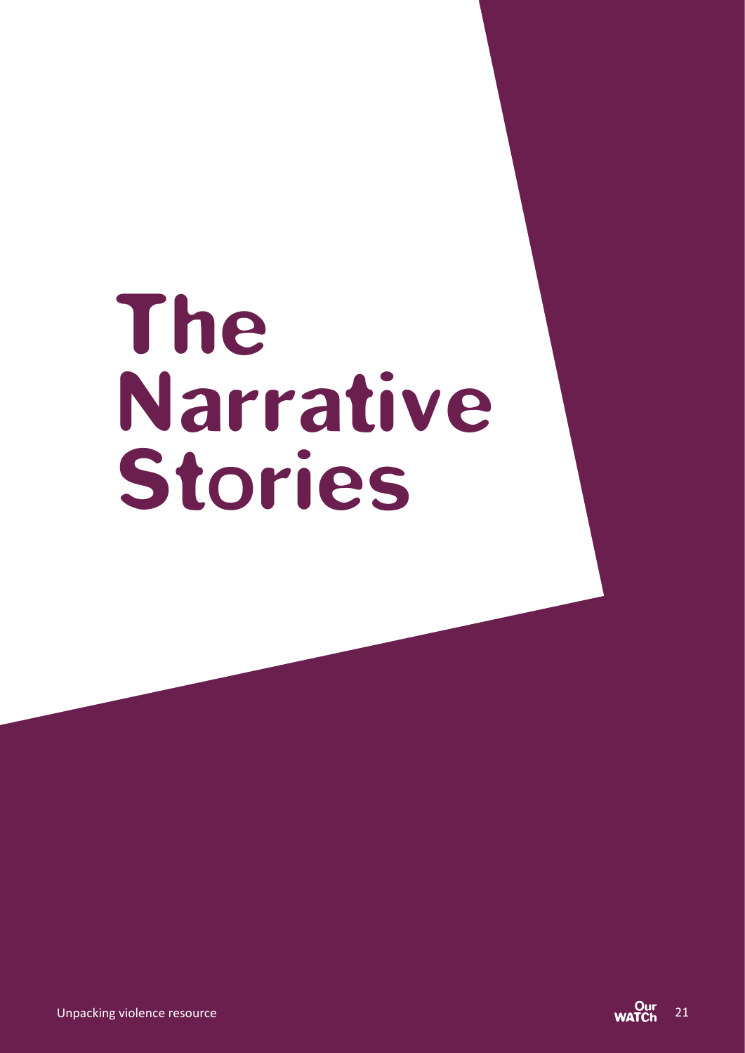# The Narrative Stories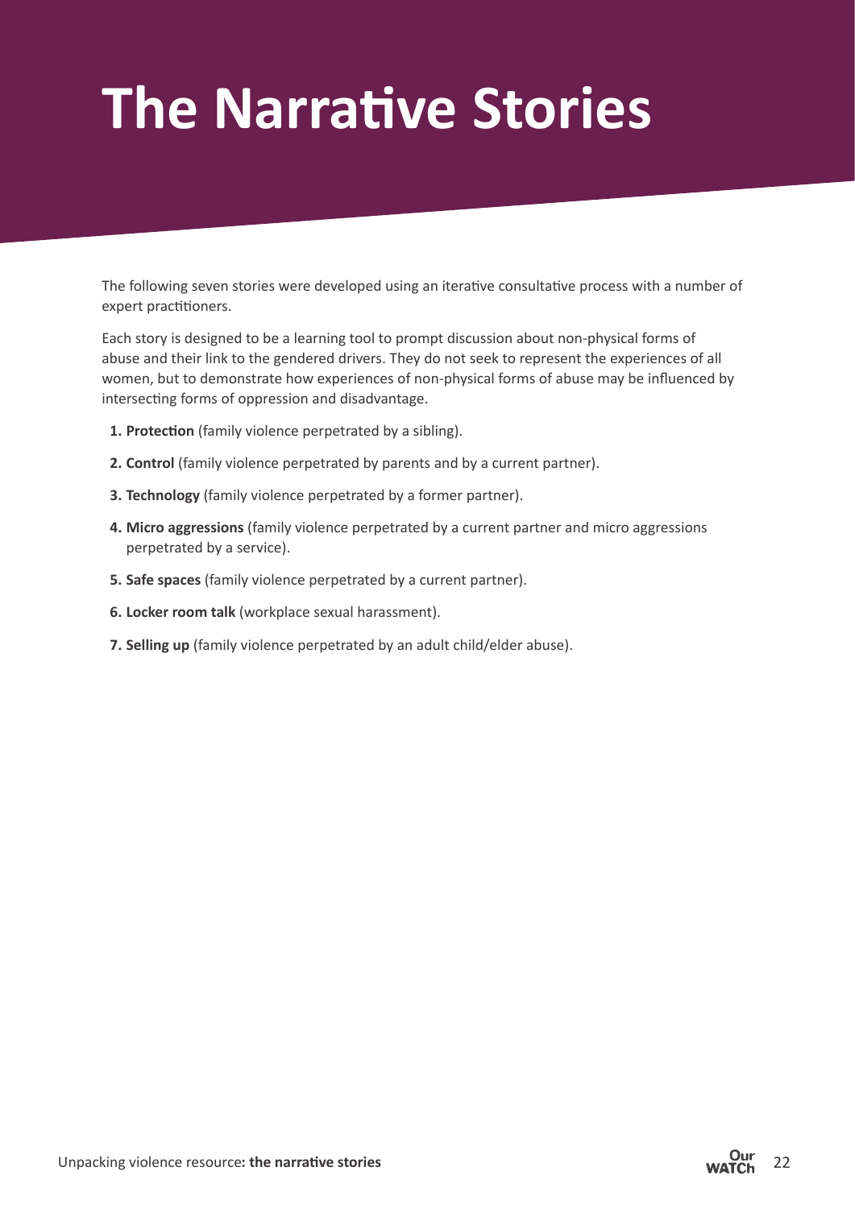# The Narrative Stories

The following seven stories were developed using an iterative consultative process with a number of expert practitioners.

Each story is designed to be a learning tool to prompt discussion about non-physical forms of abuse and their link to the gendered drivers. They do not seek to represent the experiences of all women, but to demonstrate how experiences of non-physical forms of abuse may be influenced by intersecting forms of oppression and disadvantage.

1. **Protection** (family violence perpetrated by a sibling).
2. **Control** (family violence perpetrated by parents and by a current partner).
3. **Technology** (family violence perpetrated by a former partner).
4. **Micro aggressions** (family violence perpetrated by a current partner and micro aggressions perpetrated by a service).
5. **Safe spaces** (family violence perpetrated by a current partner).
6. **Locker room talk** (workplace sexual harassment).
7. **Selling up** (family violence perpetrated by an adult child/elder abuse).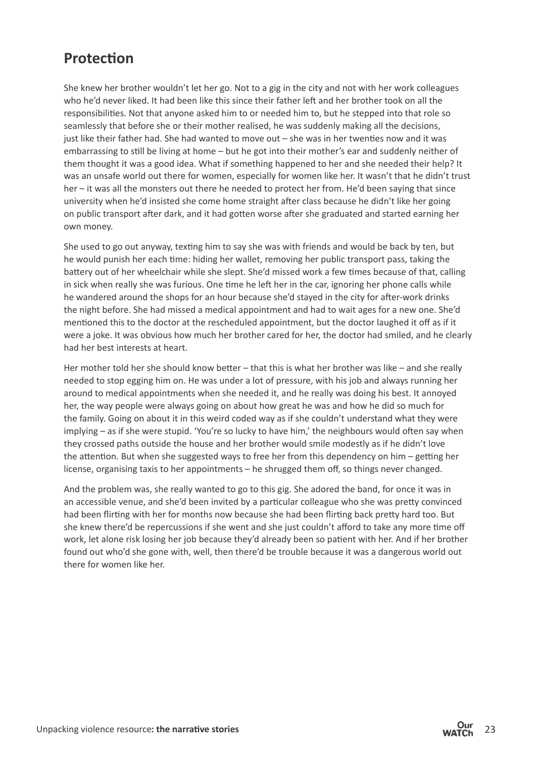## Protection

She knew her brother wouldn't let her go. Not to a gig in the city and not with her work colleagues who he'd never liked. It had been like this since their father left and her brother took on all the responsibilities. Not that anyone asked him to or needed him to, but he stepped into that role so seamlessly that before she or their mother realised, he was suddenly making all the decisions, just like their father had. She had wanted to move out – she was in her twenties now and it was embarrassing to still be living at home – but he got into their mother's ear and suddenly neither of them thought it was a good idea. What if something happened to her and she needed their help? It was an unsafe world out there for women, especially for women like her. It wasn't that he didn't trust her – it was all the monsters out there he needed to protect her from. He'd been saying that since university when he'd insisted she come home straight after class because he didn't like her going on public transport after dark, and it had gotten worse after she graduated and started earning her own money.

She used to go out anyway, texting him to say she was with friends and would be back by ten, but he would punish her each time: hiding her wallet, removing her public transport pass, taking the battery out of her wheelchair while she slept. She'd missed work a few times because of that, calling in sick when really she was furious. One time he left her in the car, ignoring her phone calls while he wandered around the shops for an hour because she'd stayed in the city for after-work drinks the night before. She had missed a medical appointment and had to wait ages for a new one. She'd mentioned this to the doctor at the rescheduled appointment, but the doctor laughed it off as if it were a joke. It was obvious how much her brother cared for her, the doctor had smiled, and he clearly had her best interests at heart.

Her mother told her she should know better – that this is what her brother was like – and she really needed to stop egging him on. He was under a lot of pressure, with his job and always running her around to medical appointments when she needed it, and he really was doing his best. It annoyed her, the way people were always going on about how great he was and how he did so much for the family. Going on about it in this weird coded way as if she couldn't understand what they were implying – as if she were stupid. 'You're so lucky to have him,' the neighbours would often say when they crossed paths outside the house and her brother would smile modestly as if he didn't love the attention. But when she suggested ways to free her from this dependency on him – getting her license, organising taxis to her appointments – he shrugged them off, so things never changed.

And the problem was, she really wanted to go to this gig. She adored the band, for once it was in an accessible venue, and she'd been invited by a particular colleague who she was pretty convinced had been flirting with her for months now because she had been flirting back pretty hard too. But she knew there'd be repercussions if she went and she just couldn't afford to take any more time off work, let alone risk losing her job because they'd already been so patient with her. And if her brother found out who'd she gone with, well, then there'd be trouble because it was a dangerous world out there for women like her.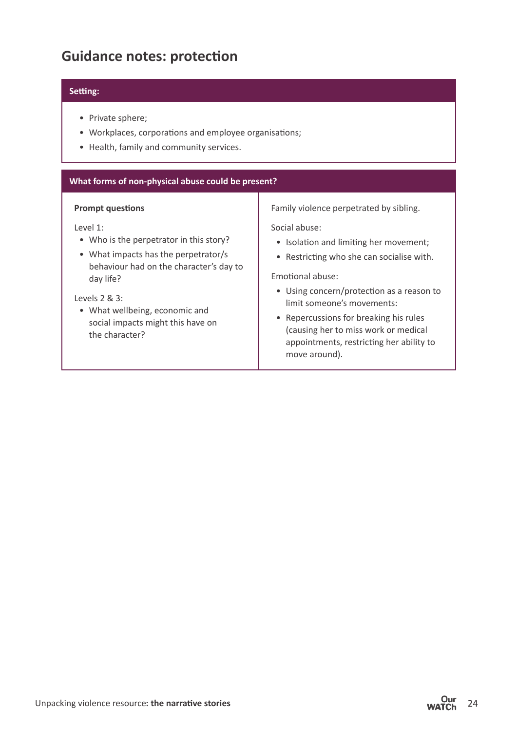## Guidance notes: protection

**Setting:**

- Private sphere;
- Workplaces, corporations and employee organisations;
- Health, family and community services.

**What forms of non-physical abuse could be present?**

**Prompt questions**

Level 1:

- Who is the perpetrator in this story?
- What impacts has the perpetrator/s behaviour had on the character's day to day life?

Levels 2 & 3:

- What wellbeing, economic and social impacts might this have on the character?

Family violence perpetrated by sibling.

Social abuse:

- Isolation and limiting her movement;
- Restricting who she can socialise with.

Emotional abuse:

- Using concern/protection as a reason to limit someone's movements:
- Repercussions for breaking his rules (causing her to miss work or medical appointments, restricting her ability to move around).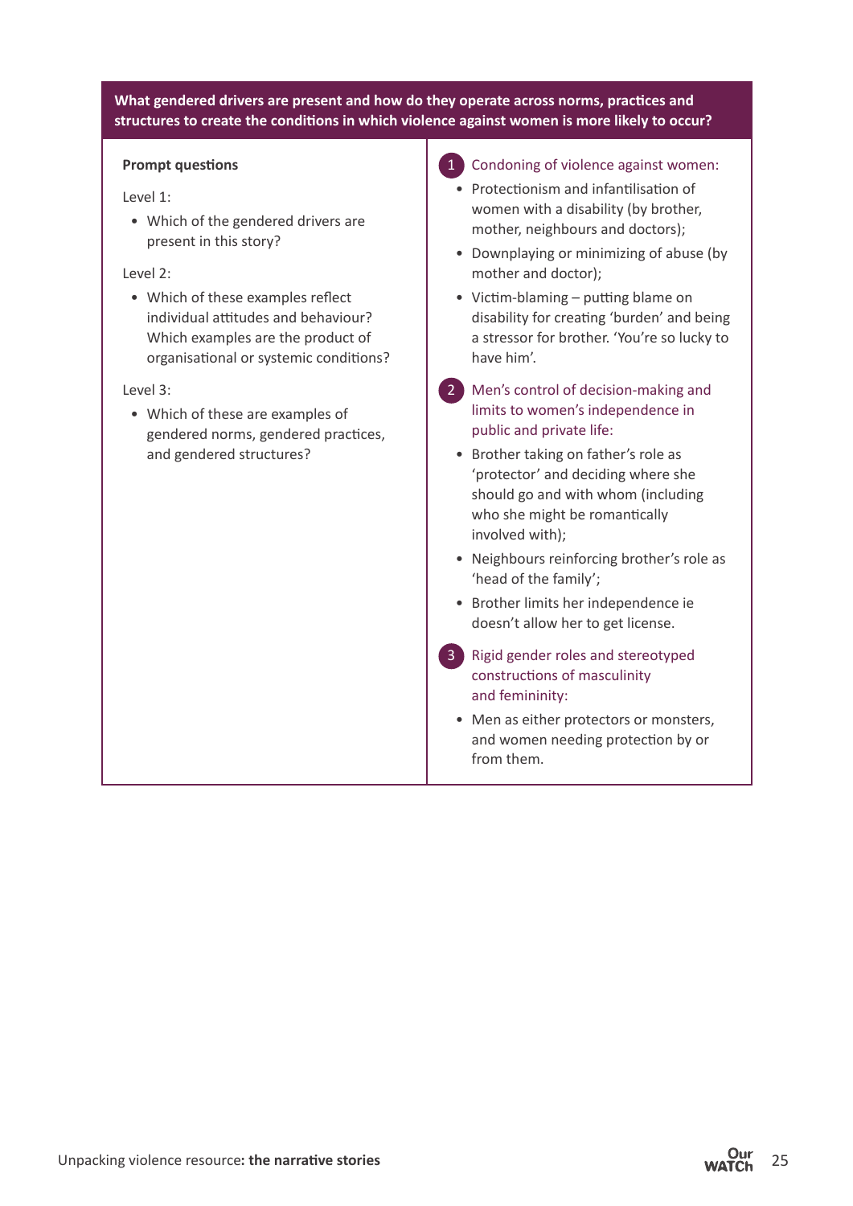**What gendered drivers are present and how do they operate across norms, practices and structures to create the conditions in which violence against women is more likely to occur?**

**Prompt questions**

Level 1:

- Which of the gendered drivers are present in this story?

Level 2:

- Which of these examples reflect individual attitudes and behaviour? Which examples are the product of organisational or systemic conditions?

Level 3:

- Which of these are examples of gendered norms, gendered practices, and gendered structures?

1. Condoning of violence against women:
   - Protectionism and infantilisation of women with a disability (by brother, mother, neighbours and doctors);
   - Downplaying or minimizing of abuse (by mother and doctor);
   - Victim-blaming – putting blame on disability for creating 'burden' and being a stressor for brother. 'You're so lucky to have him'.

2. Men's control of decision-making and limits to women's independence in public and private life:
   - Brother taking on father's role as 'protector' and deciding where she should go and with whom (including who she might be romantically involved with);
   - Neighbours reinforcing brother's role as 'head of the family';
   - Brother limits her independence ie doesn't allow her to get license.

3. Rigid gender roles and stereotyped constructions of masculinity and femininity:
   - Men as either protectors or monsters, and women needing protection by or from them.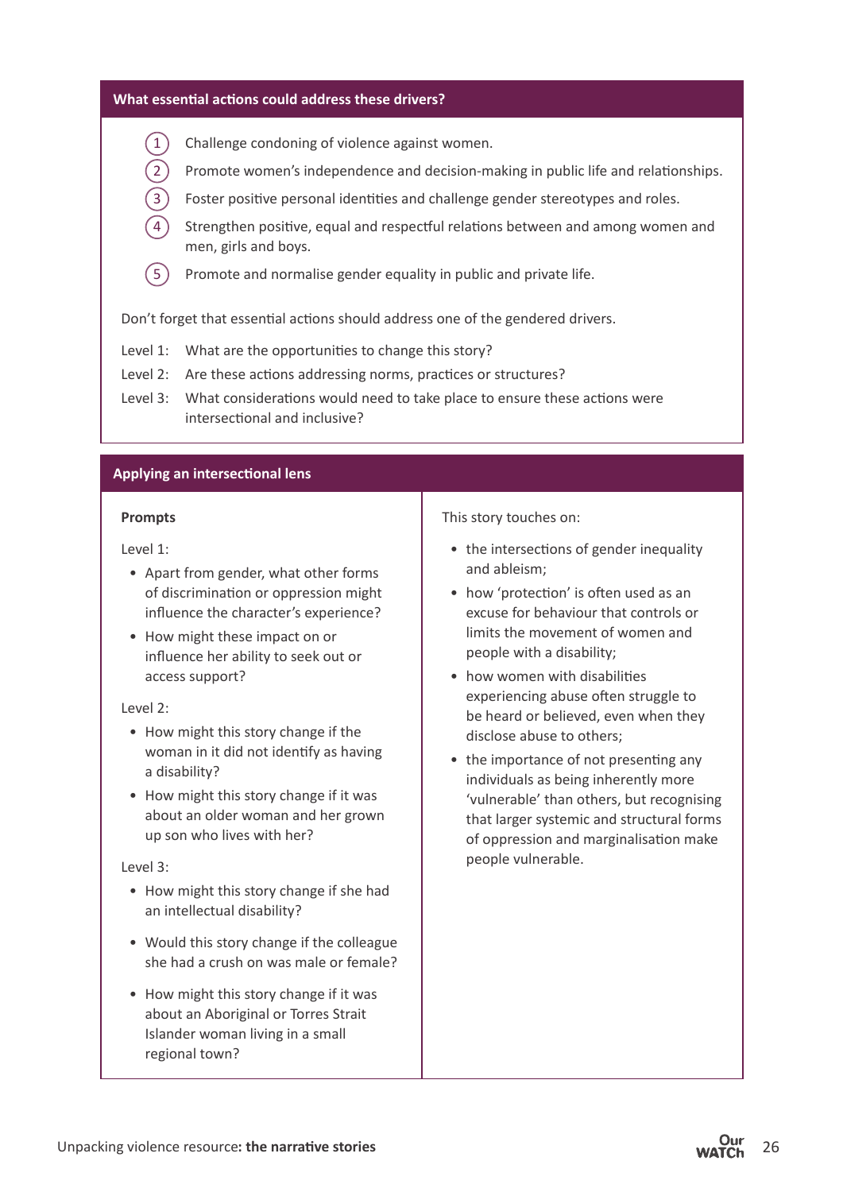## What essential actions could address these drivers?

1. Challenge condoning of violence against women.
2. Promote women's independence and decision-making in public life and relationships.
3. Foster positive personal identities and challenge gender stereotypes and roles.
4. Strengthen positive, equal and respectful relations between and among women and men, girls and boys.
5. Promote and normalise gender equality in public and private life.

Don't forget that essential actions should address one of the gendered drivers.

Level 1: What are the opportunities to change this story?

Level 2: Are these actions addressing norms, practices or structures?

Level 3: What considerations would need to take place to ensure these actions were intersectional and inclusive?

## Applying an intersectional lens

**Prompts**

Level 1:

- Apart from gender, what other forms of discrimination or oppression might influence the character's experience?
- How might these impact on or influence her ability to seek out or access support?

Level 2:

- How might this story change if the woman in it did not identify as having a disability?
- How might this story change if it was about an older woman and her grown up son who lives with her?

Level 3:

- How might this story change if she had an intellectual disability?
- Would this story change if the colleague she had a crush on was male or female?
- How might this story change if it was about an Aboriginal or Torres Strait Islander woman living in a small regional town?

This story touches on:

- the intersections of gender inequality and ableism;
- how 'protection' is often used as an excuse for behaviour that controls or limits the movement of women and people with a disability;
- how women with disabilities experiencing abuse often struggle to be heard or believed, even when they disclose abuse to others;
- the importance of not presenting any individuals as being inherently more 'vulnerable' than others, but recognising that larger systemic and structural forms of oppression and marginalisation make people vulnerable.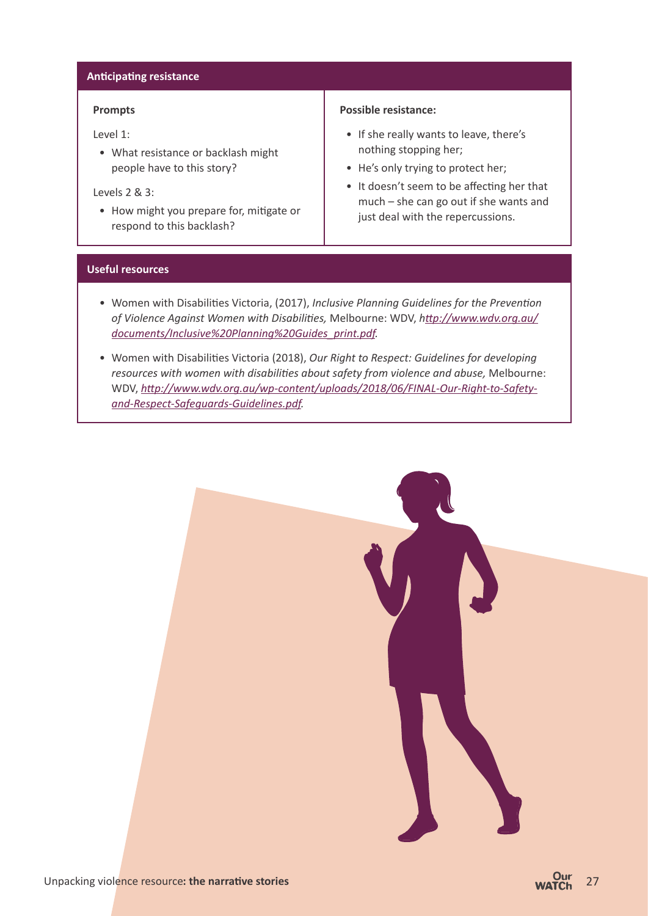## Anticipating resistance

| Prompts | Possible resistance: |
| --- | --- |
| Level 1:<br>• What resistance or backlash might people have to this story?<br>Levels 2 & 3:<br>• How might you prepare for, mitigate or respond to this backlash? | • If she really wants to leave, there's nothing stopping her;<br>• He's only trying to protect her;<br>• It doesn't seem to be affecting her that much – she can go out if she wants and just deal with the repercussions. |

## Useful resources

- Women with Disabilities Victoria, (2017), *Inclusive Planning Guidelines for the Prevention of Violence Against Women with Disabilities,* Melbourne: WDV, *http://www.wdv.org.au/documents/Inclusive%20Planning%20Guides_print.pdf.*
- Women with Disabilities Victoria (2018), *Our Right to Respect: Guidelines for developing resources with women with disabilities about safety from violence and abuse,* Melbourne: WDV, *http://www.wdv.org.au/wp-content/uploads/2018/06/FINAL-Our-Right-to-Safety-and-Respect-Safeguards-Guidelines.pdf.*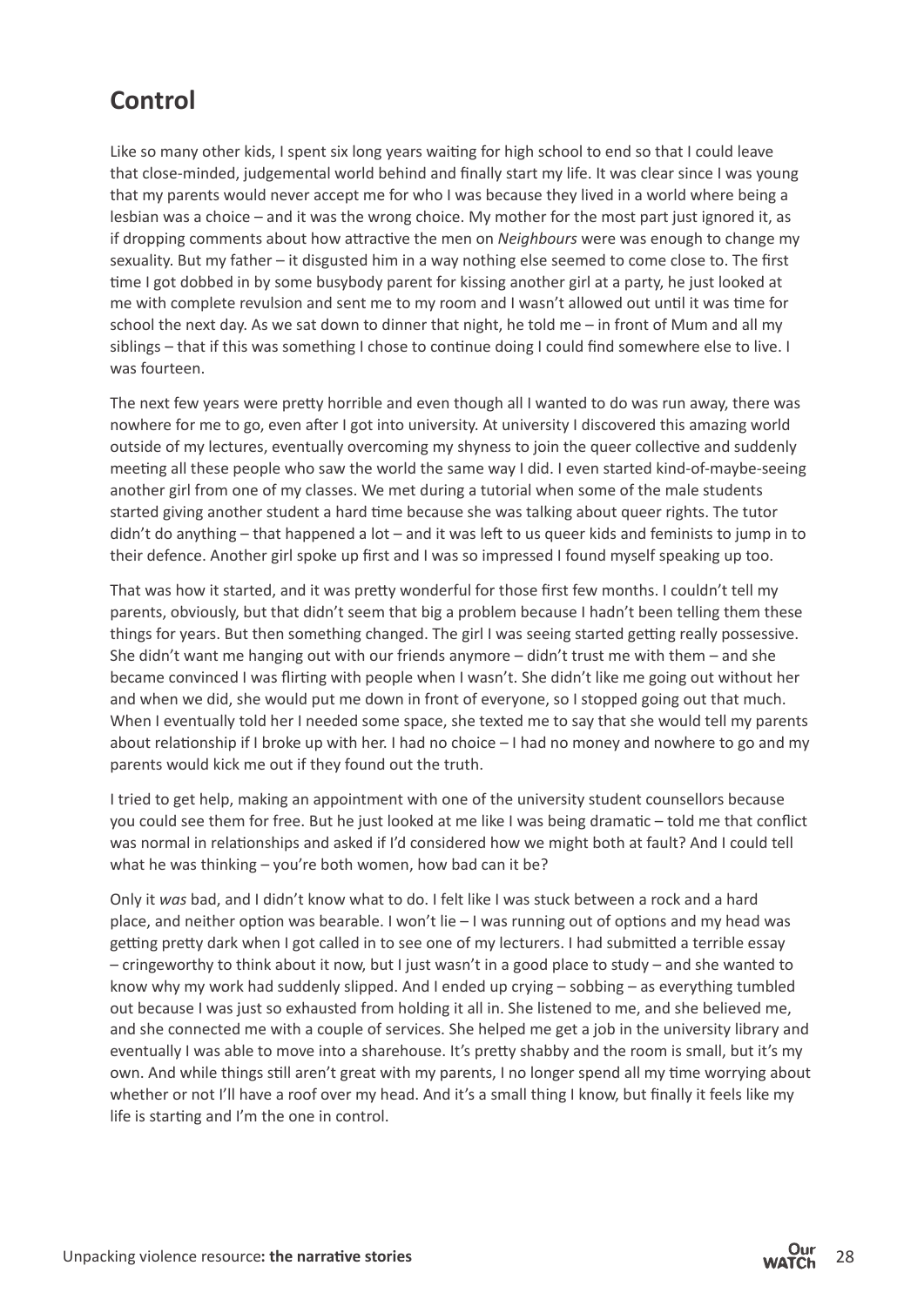## Control

Like so many other kids, I spent six long years waiting for high school to end so that I could leave that close-minded, judgemental world behind and finally start my life. It was clear since I was young that my parents would never accept me for who I was because they lived in a world where being a lesbian was a choice – and it was the wrong choice. My mother for the most part just ignored it, as if dropping comments about how attractive the men on *Neighbours* were was enough to change my sexuality. But my father – it disgusted him in a way nothing else seemed to come close to. The first time I got dobbed in by some busybody parent for kissing another girl at a party, he just looked at me with complete revulsion and sent me to my room and I wasn't allowed out until it was time for school the next day. As we sat down to dinner that night, he told me – in front of Mum and all my siblings – that if this was something I chose to continue doing I could find somewhere else to live. I was fourteen.

The next few years were pretty horrible and even though all I wanted to do was run away, there was nowhere for me to go, even after I got into university. At university I discovered this amazing world outside of my lectures, eventually overcoming my shyness to join the queer collective and suddenly meeting all these people who saw the world the same way I did. I even started kind-of-maybe-seeing another girl from one of my classes. We met during a tutorial when some of the male students started giving another student a hard time because she was talking about queer rights. The tutor didn't do anything – that happened a lot – and it was left to us queer kids and feminists to jump in to their defence. Another girl spoke up first and I was so impressed I found myself speaking up too.

That was how it started, and it was pretty wonderful for those first few months. I couldn't tell my parents, obviously, but that didn't seem that big a problem because I hadn't been telling them these things for years. But then something changed. The girl I was seeing started getting really possessive. She didn't want me hanging out with our friends anymore – didn't trust me with them – and she became convinced I was flirting with people when I wasn't. She didn't like me going out without her and when we did, she would put me down in front of everyone, so I stopped going out that much. When I eventually told her I needed some space, she texted me to say that she would tell my parents about relationship if I broke up with her. I had no choice – I had no money and nowhere to go and my parents would kick me out if they found out the truth.

I tried to get help, making an appointment with one of the university student counsellors because you could see them for free. But he just looked at me like I was being dramatic – told me that conflict was normal in relationships and asked if I'd considered how we might both at fault? And I could tell what he was thinking – you're both women, how bad can it be?

Only it *was* bad, and I didn't know what to do. I felt like I was stuck between a rock and a hard place, and neither option was bearable. I won't lie – I was running out of options and my head was getting pretty dark when I got called in to see one of my lecturers. I had submitted a terrible essay – cringeworthy to think about it now, but I just wasn't in a good place to study – and she wanted to know why my work had suddenly slipped. And I ended up crying – sobbing – as everything tumbled out because I was just so exhausted from holding it all in. She listened to me, and she believed me, and she connected me with a couple of services. She helped me get a job in the university library and eventually I was able to move into a sharehouse. It's pretty shabby and the room is small, but it's my own. And while things still aren't great with my parents, I no longer spend all my time worrying about whether or not I'll have a roof over my head. And it's a small thing I know, but finally it feels like my life is starting and I'm the one in control.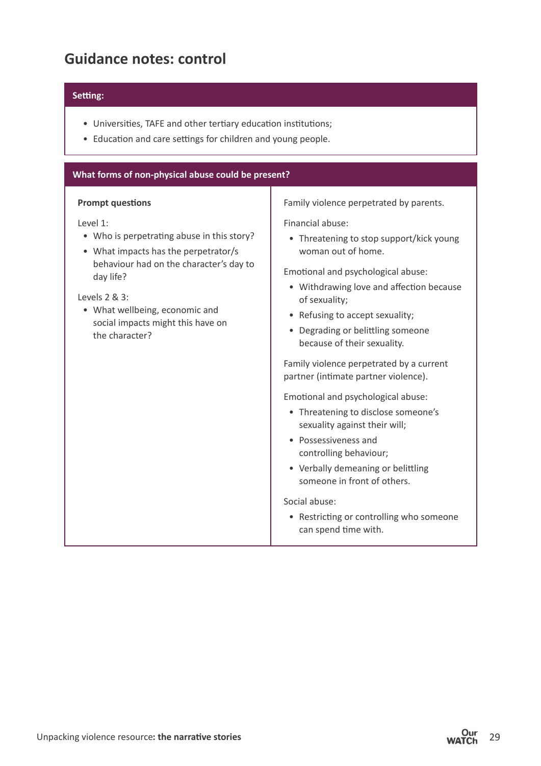## Guidance notes: control

| Setting: |
|---|
| • Universities, TAFE and other tertiary education institutions;<br>• Education and care settings for children and young people. |

| What forms of non-physical abuse could be present? | |
|---|---|
| **Prompt questions**<br><br>Level 1:<br>• Who is perpetrating abuse in this story?<br>• What impacts has the perpetrator/s behaviour had on the character's day to day life?<br><br>Levels 2 & 3:<br>• What wellbeing, economic and social impacts might this have on the character? | Family violence perpetrated by parents.<br><br>Financial abuse:<br>• Threatening to stop support/kick young woman out of home.<br><br>Emotional and psychological abuse:<br>• Withdrawing love and affection because of sexuality;<br>• Refusing to accept sexuality;<br>• Degrading or belittling someone because of their sexuality.<br><br>Family violence perpetrated by a current partner (intimate partner violence).<br><br>Emotional and psychological abuse:<br>• Threatening to disclose someone's sexuality against their will;<br>• Possessiveness and controlling behaviour;<br>• Verbally demeaning or belittling someone in front of others.<br><br>Social abuse:<br>• Restricting or controlling who someone can spend time with. |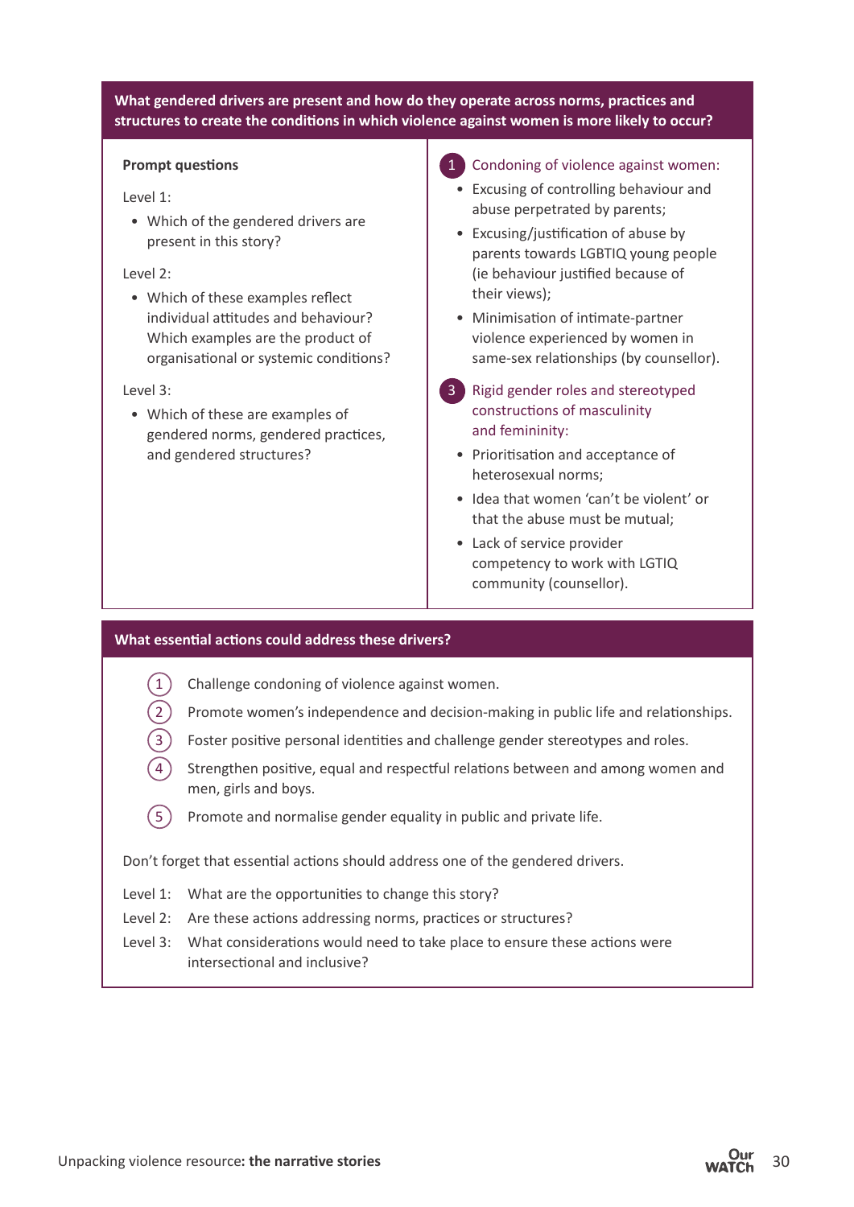**What gendered drivers are present and how do they operate across norms, practices and structures to create the conditions in which violence against women is more likely to occur?**

**Prompt questions**

Level 1:

- Which of the gendered drivers are present in this story?

Level 2:

- Which of these examples reflect individual attitudes and behaviour? Which examples are the product of organisational or systemic conditions?

Level 3:

- Which of these are examples of gendered norms, gendered practices, and gendered structures?

1. Condoning of violence against women:
   - Excusing of controlling behaviour and abuse perpetrated by parents;
   - Excusing/justification of abuse by parents towards LGBTIQ young people (ie behaviour justified because of their views);
   - Minimisation of intimate-partner violence experienced by women in same-sex relationships (by counsellor).

3. Rigid gender roles and stereotyped constructions of masculinity and femininity:
   - Prioritisation and acceptance of heterosexual norms;
   - Idea that women 'can't be violent' or that the abuse must be mutual;
   - Lack of service provider competency to work with LGTIQ community (counsellor).

**What essential actions could address these drivers?**

1. Challenge condoning of violence against women.
2. Promote women's independence and decision-making in public life and relationships.
3. Foster positive personal identities and challenge gender stereotypes and roles.
4. Strengthen positive, equal and respectful relations between and among women and men, girls and boys.
5. Promote and normalise gender equality in public and private life.

Don't forget that essential actions should address one of the gendered drivers.

Level 1: What are the opportunities to change this story?

Level 2: Are these actions addressing norms, practices or structures?

Level 3: What considerations would need to take place to ensure these actions were intersectional and inclusive?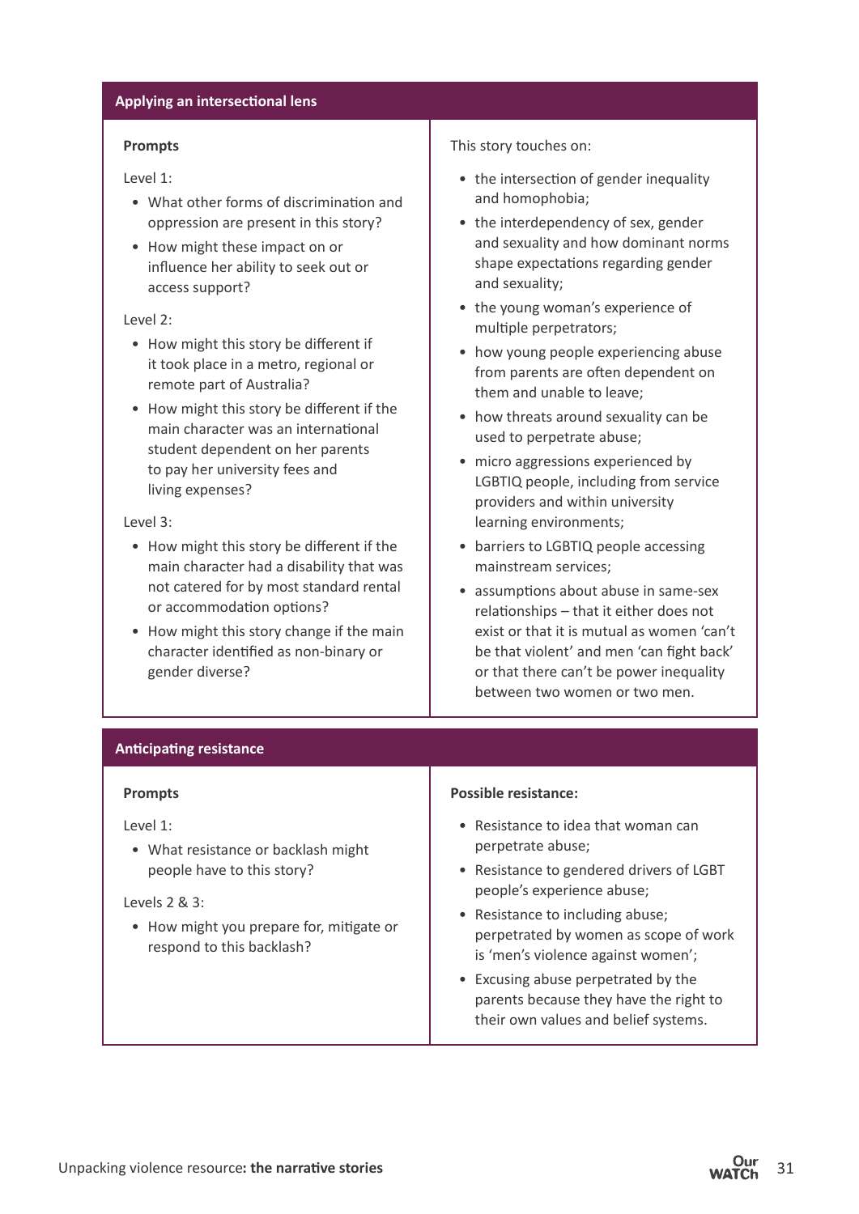## Applying an intersectional lens

**Prompts**

Level 1:

- What other forms of discrimination and oppression are present in this story?
- How might these impact on or influence her ability to seek out or access support?

Level 2:

- How might this story be different if it took place in a metro, regional or remote part of Australia?
- How might this story be different if the main character was an international student dependent on her parents to pay her university fees and living expenses?

Level 3:

- How might this story be different if the main character had a disability that was not catered for by most standard rental or accommodation options?
- How might this story change if the main character identified as non-binary or gender diverse?

This story touches on:

- the intersection of gender inequality and homophobia;
- the interdependency of sex, gender and sexuality and how dominant norms shape expectations regarding gender and sexuality;
- the young woman's experience of multiple perpetrators;
- how young people experiencing abuse from parents are often dependent on them and unable to leave;
- how threats around sexuality can be used to perpetrate abuse;
- micro aggressions experienced by LGBTIQ people, including from service providers and within university learning environments;
- barriers to LGBTIQ people accessing mainstream services;
- assumptions about abuse in same-sex relationships – that it either does not exist or that it is mutual as women 'can't be that violent' and men 'can fight back' or that there can't be power inequality between two women or two men.

## Anticipating resistance

**Prompts**

Level 1:

- What resistance or backlash might people have to this story?

Levels 2 & 3:

- How might you prepare for, mitigate or respond to this backlash?

**Possible resistance:**

- Resistance to idea that woman can perpetrate abuse;
- Resistance to gendered drivers of LGBT people's experience abuse;
- Resistance to including abuse; perpetrated by women as scope of work is 'men's violence against women';
- Excusing abuse perpetrated by the parents because they have the right to their own values and belief systems.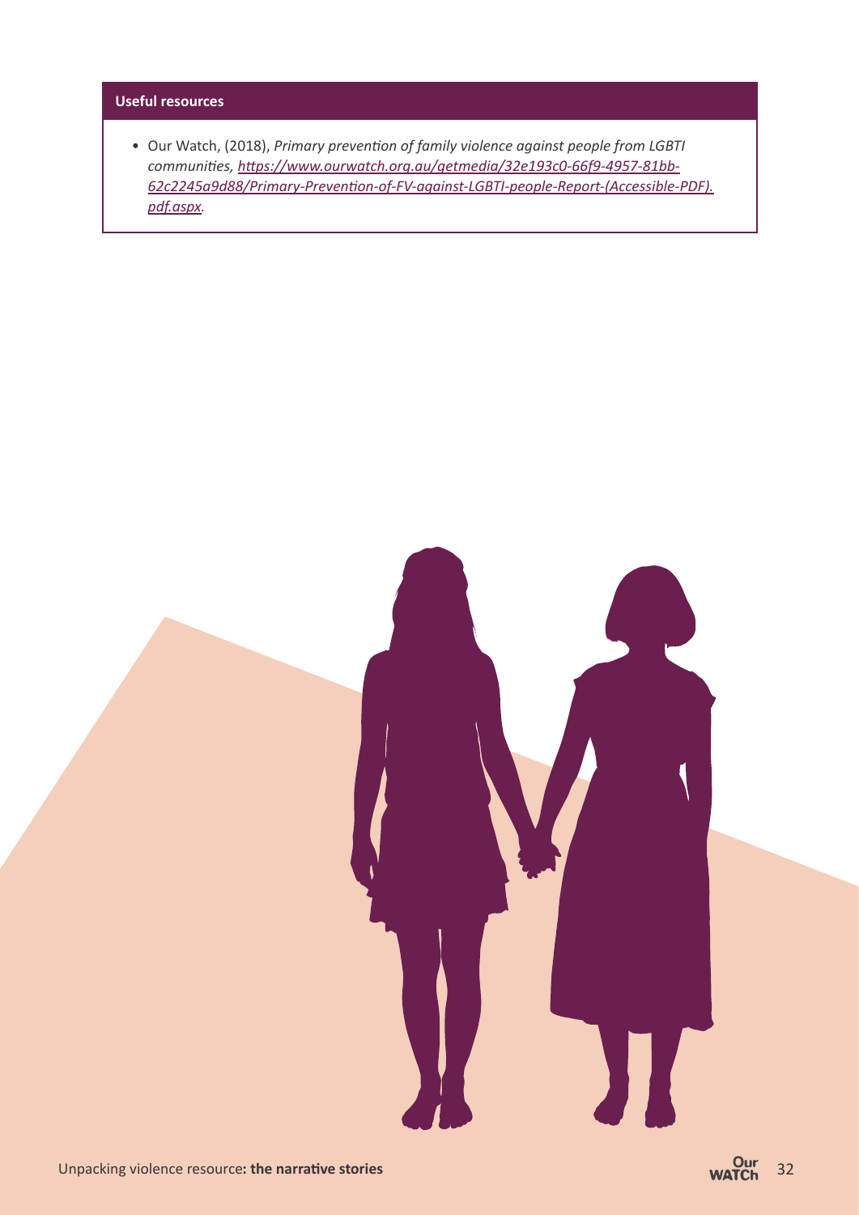**Useful resources**

- Our Watch, (2018), *Primary prevention of family violence against people from LGBTI communities, [https://www.ourwatch.org.au/getmedia/32e193c0-66f9-4957-81bb-62c2245a9d88/Primary-Prevention-of-FV-against-LGBTI-people-Report-(Accessible-PDF).pdf.aspx](https://www.ourwatch.org.au/getmedia/32e193c0-66f9-4957-81bb-62c2245a9d88/Primary-Prevention-of-FV-against-LGBTI-people-Report-(Accessible-PDF).pdf.aspx).*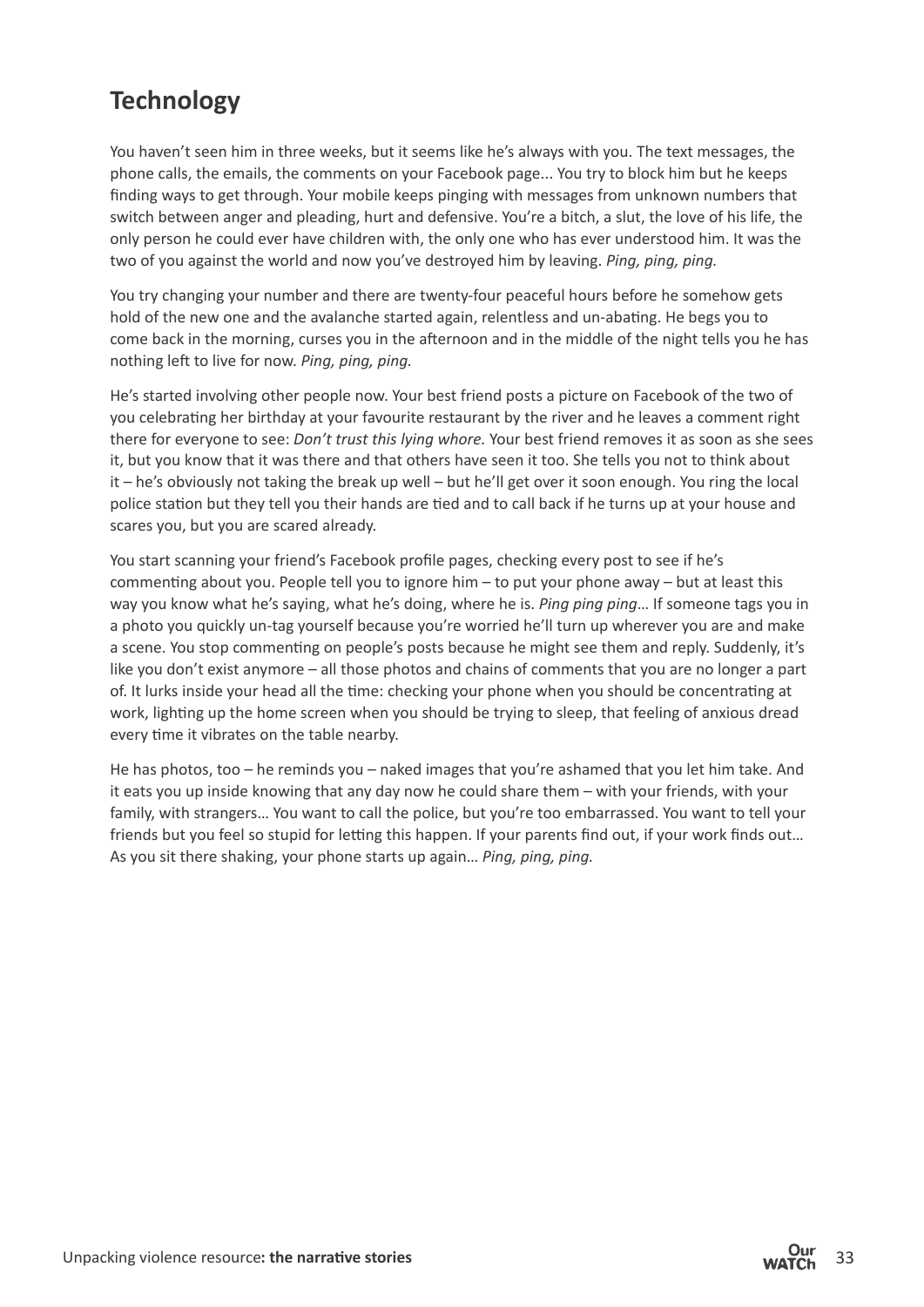## Technology

You haven't seen him in three weeks, but it seems like he's always with you. The text messages, the phone calls, the emails, the comments on your Facebook page... You try to block him but he keeps finding ways to get through. Your mobile keeps pinging with messages from unknown numbers that switch between anger and pleading, hurt and defensive. You're a bitch, a slut, the love of his life, the only person he could ever have children with, the only one who has ever understood him. It was the two of you against the world and now you've destroyed him by leaving. *Ping, ping, ping.*

You try changing your number and there are twenty-four peaceful hours before he somehow gets hold of the new one and the avalanche started again, relentless and un-abating. He begs you to come back in the morning, curses you in the afternoon and in the middle of the night tells you he has nothing left to live for now. *Ping, ping, ping.*

He's started involving other people now. Your best friend posts a picture on Facebook of the two of you celebrating her birthday at your favourite restaurant by the river and he leaves a comment right there for everyone to see: *Don't trust this lying whore.* Your best friend removes it as soon as she sees it, but you know that it was there and that others have seen it too. She tells you not to think about it – he's obviously not taking the break up well – but he'll get over it soon enough. You ring the local police station but they tell you their hands are tied and to call back if he turns up at your house and scares you, but you are scared already.

You start scanning your friend's Facebook profile pages, checking every post to see if he's commenting about you. People tell you to ignore him – to put your phone away – but at least this way you know what he's saying, what he's doing, where he is. *Ping ping ping*… If someone tags you in a photo you quickly un-tag yourself because you're worried he'll turn up wherever you are and make a scene. You stop commenting on people's posts because he might see them and reply. Suddenly, it's like you don't exist anymore – all those photos and chains of comments that you are no longer a part of. It lurks inside your head all the time: checking your phone when you should be concentrating at work, lighting up the home screen when you should be trying to sleep, that feeling of anxious dread every time it vibrates on the table nearby.

He has photos, too – he reminds you – naked images that you're ashamed that you let him take. And it eats you up inside knowing that any day now he could share them – with your friends, with your family, with strangers… You want to call the police, but you're too embarrassed. You want to tell your friends but you feel so stupid for letting this happen. If your parents find out, if your work finds out… As you sit there shaking, your phone starts up again… *Ping, ping, ping.*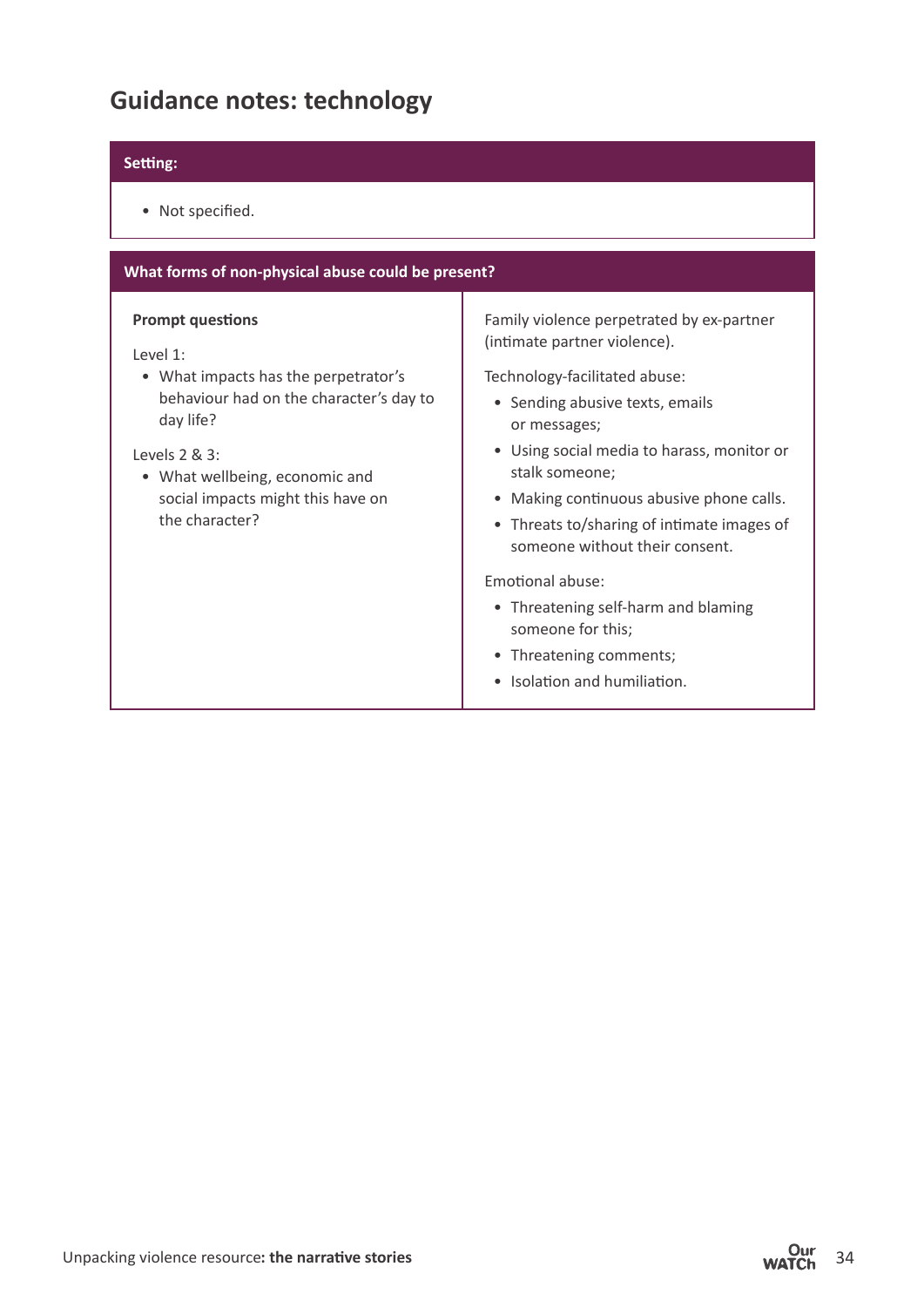## Guidance notes: technology

| Setting: |
|---|
| • Not specified. |

| What forms of non-physical abuse could be present? | |
|---|---|
| **Prompt questions**<br><br>Level 1:<br>• What impacts has the perpetrator's behaviour had on the character's day to day life?<br><br>Levels 2 & 3:<br>• What wellbeing, economic and social impacts might this have on the character? | Family violence perpetrated by ex-partner (intimate partner violence).<br><br>Technology-facilitated abuse:<br>• Sending abusive texts, emails or messages;<br>• Using social media to harass, monitor or stalk someone;<br>• Making continuous abusive phone calls.<br>• Threats to/sharing of intimate images of someone without their consent.<br><br>Emotional abuse:<br>• Threatening self-harm and blaming someone for this;<br>• Threatening comments;<br>• Isolation and humiliation. |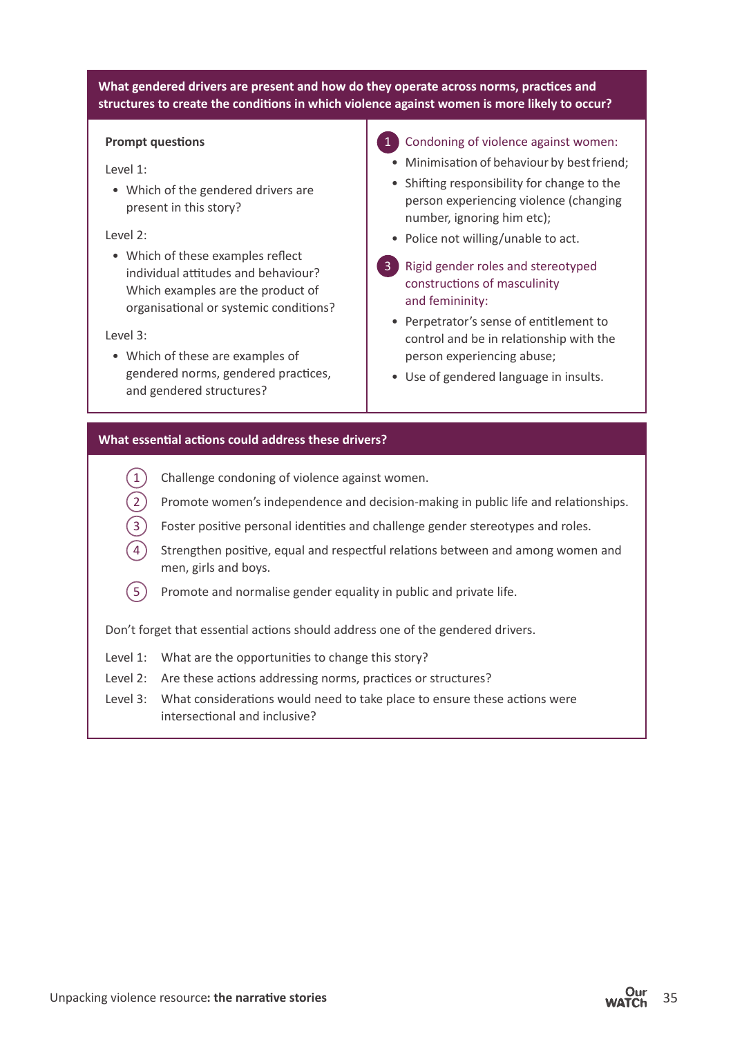## What gendered drivers are present and how do they operate across norms, practices and structures to create the conditions in which violence against women is more likely to occur?

**Prompt questions**

Level 1:

- Which of the gendered drivers are present in this story?

Level 2:

- Which of these examples reflect individual attitudes and behaviour? Which examples are the product of organisational or systemic conditions?

Level 3:

- Which of these are examples of gendered norms, gendered practices, and gendered structures?

**1 Condoning of violence against women:**

- Minimisation of behaviour by best friend;
- Shifting responsibility for change to the person experiencing violence (changing number, ignoring him etc);
- Police not willing/unable to act.

**3 Rigid gender roles and stereotyped constructions of masculinity and femininity:**

- Perpetrator's sense of entitlement to control and be in relationship with the person experiencing abuse;
- Use of gendered language in insults.

## What essential actions could address these drivers?

1. Challenge condoning of violence against women.
2. Promote women's independence and decision-making in public life and relationships.
3. Foster positive personal identities and challenge gender stereotypes and roles.
4. Strengthen positive, equal and respectful relations between and among women and men, girls and boys.
5. Promote and normalise gender equality in public and private life.

Don't forget that essential actions should address one of the gendered drivers.

Level 1: What are the opportunities to change this story?

Level 2: Are these actions addressing norms, practices or structures?

Level 3: What considerations would need to take place to ensure these actions were intersectional and inclusive?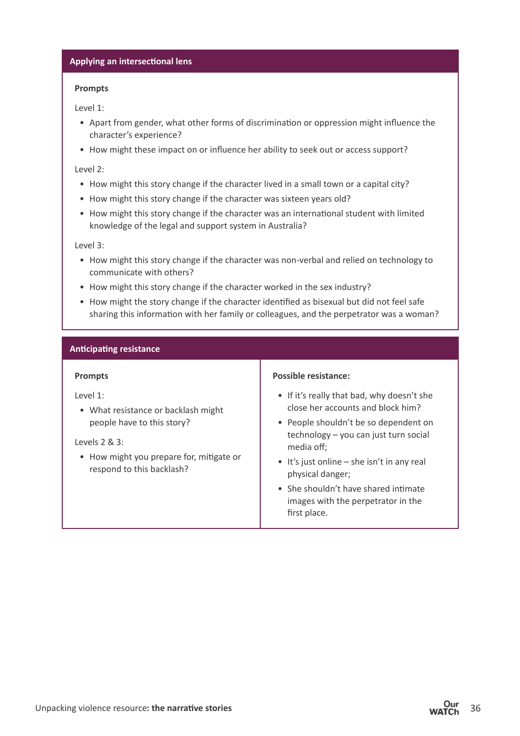### Applying an intersectional lens

**Prompts**

Level 1:

- Apart from gender, what other forms of discrimination or oppression might influence the character's experience?
- How might these impact on or influence her ability to seek out or access support?

Level 2:

- How might this story change if the character lived in a small town or a capital city?
- How might this story change if the character was sixteen years old?
- How might this story change if the character was an international student with limited knowledge of the legal and support system in Australia?

Level 3:

- How might this story change if the character was non-verbal and relied on technology to communicate with others?
- How might this story change if the character worked in the sex industry?
- How might the story change if the character identified as bisexual but did not feel safe sharing this information with her family or colleagues, and the perpetrator was a woman?

### Anticipating resistance

**Prompts**

Level 1:

- What resistance or backlash might people have to this story?

Levels 2 & 3:

- How might you prepare for, mitigate or respond to this backlash?

**Possible resistance:**

- If it's really that bad, why doesn't she close her accounts and block him?
- People shouldn't be so dependent on technology – you can just turn social media off;
- It's just online – she isn't in any real physical danger;
- She shouldn't have shared intimate images with the perpetrator in the first place.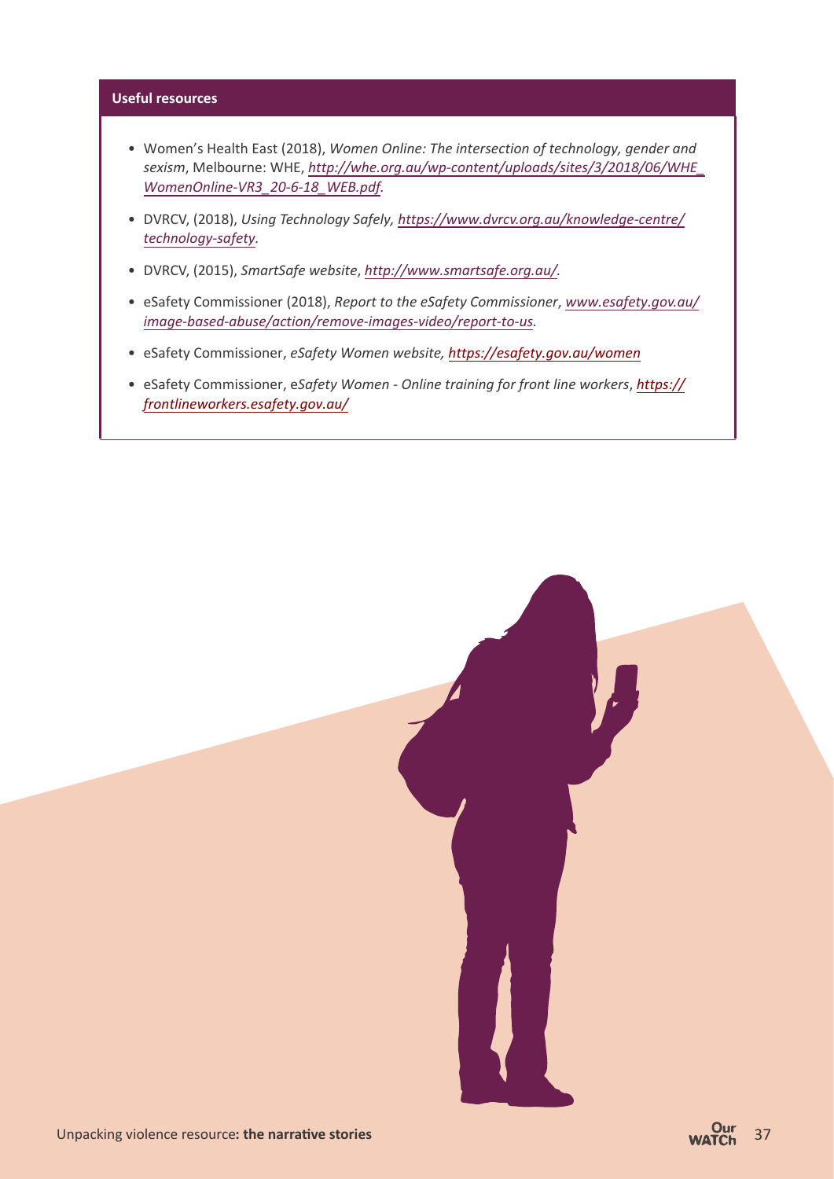**Useful resources**

- Women's Health East (2018), *Women Online: The intersection of technology, gender and sexism*, Melbourne: WHE, *http://whe.org.au/wp-content/uploads/sites/3/2018/06/WHE_WomenOnline-VR3_20-6-18_WEB.pdf*.
- DVRCV, (2018), *Using Technology Safely, https://www.dvrcv.org.au/knowledge-centre/technology-safety*.
- DVRCV, (2015), *SmartSafe website*, *http://www.smartsafe.org.au/.*
- eSafety Commissioner (2018), *Report to the eSafety Commissioner*, *www.esafety.gov.au/image-based-abuse/action/remove-images-video/report-to-us.*
- eSafety Commissioner, *eSafety Women website, https://esafety.gov.au/women*
- eSafety Commissioner, e*Safety Women - Online training for front line workers*, *https://frontlineworkers.esafety.gov.au/*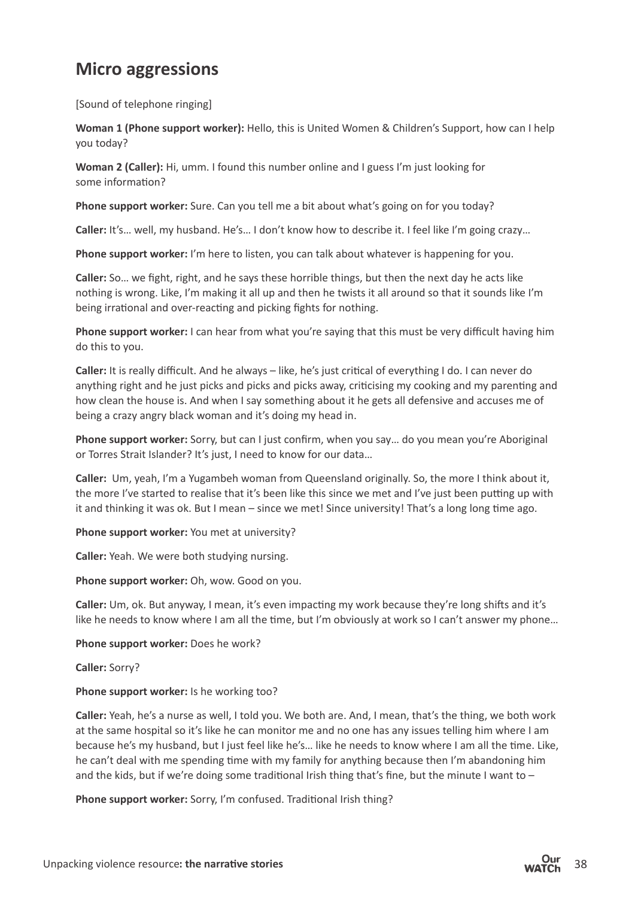## Micro aggressions

[Sound of telephone ringing]

**Woman 1 (Phone support worker):** Hello, this is United Women & Children's Support, how can I help you today?

**Woman 2 (Caller):** Hi, umm. I found this number online and I guess I'm just looking for some information?

**Phone support worker:** Sure. Can you tell me a bit about what's going on for you today?

**Caller:** It's… well, my husband. He's… I don't know how to describe it. I feel like I'm going crazy…

**Phone support worker:** I'm here to listen, you can talk about whatever is happening for you.

**Caller:** So… we fight, right, and he says these horrible things, but then the next day he acts like nothing is wrong. Like, I'm making it all up and then he twists it all around so that it sounds like I'm being irrational and over-reacting and picking fights for nothing.

**Phone support worker:** I can hear from what you're saying that this must be very difficult having him do this to you.

**Caller:** It is really difficult. And he always – like, he's just critical of everything I do. I can never do anything right and he just picks and picks and picks away, criticising my cooking and my parenting and how clean the house is. And when I say something about it he gets all defensive and accuses me of being a crazy angry black woman and it's doing my head in.

**Phone support worker:** Sorry, but can I just confirm, when you say… do you mean you're Aboriginal or Torres Strait Islander? It's just, I need to know for our data…

**Caller:** Um, yeah, I'm a Yugambeh woman from Queensland originally. So, the more I think about it, the more I've started to realise that it's been like this since we met and I've just been putting up with it and thinking it was ok. But I mean – since we met! Since university! That's a long long time ago.

**Phone support worker:** You met at university?

**Caller:** Yeah. We were both studying nursing.

**Phone support worker:** Oh, wow. Good on you.

**Caller:** Um, ok. But anyway, I mean, it's even impacting my work because they're long shifts and it's like he needs to know where I am all the time, but I'm obviously at work so I can't answer my phone…

**Phone support worker:** Does he work?

**Caller:** Sorry?

**Phone support worker:** Is he working too?

**Caller:** Yeah, he's a nurse as well, I told you. We both are. And, I mean, that's the thing, we both work at the same hospital so it's like he can monitor me and no one has any issues telling him where I am because he's my husband, but I just feel like he's… like he needs to know where I am all the time. Like, he can't deal with me spending time with my family for anything because then I'm abandoning him and the kids, but if we're doing some traditional Irish thing that's fine, but the minute I want to –

**Phone support worker:** Sorry, I'm confused. Traditional Irish thing?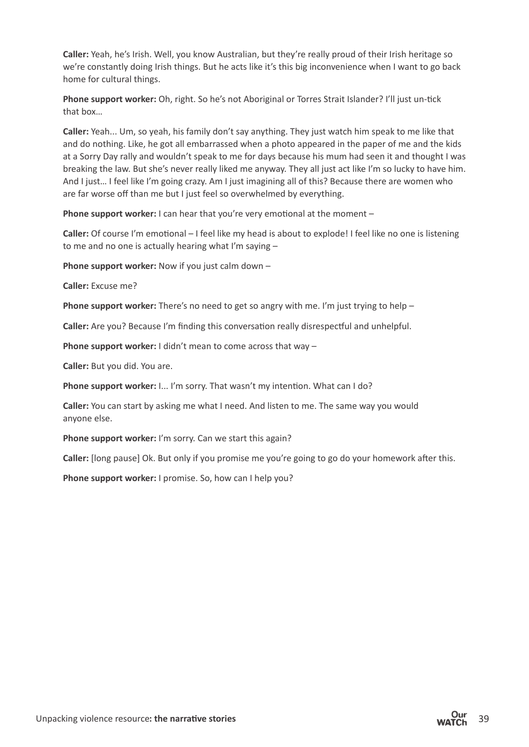**Caller:** Yeah, he's Irish. Well, you know Australian, but they're really proud of their Irish heritage so we're constantly doing Irish things. But he acts like it's this big inconvenience when I want to go back home for cultural things.

**Phone support worker:** Oh, right. So he's not Aboriginal or Torres Strait Islander? I'll just un-tick that box…

**Caller:** Yeah... Um, so yeah, his family don't say anything. They just watch him speak to me like that and do nothing. Like, he got all embarrassed when a photo appeared in the paper of me and the kids at a Sorry Day rally and wouldn't speak to me for days because his mum had seen it and thought I was breaking the law. But she's never really liked me anyway. They all just act like I'm so lucky to have him. And I just… I feel like I'm going crazy. Am I just imagining all of this? Because there are women who are far worse off than me but I just feel so overwhelmed by everything.

**Phone support worker:** I can hear that you're very emotional at the moment –

**Caller:** Of course I'm emotional – I feel like my head is about to explode! I feel like no one is listening to me and no one is actually hearing what I'm saying –

**Phone support worker:** Now if you just calm down –

**Caller:** Excuse me?

**Phone support worker:** There's no need to get so angry with me. I'm just trying to help –

**Caller:** Are you? Because I'm finding this conversation really disrespectful and unhelpful.

**Phone support worker:** I didn't mean to come across that way –

**Caller:** But you did. You are.

**Phone support worker:** I... I'm sorry. That wasn't my intention. What can I do?

**Caller:** You can start by asking me what I need. And listen to me. The same way you would anyone else.

**Phone support worker:** I'm sorry. Can we start this again?

**Caller:** [long pause] Ok. But only if you promise me you're going to go do your homework after this.

**Phone support worker:** I promise. So, how can I help you?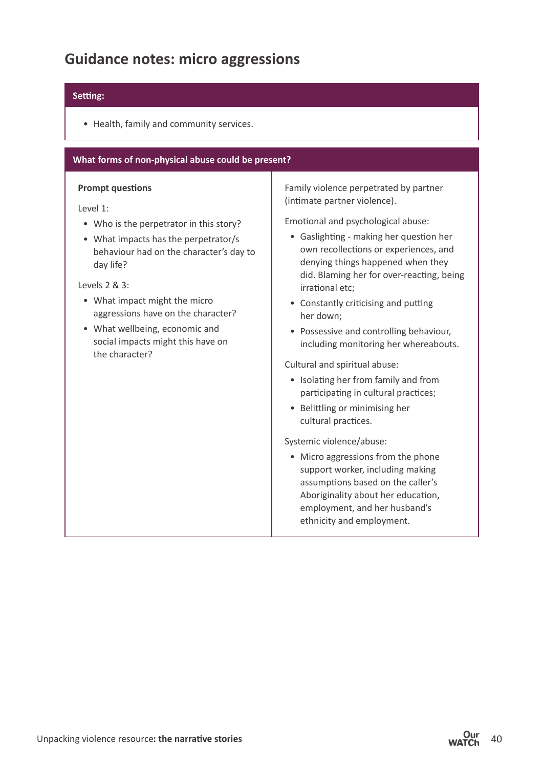## Guidance notes: micro aggressions

**Setting:**

- Health, family and community services.

**What forms of non-physical abuse could be present?**

**Prompt questions**

Level 1:

- Who is the perpetrator in this story?
- What impacts has the perpetrator/s behaviour had on the character's day to day life?

Levels 2 & 3:

- What impact might the micro aggressions have on the character?
- What wellbeing, economic and social impacts might this have on the character?

Family violence perpetrated by partner (intimate partner violence).

Emotional and psychological abuse:

- Gaslighting - making her question her own recollections or experiences, and denying things happened when they did. Blaming her for over-reacting, being irrational etc;
- Constantly criticising and putting her down;
- Possessive and controlling behaviour, including monitoring her whereabouts.

Cultural and spiritual abuse:

- Isolating her from family and from participating in cultural practices;
- Belittling or minimising her cultural practices.

Systemic violence/abuse:

- Micro aggressions from the phone support worker, including making assumptions based on the caller's Aboriginality about her education, employment, and her husband's ethnicity and employment.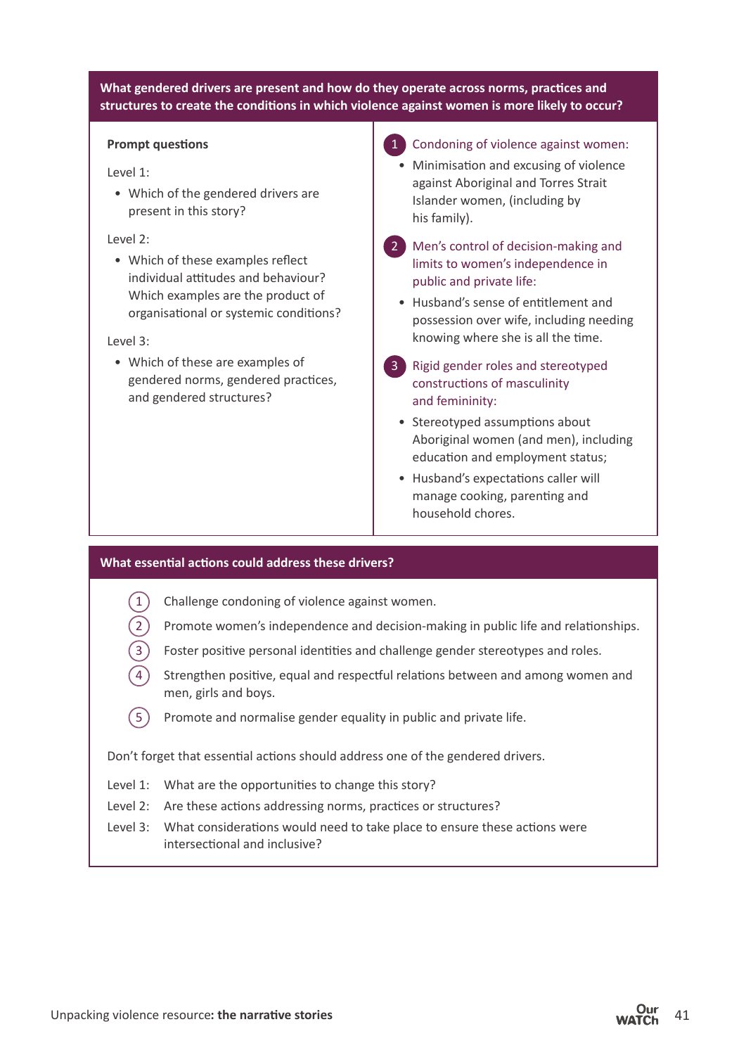**What gendered drivers are present and how do they operate across norms, practices and structures to create the conditions in which violence against women is more likely to occur?**

**Prompt questions**

Level 1:

- Which of the gendered drivers are present in this story?

Level 2:

- Which of these examples reflect individual attitudes and behaviour? Which examples are the product of organisational or systemic conditions?

Level 3:

- Which of these are examples of gendered norms, gendered practices, and gendered structures?

1. Condoning of violence against women:
   - Minimisation and excusing of violence against Aboriginal and Torres Strait Islander women, (including by his family).
2. Men's control of decision-making and limits to women's independence in public and private life:
   - Husband's sense of entitlement and possession over wife, including needing knowing where she is all the time.
3. Rigid gender roles and stereotyped constructions of masculinity and femininity:
   - Stereotyped assumptions about Aboriginal women (and men), including education and employment status;
   - Husband's expectations caller will manage cooking, parenting and household chores.

**What essential actions could address these drivers?**

1. Challenge condoning of violence against women.
2. Promote women's independence and decision-making in public life and relationships.
3. Foster positive personal identities and challenge gender stereotypes and roles.
4. Strengthen positive, equal and respectful relations between and among women and men, girls and boys.
5. Promote and normalise gender equality in public and private life.

Don't forget that essential actions should address one of the gendered drivers.

Level 1: What are the opportunities to change this story?

Level 2: Are these actions addressing norms, practices or structures?

Level 3: What considerations would need to take place to ensure these actions were intersectional and inclusive?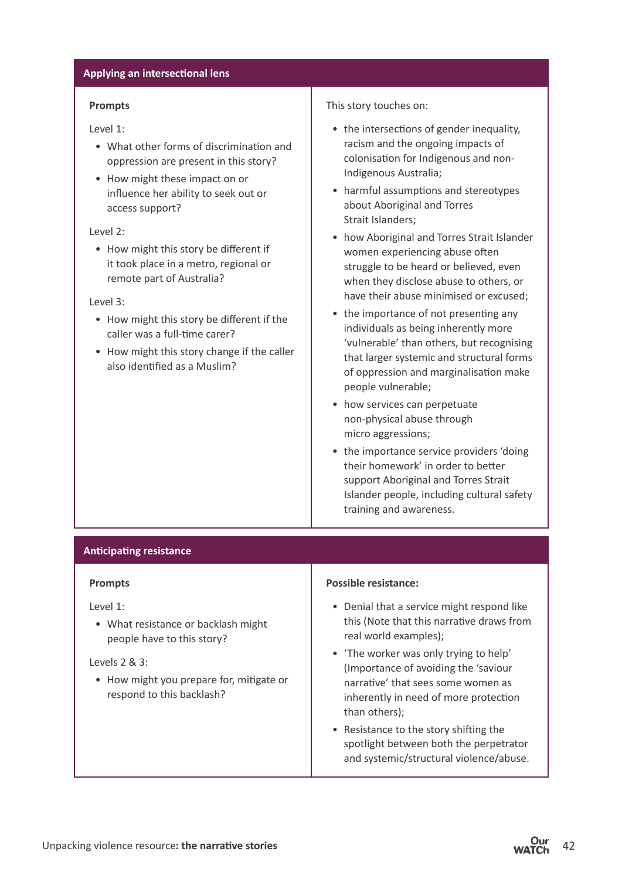## Applying an intersectional lens

**Prompts**

Level 1:

- What other forms of discrimination and oppression are present in this story?
- How might these impact on or influence her ability to seek out or access support?

Level 2:

- How might this story be different if it took place in a metro, regional or remote part of Australia?

Level 3:

- How might this story be different if the caller was a full-time carer?
- How might this story change if the caller also identified as a Muslim?

This story touches on:

- the intersections of gender inequality, racism and the ongoing impacts of colonisation for Indigenous and non-Indigenous Australia;
- harmful assumptions and stereotypes about Aboriginal and Torres Strait Islanders;
- how Aboriginal and Torres Strait Islander women experiencing abuse often struggle to be heard or believed, even when they disclose abuse to others, or have their abuse minimised or excused;
- the importance of not presenting any individuals as being inherently more 'vulnerable' than others, but recognising that larger systemic and structural forms of oppression and marginalisation make people vulnerable;
- how services can perpetuate non-physical abuse through micro aggressions;
- the importance service providers 'doing their homework' in order to better support Aboriginal and Torres Strait Islander people, including cultural safety training and awareness.

## Anticipating resistance

**Prompts**

Level 1:

- What resistance or backlash might people have to this story?

Levels 2 & 3:

- How might you prepare for, mitigate or respond to this backlash?

**Possible resistance:**

- Denial that a service might respond like this (Note that this narrative draws from real world examples);
- 'The worker was only trying to help' (Importance of avoiding the 'saviour narrative' that sees some women as inherently in need of more protection than others);
- Resistance to the story shifting the spotlight between both the perpetrator and systemic/structural violence/abuse.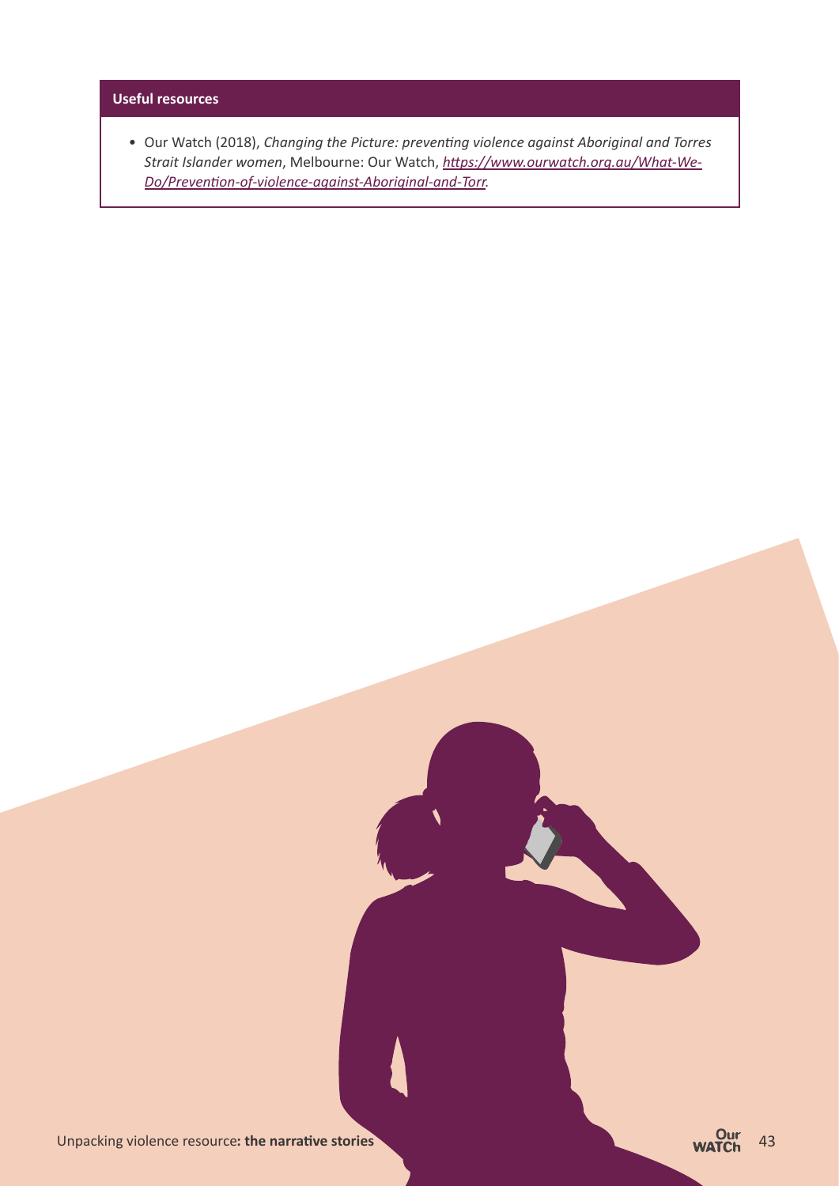**Useful resources**

- Our Watch (2018), *Changing the Picture: preventing violence against Aboriginal and Torres Strait Islander women*, Melbourne: Our Watch, *https://www.ourwatch.org.au/What-We-Do/Prevention-of-violence-against-Aboriginal-and-Torr*.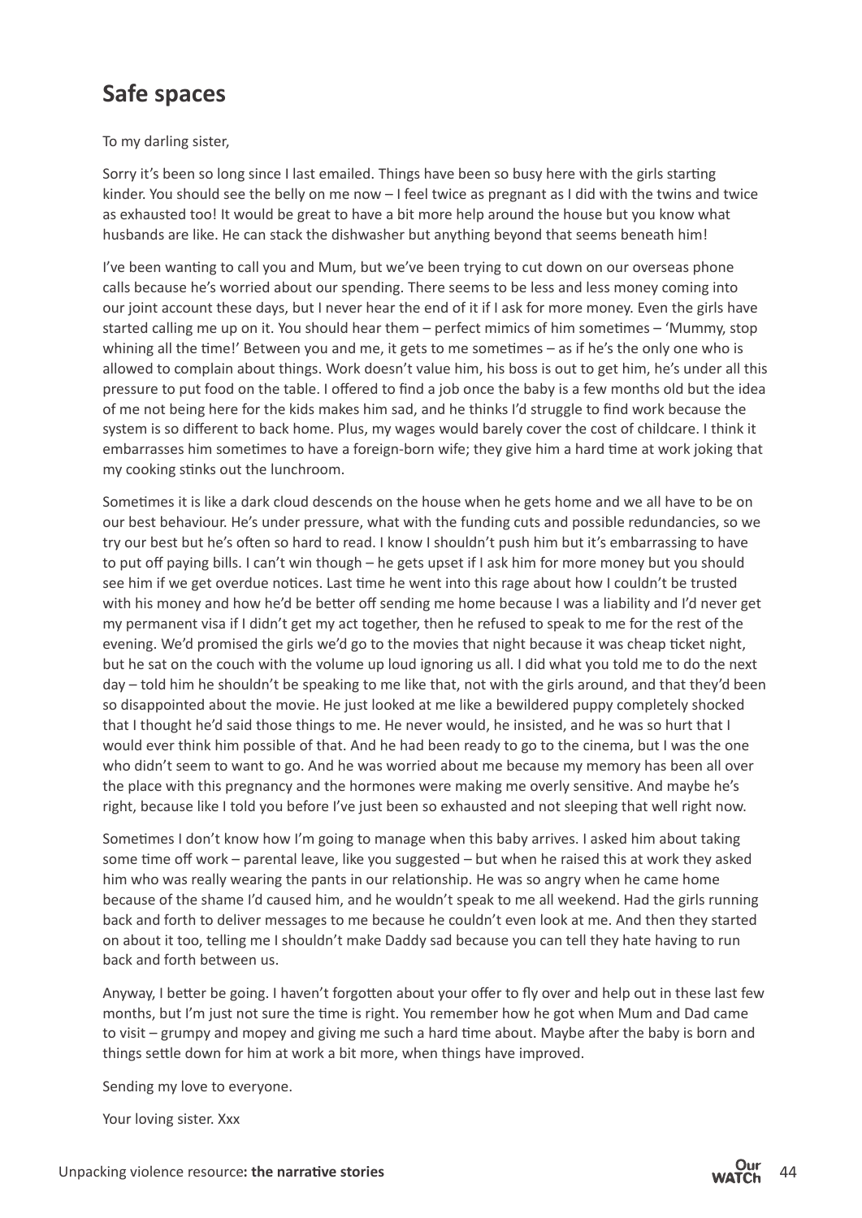## Safe spaces

To my darling sister,

Sorry it's been so long since I last emailed. Things have been so busy here with the girls starting kinder. You should see the belly on me now – I feel twice as pregnant as I did with the twins and twice as exhausted too! It would be great to have a bit more help around the house but you know what husbands are like. He can stack the dishwasher but anything beyond that seems beneath him!

I've been wanting to call you and Mum, but we've been trying to cut down on our overseas phone calls because he's worried about our spending. There seems to be less and less money coming into our joint account these days, but I never hear the end of it if I ask for more money. Even the girls have started calling me up on it. You should hear them – perfect mimics of him sometimes – 'Mummy, stop whining all the time!' Between you and me, it gets to me sometimes – as if he's the only one who is allowed to complain about things. Work doesn't value him, his boss is out to get him, he's under all this pressure to put food on the table. I offered to find a job once the baby is a few months old but the idea of me not being here for the kids makes him sad, and he thinks I'd struggle to find work because the system is so different to back home. Plus, my wages would barely cover the cost of childcare. I think it embarrasses him sometimes to have a foreign-born wife; they give him a hard time at work joking that my cooking stinks out the lunchroom.

Sometimes it is like a dark cloud descends on the house when he gets home and we all have to be on our best behaviour. He's under pressure, what with the funding cuts and possible redundancies, so we try our best but he's often so hard to read. I know I shouldn't push him but it's embarrassing to have to put off paying bills. I can't win though – he gets upset if I ask him for more money but you should see him if we get overdue notices. Last time he went into this rage about how I couldn't be trusted with his money and how he'd be better off sending me home because I was a liability and I'd never get my permanent visa if I didn't get my act together, then he refused to speak to me for the rest of the evening. We'd promised the girls we'd go to the movies that night because it was cheap ticket night, but he sat on the couch with the volume up loud ignoring us all. I did what you told me to do the next day – told him he shouldn't be speaking to me like that, not with the girls around, and that they'd been so disappointed about the movie. He just looked at me like a bewildered puppy completely shocked that I thought he'd said those things to me. He never would, he insisted, and he was so hurt that I would ever think him possible of that. And he had been ready to go to the cinema, but I was the one who didn't seem to want to go. And he was worried about me because my memory has been all over the place with this pregnancy and the hormones were making me overly sensitive. And maybe he's right, because like I told you before I've just been so exhausted and not sleeping that well right now.

Sometimes I don't know how I'm going to manage when this baby arrives. I asked him about taking some time off work – parental leave, like you suggested – but when he raised this at work they asked him who was really wearing the pants in our relationship. He was so angry when he came home because of the shame I'd caused him, and he wouldn't speak to me all weekend. Had the girls running back and forth to deliver messages to me because he couldn't even look at me. And then they started on about it too, telling me I shouldn't make Daddy sad because you can tell they hate having to run back and forth between us.

Anyway, I better be going. I haven't forgotten about your offer to fly over and help out in these last few months, but I'm just not sure the time is right. You remember how he got when Mum and Dad came to visit – grumpy and mopey and giving me such a hard time about. Maybe after the baby is born and things settle down for him at work a bit more, when things have improved.

Sending my love to everyone.

Your loving sister. Xxx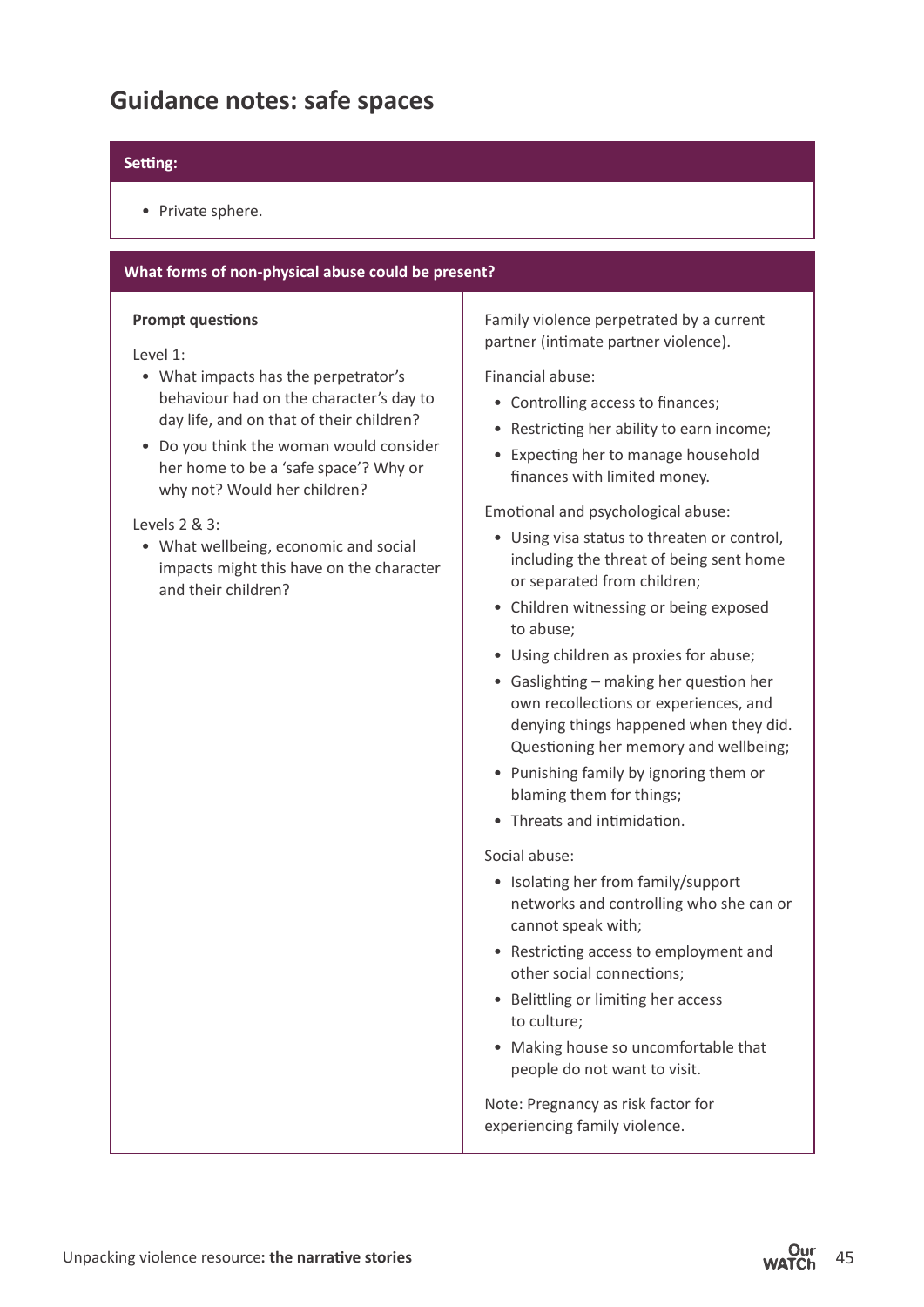## Guidance notes: safe spaces

**Setting:**

- Private sphere.

**What forms of non-physical abuse could be present?**

**Prompt questions**

Level 1:

- What impacts has the perpetrator's behaviour had on the character's day to day life, and on that of their children?
- Do you think the woman would consider her home to be a 'safe space'? Why or why not? Would her children?

Levels 2 & 3:

- What wellbeing, economic and social impacts might this have on the character and their children?

Family violence perpetrated by a current partner (intimate partner violence).

Financial abuse:

- Controlling access to finances;
- Restricting her ability to earn income;
- Expecting her to manage household finances with limited money.

Emotional and psychological abuse:

- Using visa status to threaten or control, including the threat of being sent home or separated from children;
- Children witnessing or being exposed to abuse;
- Using children as proxies for abuse;
- Gaslighting – making her question her own recollections or experiences, and denying things happened when they did. Questioning her memory and wellbeing;
- Punishing family by ignoring them or blaming them for things;
- Threats and intimidation.

Social abuse:

- Isolating her from family/support networks and controlling who she can or cannot speak with;
- Restricting access to employment and other social connections;
- Belittling or limiting her access to culture;
- Making house so uncomfortable that people do not want to visit.

Note: Pregnancy as risk factor for experiencing family violence.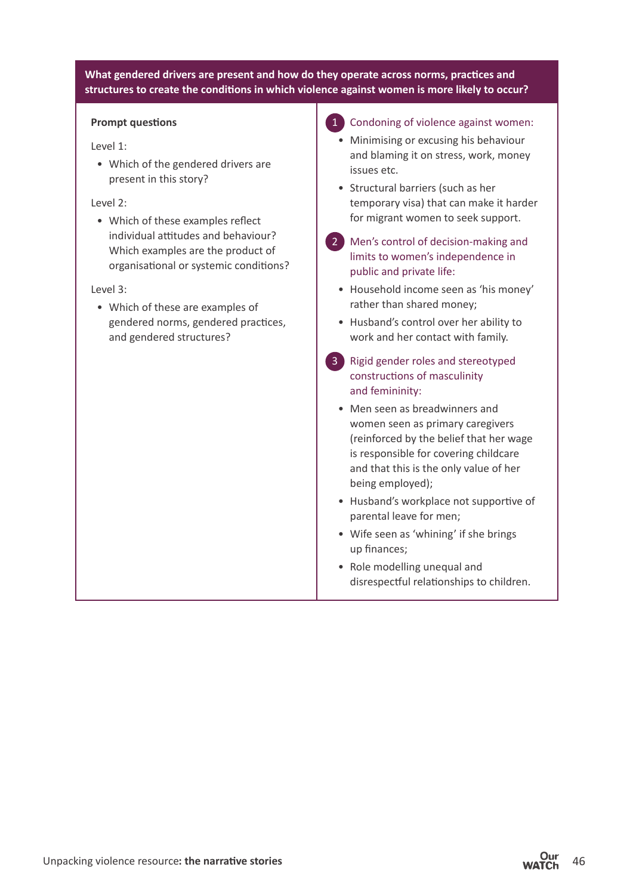**What gendered drivers are present and how do they operate across norms, practices and structures to create the conditions in which violence against women is more likely to occur?**

**Prompt questions**

Level 1:

- Which of the gendered drivers are present in this story?

Level 2:

- Which of these examples reflect individual attitudes and behaviour? Which examples are the product of organisational or systemic conditions?

Level 3:

- Which of these are examples of gendered norms, gendered practices, and gendered structures?

1. Condoning of violence against women:
   - Minimising or excusing his behaviour and blaming it on stress, work, money issues etc.
   - Structural barriers (such as her temporary visa) that can make it harder for migrant women to seek support.

2. Men's control of decision-making and limits to women's independence in public and private life:
   - Household income seen as 'his money' rather than shared money;
   - Husband's control over her ability to work and her contact with family.

3. Rigid gender roles and stereotyped constructions of masculinity and femininity:
   - Men seen as breadwinners and women seen as primary caregivers (reinforced by the belief that her wage is responsible for covering childcare and that this is the only value of her being employed);
   - Husband's workplace not supportive of parental leave for men;
   - Wife seen as 'whining' if she brings up finances;
   - Role modelling unequal and disrespectful relationships to children.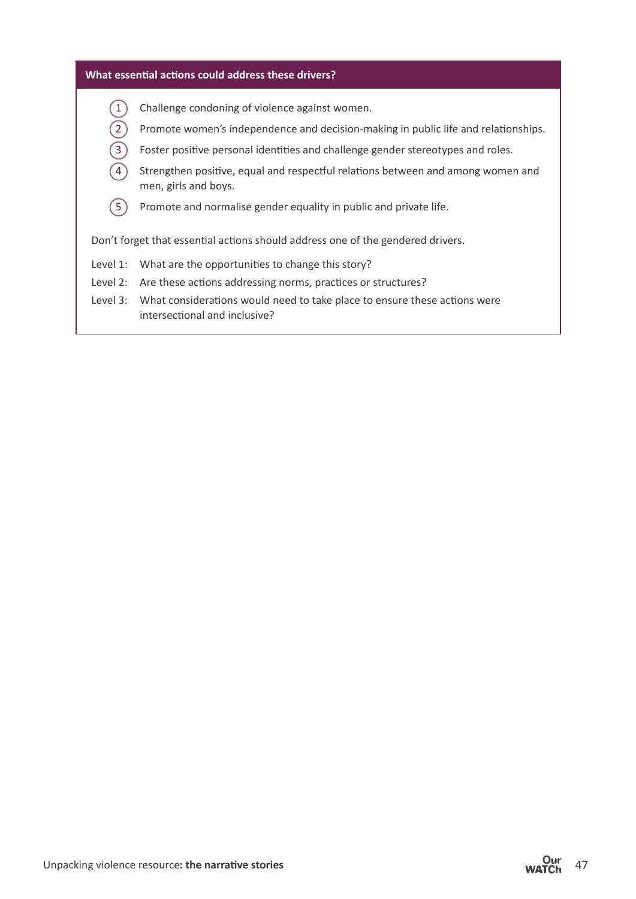### What essential actions could address these drivers?

1. Challenge condoning of violence against women.
2. Promote women's independence and decision-making in public life and relationships.
3. Foster positive personal identities and challenge gender stereotypes and roles.
4. Strengthen positive, equal and respectful relations between and among women and men, girls and boys.
5. Promote and normalise gender equality in public and private life.

Don't forget that essential actions should address one of the gendered drivers.

Level 1: What are the opportunities to change this story?

Level 2: Are these actions addressing norms, practices or structures?

Level 3: What considerations would need to take place to ensure these actions were intersectional and inclusive?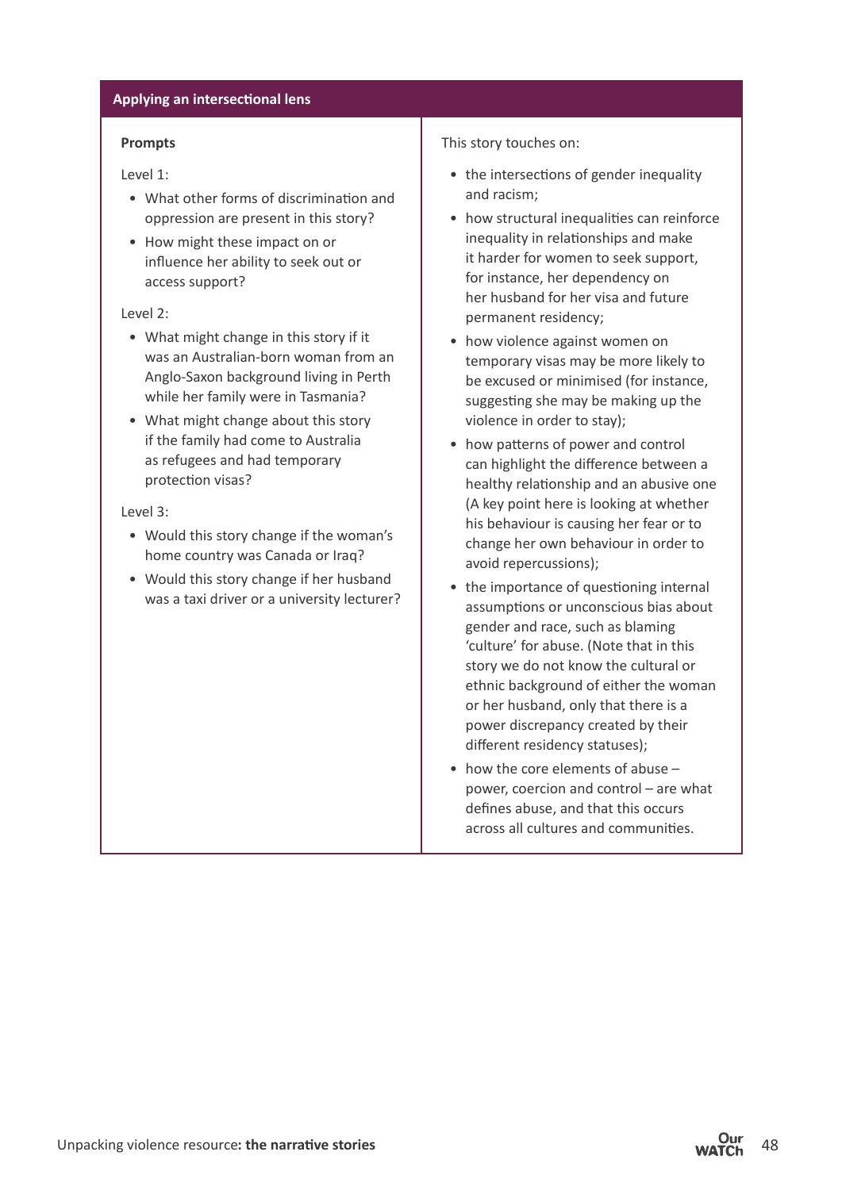## Applying an intersectional lens

**Prompts**

Level 1:

- What other forms of discrimination and oppression are present in this story?
- How might these impact on or influence her ability to seek out or access support?

Level 2:

- What might change in this story if it was an Australian-born woman from an Anglo-Saxon background living in Perth while her family were in Tasmania?
- What might change about this story if the family had come to Australia as refugees and had temporary protection visas?

Level 3:

- Would this story change if the woman's home country was Canada or Iraq?
- Would this story change if her husband was a taxi driver or a university lecturer?

This story touches on:

- the intersections of gender inequality and racism;
- how structural inequalities can reinforce inequality in relationships and make it harder for women to seek support, for instance, her dependency on her husband for her visa and future permanent residency;
- how violence against women on temporary visas may be more likely to be excused or minimised (for instance, suggesting she may be making up the violence in order to stay);
- how patterns of power and control can highlight the difference between a healthy relationship and an abusive one (A key point here is looking at whether his behaviour is causing her fear or to change her own behaviour in order to avoid repercussions);
- the importance of questioning internal assumptions or unconscious bias about gender and race, such as blaming 'culture' for abuse. (Note that in this story we do not know the cultural or ethnic background of either the woman or her husband, only that there is a power discrepancy created by their different residency statuses);
- how the core elements of abuse – power, coercion and control – are what defines abuse, and that this occurs across all cultures and communities.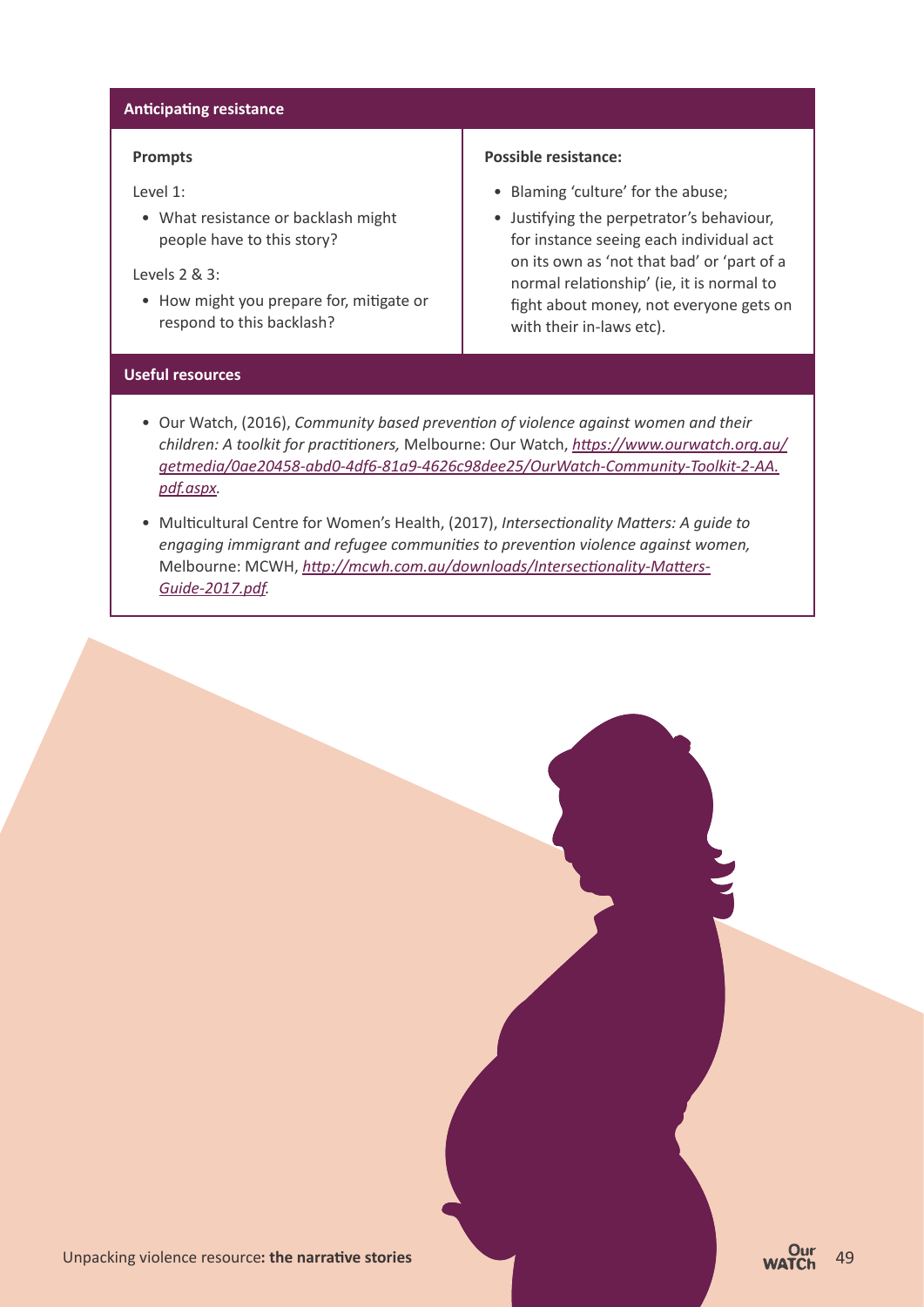## Anticipating resistance

| Prompts | Possible resistance: |
| --- | --- |
| Level 1:<br>• What resistance or backlash might people have to this story?<br>Levels 2 & 3:<br>• How might you prepare for, mitigate or respond to this backlash? | • Blaming 'culture' for the abuse;<br>• Justifying the perpetrator's behaviour, for instance seeing each individual act on its own as 'not that bad' or 'part of a normal relationship' (ie, it is normal to fight about money, not everyone gets on with their in-laws etc). |

## Useful resources

- Our Watch, (2016), *Community based prevention of violence against women and their children: A toolkit for practitioners,* Melbourne: Our Watch, *https://www.ourwatch.org.au/getmedia/0ae20458-abd0-4df6-81a9-4626c98dee25/OurWatch-Community-Toolkit-2-AA.pdf.aspx*.
- Multicultural Centre for Women's Health, (2017), *Intersectionality Matters: A guide to engaging immigrant and refugee communities to prevention violence against women,* Melbourne: MCWH, *http://mcwh.com.au/downloads/Intersectionality-Matters-Guide-2017.pdf*.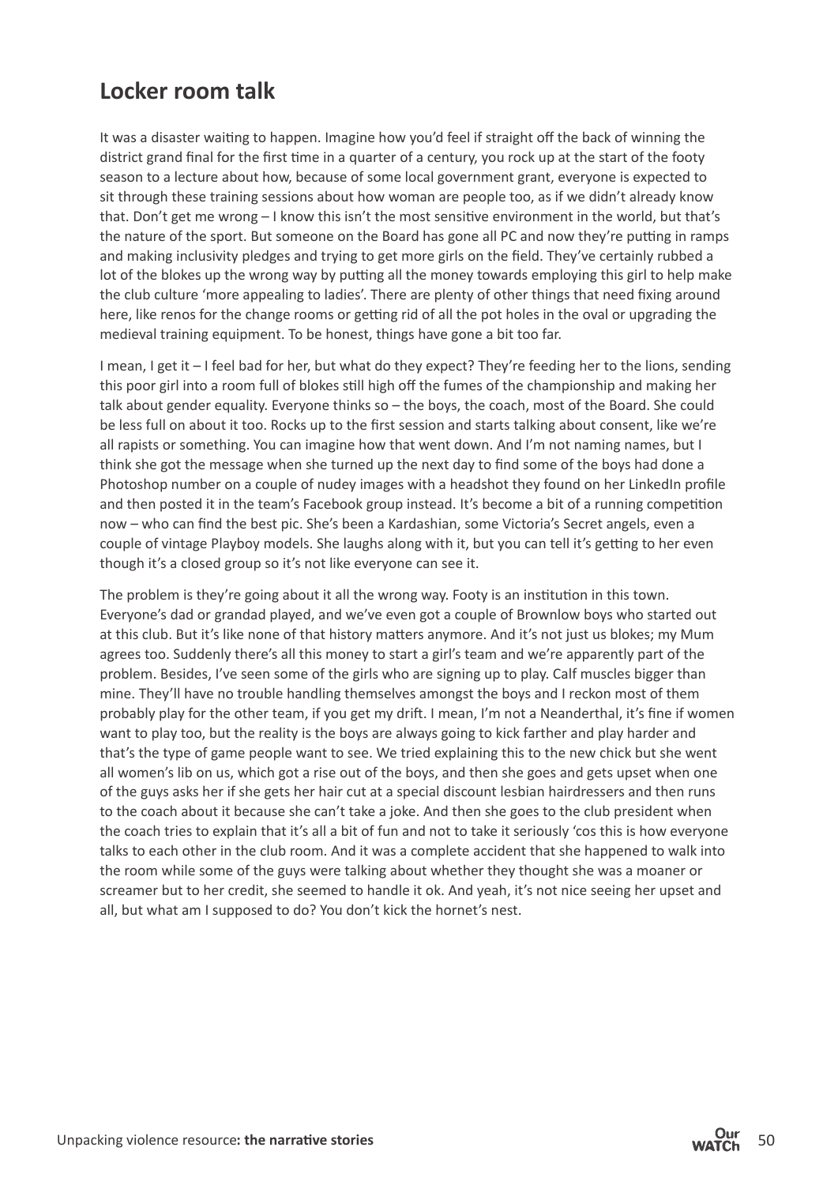## Locker room talk

It was a disaster waiting to happen. Imagine how you'd feel if straight off the back of winning the district grand final for the first time in a quarter of a century, you rock up at the start of the footy season to a lecture about how, because of some local government grant, everyone is expected to sit through these training sessions about how woman are people too, as if we didn't already know that. Don't get me wrong – I know this isn't the most sensitive environment in the world, but that's the nature of the sport. But someone on the Board has gone all PC and now they're putting in ramps and making inclusivity pledges and trying to get more girls on the field. They've certainly rubbed a lot of the blokes up the wrong way by putting all the money towards employing this girl to help make the club culture 'more appealing to ladies'. There are plenty of other things that need fixing around here, like renos for the change rooms or getting rid of all the pot holes in the oval or upgrading the medieval training equipment. To be honest, things have gone a bit too far.

I mean, I get it – I feel bad for her, but what do they expect? They're feeding her to the lions, sending this poor girl into a room full of blokes still high off the fumes of the championship and making her talk about gender equality. Everyone thinks so – the boys, the coach, most of the Board. She could be less full on about it too. Rocks up to the first session and starts talking about consent, like we're all rapists or something. You can imagine how that went down. And I'm not naming names, but I think she got the message when she turned up the next day to find some of the boys had done a Photoshop number on a couple of nudey images with a headshot they found on her LinkedIn profile and then posted it in the team's Facebook group instead. It's become a bit of a running competition now – who can find the best pic. She's been a Kardashian, some Victoria's Secret angels, even a couple of vintage Playboy models. She laughs along with it, but you can tell it's getting to her even though it's a closed group so it's not like everyone can see it.

The problem is they're going about it all the wrong way. Footy is an institution in this town. Everyone's dad or grandad played, and we've even got a couple of Brownlow boys who started out at this club. But it's like none of that history matters anymore. And it's not just us blokes; my Mum agrees too. Suddenly there's all this money to start a girl's team and we're apparently part of the problem. Besides, I've seen some of the girls who are signing up to play. Calf muscles bigger than mine. They'll have no trouble handling themselves amongst the boys and I reckon most of them probably play for the other team, if you get my drift. I mean, I'm not a Neanderthal, it's fine if women want to play too, but the reality is the boys are always going to kick farther and play harder and that's the type of game people want to see. We tried explaining this to the new chick but she went all women's lib on us, which got a rise out of the boys, and then she goes and gets upset when one of the guys asks her if she gets her hair cut at a special discount lesbian hairdressers and then runs to the coach about it because she can't take a joke. And then she goes to the club president when the coach tries to explain that it's all a bit of fun and not to take it seriously 'cos this is how everyone talks to each other in the club room. And it was a complete accident that she happened to walk into the room while some of the guys were talking about whether they thought she was a moaner or screamer but to her credit, she seemed to handle it ok. And yeah, it's not nice seeing her upset and all, but what am I supposed to do? You don't kick the hornet's nest.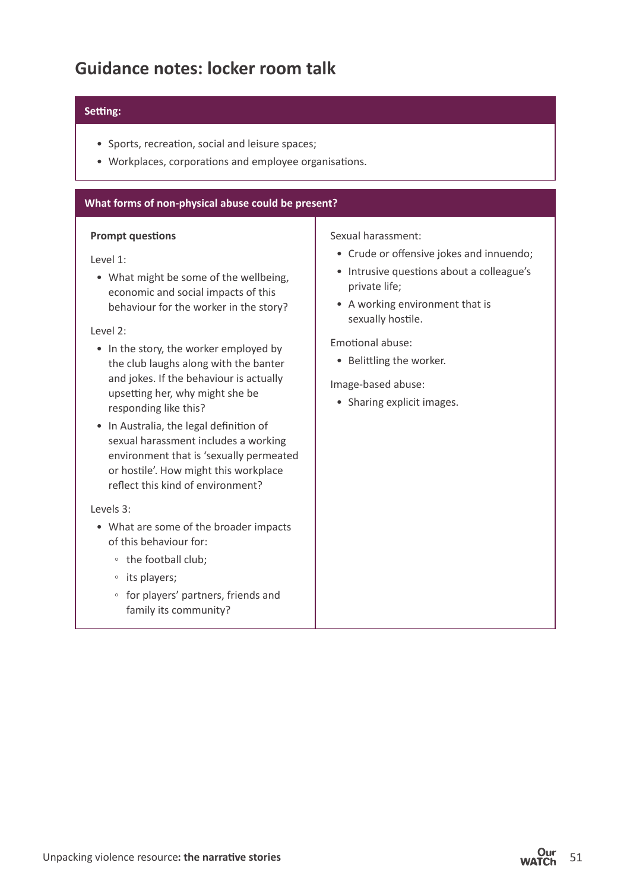# Guidance notes: locker room talk

**Setting:**

- Sports, recreation, social and leisure spaces;
- Workplaces, corporations and employee organisations.

**What forms of non-physical abuse could be present?**

**Prompt questions**

Level 1:

- What might be some of the wellbeing, economic and social impacts of this behaviour for the worker in the story?

Level 2:

- In the story, the worker employed by the club laughs along with the banter and jokes. If the behaviour is actually upsetting her, why might she be responding like this?
- In Australia, the legal definition of sexual harassment includes a working environment that is 'sexually permeated or hostile'. How might this workplace reflect this kind of environment?

Levels 3:

- What are some of the broader impacts of this behaviour for:
  - the football club;
  - its players;
  - for players' partners, friends and family its community?

Sexual harassment:

- Crude or offensive jokes and innuendo;
- Intrusive questions about a colleague's private life;
- A working environment that is sexually hostile.

Emotional abuse:

- Belittling the worker.

Image-based abuse:

- Sharing explicit images.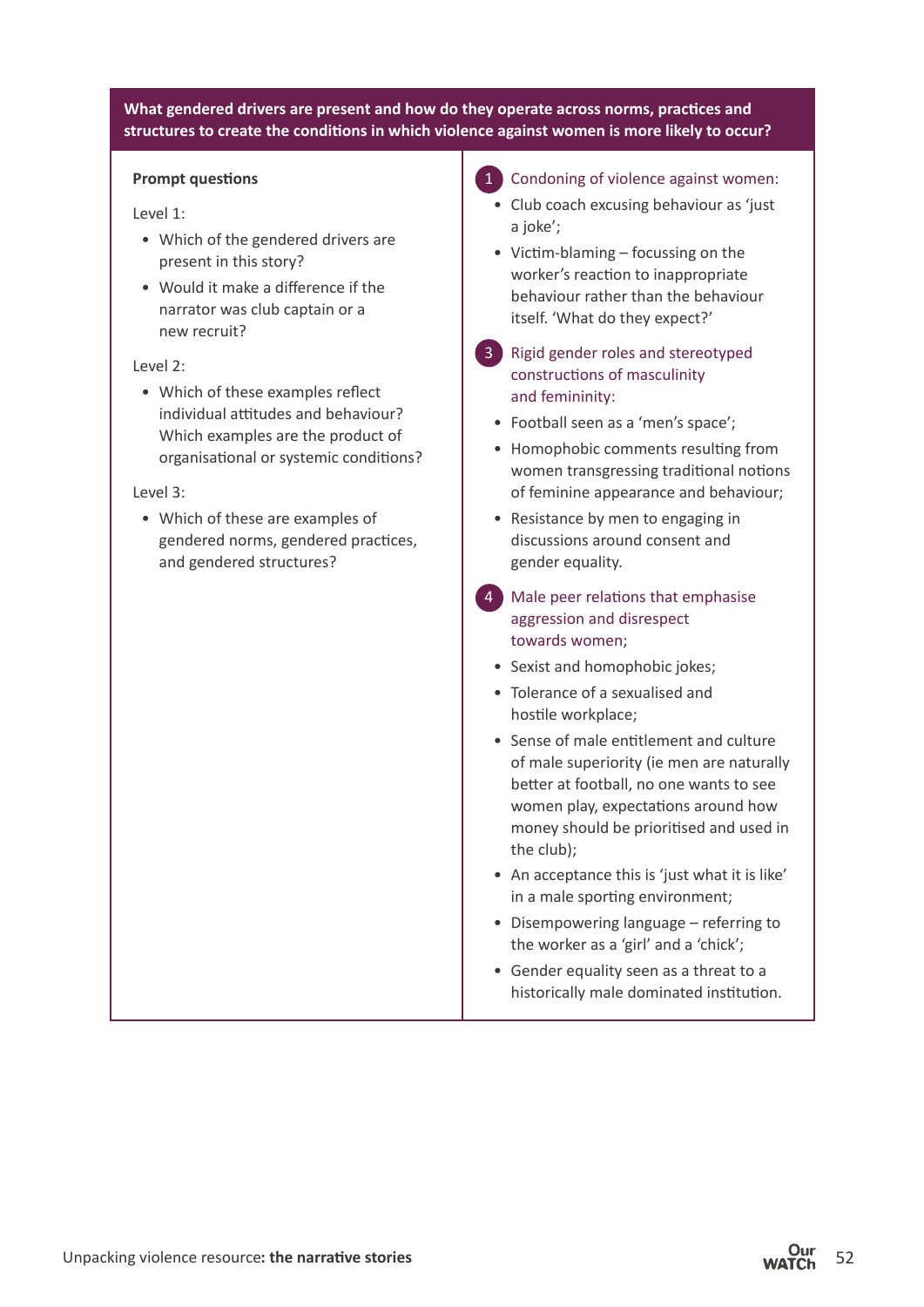**What gendered drivers are present and how do they operate across norms, practices and structures to create the conditions in which violence against women is more likely to occur?**

**Prompt questions**

Level 1:

- Which of the gendered drivers are present in this story?
- Would it make a difference if the narrator was club captain or a new recruit?

Level 2:

- Which of these examples reflect individual attitudes and behaviour? Which examples are the product of organisational or systemic conditions?

Level 3:

- Which of these are examples of gendered norms, gendered practices, and gendered structures?

1. Condoning of violence against women:
   - Club coach excusing behaviour as 'just a joke';
   - Victim-blaming – focussing on the worker's reaction to inappropriate behaviour rather than the behaviour itself. 'What do they expect?'

3. Rigid gender roles and stereotyped constructions of masculinity and femininity:
   - Football seen as a 'men's space';
   - Homophobic comments resulting from women transgressing traditional notions of feminine appearance and behaviour;
   - Resistance by men to engaging in discussions around consent and gender equality.

4. Male peer relations that emphasise aggression and disrespect towards women;
   - Sexist and homophobic jokes;
   - Tolerance of a sexualised and hostile workplace;
   - Sense of male entitlement and culture of male superiority (ie men are naturally better at football, no one wants to see women play, expectations around how money should be prioritised and used in the club);
   - An acceptance this is 'just what it is like' in a male sporting environment;
   - Disempowering language – referring to the worker as a 'girl' and a 'chick';
   - Gender equality seen as a threat to a historically male dominated institution.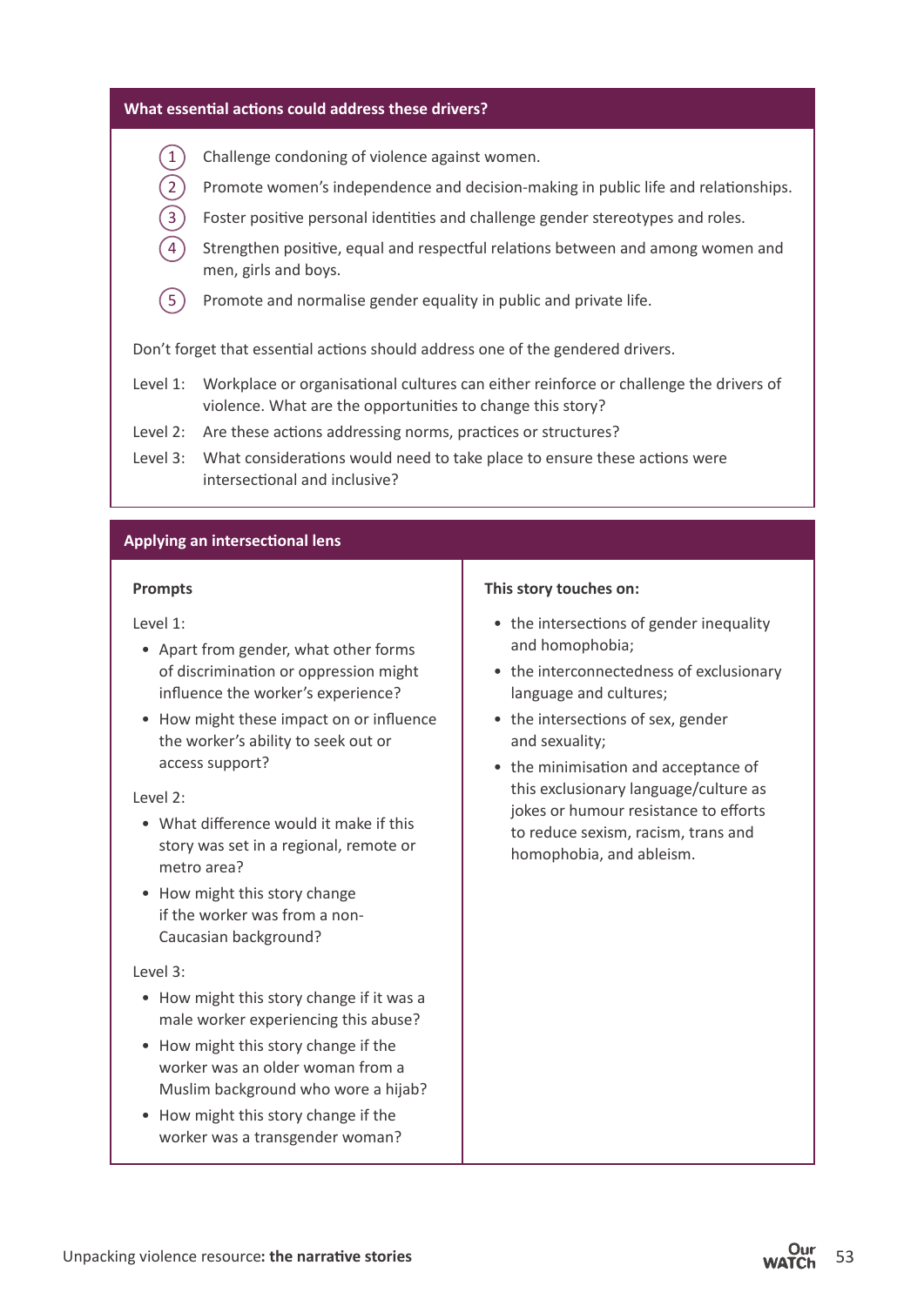## What essential actions could address these drivers?

1. Challenge condoning of violence against women.
2. Promote women's independence and decision-making in public life and relationships.
3. Foster positive personal identities and challenge gender stereotypes and roles.
4. Strengthen positive, equal and respectful relations between and among women and men, girls and boys.
5. Promote and normalise gender equality in public and private life.

Don't forget that essential actions should address one of the gendered drivers.

Level 1: Workplace or organisational cultures can either reinforce or challenge the drivers of violence. What are the opportunities to change this story?

Level 2: Are these actions addressing norms, practices or structures?

Level 3: What considerations would need to take place to ensure these actions were intersectional and inclusive?

## Applying an intersectional lens

**Prompts**

Level 1:

- Apart from gender, what other forms of discrimination or oppression might influence the worker's experience?
- How might these impact on or influence the worker's ability to seek out or access support?

Level 2:

- What difference would it make if this story was set in a regional, remote or metro area?
- How might this story change if the worker was from a non-Caucasian background?

Level 3:

- How might this story change if it was a male worker experiencing this abuse?
- How might this story change if the worker was an older woman from a Muslim background who wore a hijab?
- How might this story change if the worker was a transgender woman?

**This story touches on:**

- the intersections of gender inequality and homophobia;
- the interconnectedness of exclusionary language and cultures;
- the intersections of sex, gender and sexuality;
- the minimisation and acceptance of this exclusionary language/culture as jokes or humour resistance to efforts to reduce sexism, racism, trans and homophobia, and ableism.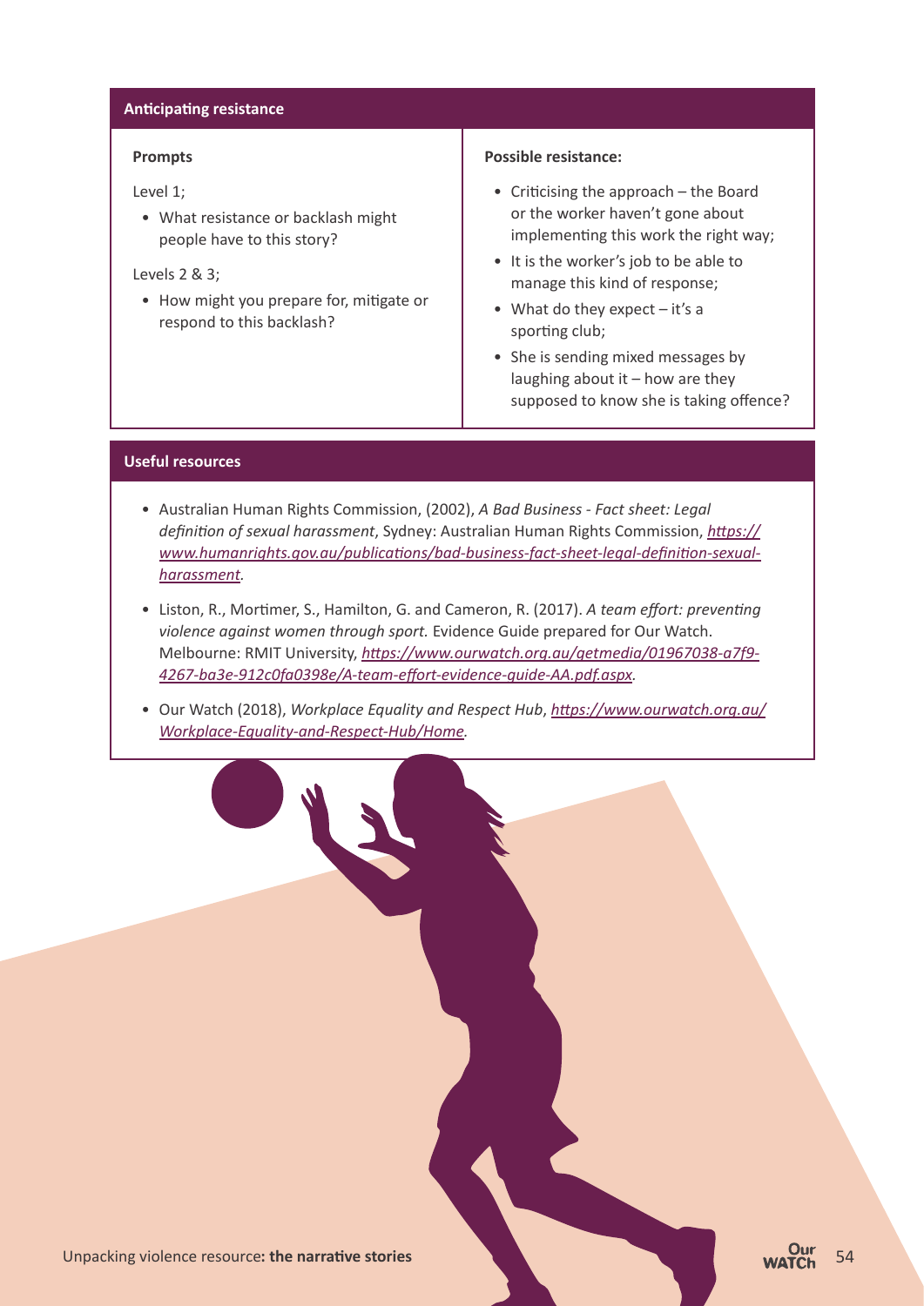## Anticipating resistance

| Prompts | Possible resistance: |
| --- | --- |
| Level 1;<br>• What resistance or backlash might people have to this story?<br>Levels 2 & 3;<br>• How might you prepare for, mitigate or respond to this backlash? | • Criticising the approach – the Board or the worker haven't gone about implementing this work the right way;<br>• It is the worker's job to be able to manage this kind of response;<br>• What do they expect – it's a sporting club;<br>• She is sending mixed messages by laughing about it – how are they supposed to know she is taking offence? |

## Useful resources

- Australian Human Rights Commission, (2002), *A Bad Business - Fact sheet: Legal definition of sexual harassment*, Sydney: Australian Human Rights Commission, *https://www.humanrights.gov.au/publications/bad-business-fact-sheet-legal-definition-sexual-harassment.*
- Liston, R., Mortimer, S., Hamilton, G. and Cameron, R. (2017). *A team effort: preventing violence against women through sport.* Evidence Guide prepared for Our Watch. Melbourne: RMIT University, *https://www.ourwatch.org.au/getmedia/01967038-a7f9-4267-ba3e-912c0fa0398e/A-team-effort-evidence-guide-AA.pdf.aspx.*
- Our Watch (2018), *Workplace Equality and Respect Hub*, *https://www.ourwatch.org.au/Workplace-Equality-and-Respect-Hub/Home.*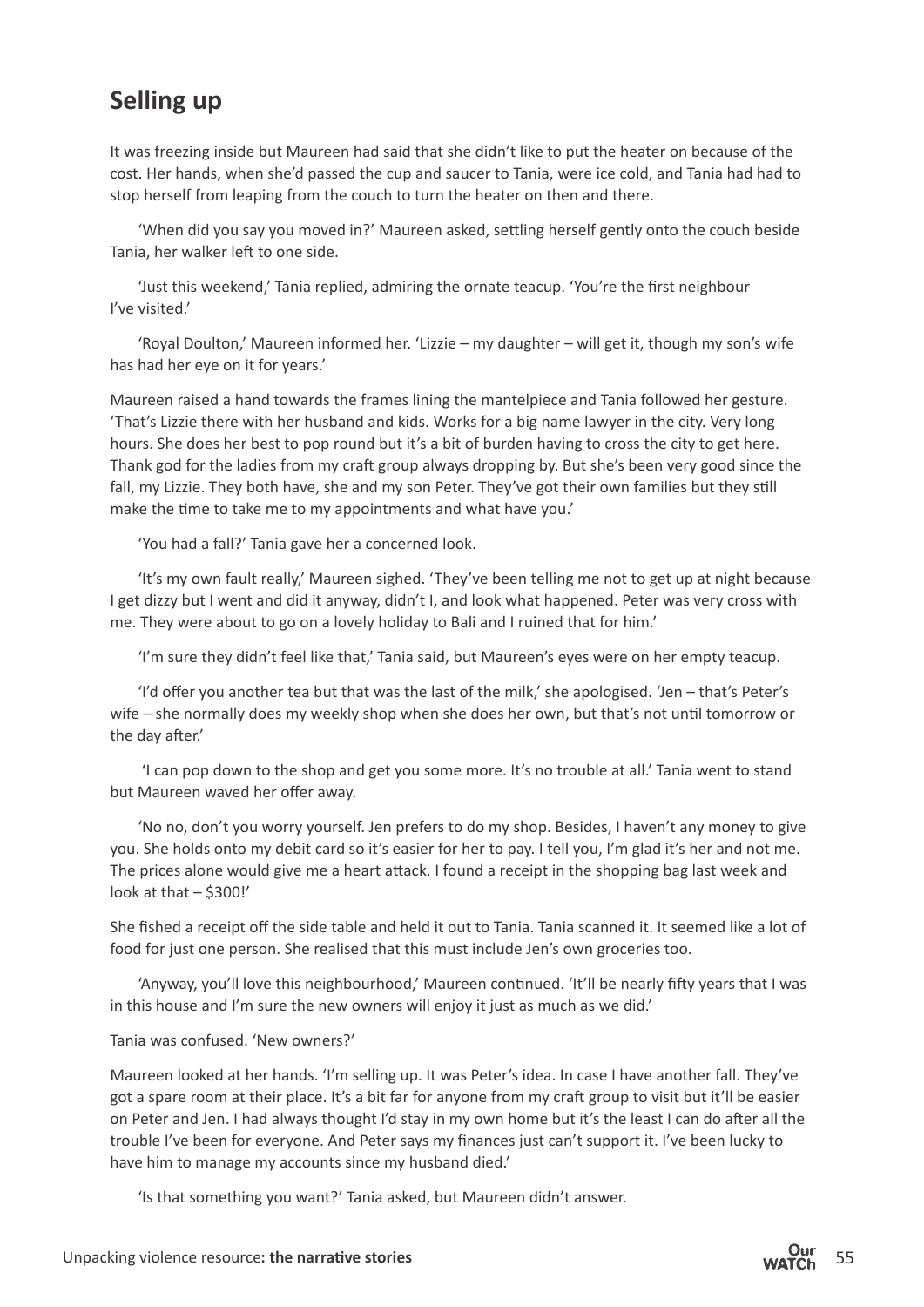## Selling up

It was freezing inside but Maureen had said that she didn't like to put the heater on because of the cost. Her hands, when she'd passed the cup and saucer to Tania, were ice cold, and Tania had had to stop herself from leaping from the couch to turn the heater on then and there.

'When did you say you moved in?' Maureen asked, settling herself gently onto the couch beside Tania, her walker left to one side.

'Just this weekend,' Tania replied, admiring the ornate teacup. 'You're the first neighbour I've visited.'

'Royal Doulton,' Maureen informed her. 'Lizzie – my daughter – will get it, though my son's wife has had her eye on it for years.'

Maureen raised a hand towards the frames lining the mantelpiece and Tania followed her gesture. 'That's Lizzie there with her husband and kids. Works for a big name lawyer in the city. Very long hours. She does her best to pop round but it's a bit of burden having to cross the city to get here. Thank god for the ladies from my craft group always dropping by. But she's been very good since the fall, my Lizzie. They both have, she and my son Peter. They've got their own families but they still make the time to take me to my appointments and what have you.'

'You had a fall?' Tania gave her a concerned look.

'It's my own fault really,' Maureen sighed. 'They've been telling me not to get up at night because I get dizzy but I went and did it anyway, didn't I, and look what happened. Peter was very cross with me. They were about to go on a lovely holiday to Bali and I ruined that for him.'

'I'm sure they didn't feel like that,' Tania said, but Maureen's eyes were on her empty teacup.

'I'd offer you another tea but that was the last of the milk,' she apologised. 'Jen – that's Peter's wife – she normally does my weekly shop when she does her own, but that's not until tomorrow or the day after.'

'I can pop down to the shop and get you some more. It's no trouble at all.' Tania went to stand but Maureen waved her offer away.

'No no, don't you worry yourself. Jen prefers to do my shop. Besides, I haven't any money to give you. She holds onto my debit card so it's easier for her to pay. I tell you, I'm glad it's her and not me. The prices alone would give me a heart attack. I found a receipt in the shopping bag last week and look at that – $300!'

She fished a receipt off the side table and held it out to Tania. Tania scanned it. It seemed like a lot of food for just one person. She realised that this must include Jen's own groceries too.

'Anyway, you'll love this neighbourhood,' Maureen continued. 'It'll be nearly fifty years that I was in this house and I'm sure the new owners will enjoy it just as much as we did.'

Tania was confused. 'New owners?'

Maureen looked at her hands. 'I'm selling up. It was Peter's idea. In case I have another fall. They've got a spare room at their place. It's a bit far for anyone from my craft group to visit but it'll be easier on Peter and Jen. I had always thought I'd stay in my own home but it's the least I can do after all the trouble I've been for everyone. And Peter says my finances just can't support it. I've been lucky to have him to manage my accounts since my husband died.'

'Is that something you want?' Tania asked, but Maureen didn't answer.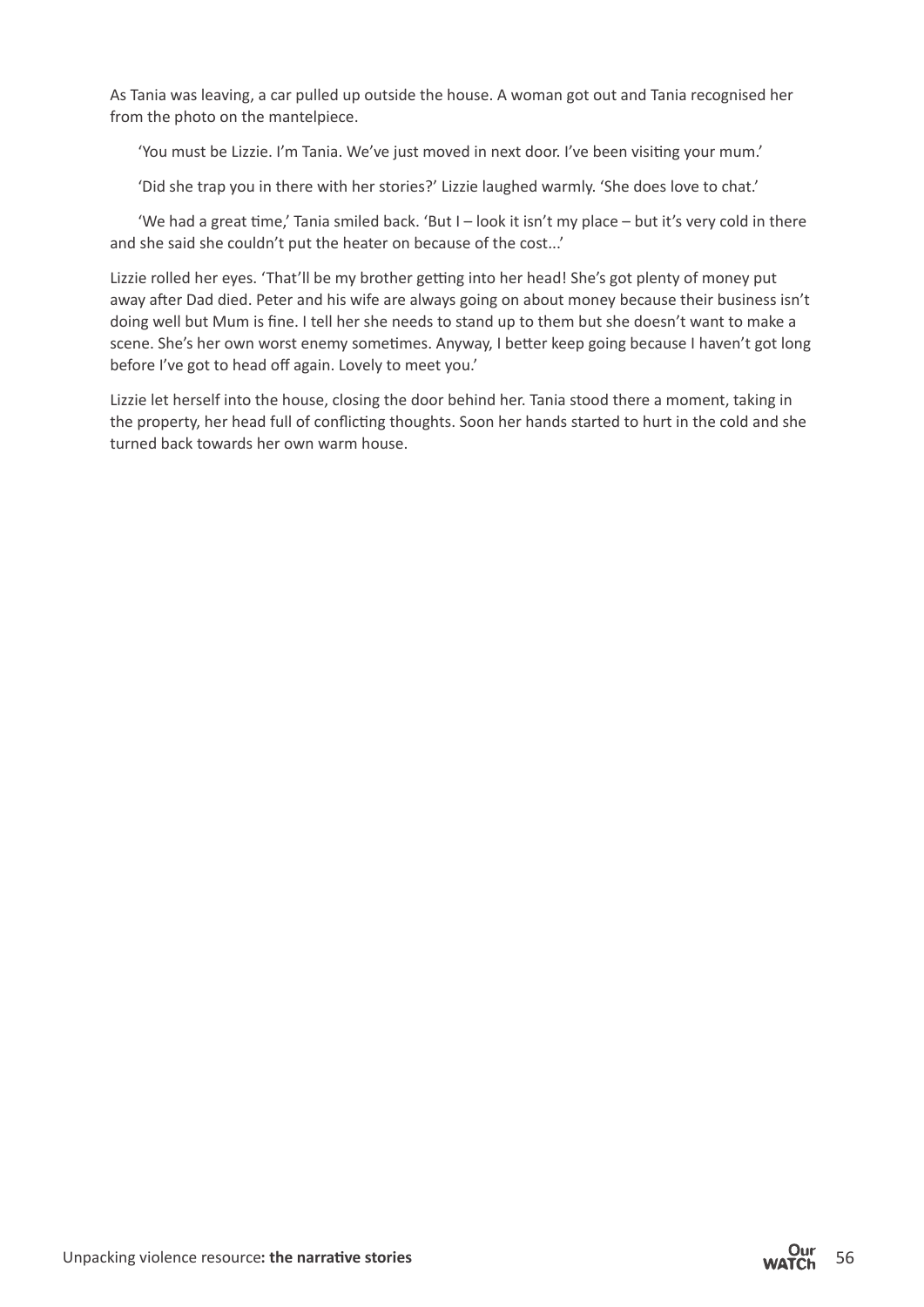As Tania was leaving, a car pulled up outside the house. A woman got out and Tania recognised her from the photo on the mantelpiece.

'You must be Lizzie. I'm Tania. We've just moved in next door. I've been visiting your mum.'

'Did she trap you in there with her stories?' Lizzie laughed warmly. 'She does love to chat.'

'We had a great time,' Tania smiled back. 'But I – look it isn't my place – but it's very cold in there and she said she couldn't put the heater on because of the cost...'

Lizzie rolled her eyes. 'That'll be my brother getting into her head! She's got plenty of money put away after Dad died. Peter and his wife are always going on about money because their business isn't doing well but Mum is fine. I tell her she needs to stand up to them but she doesn't want to make a scene. She's her own worst enemy sometimes. Anyway, I better keep going because I haven't got long before I've got to head off again. Lovely to meet you.'

Lizzie let herself into the house, closing the door behind her. Tania stood there a moment, taking in the property, her head full of conflicting thoughts. Soon her hands started to hurt in the cold and she turned back towards her own warm house.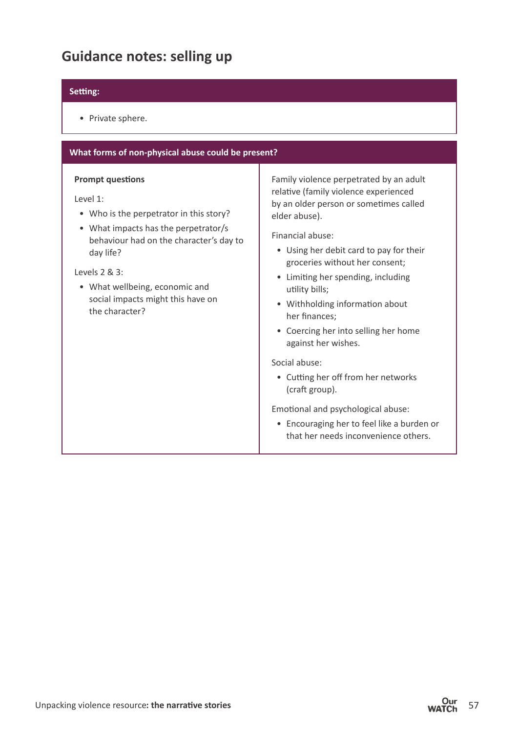## Guidance notes: selling up

| Setting: |
| --- |
| • Private sphere. |

| What forms of non-physical abuse could be present? | |
| --- | --- |
| **Prompt questions**<br><br>Level 1:<br>• Who is the perpetrator in this story?<br>• What impacts has the perpetrator/s behaviour had on the character's day to day life?<br><br>Levels 2 & 3:<br>• What wellbeing, economic and social impacts might this have on the character? | Family violence perpetrated by an adult relative (family violence experienced by an older person or sometimes called elder abuse).<br><br>Financial abuse:<br>• Using her debit card to pay for their groceries without her consent;<br>• Limiting her spending, including utility bills;<br>• Withholding information about her finances;<br>• Coercing her into selling her home against her wishes.<br><br>Social abuse:<br>• Cutting her off from her networks (craft group).<br><br>Emotional and psychological abuse:<br>• Encouraging her to feel like a burden or that her needs inconvenience others. |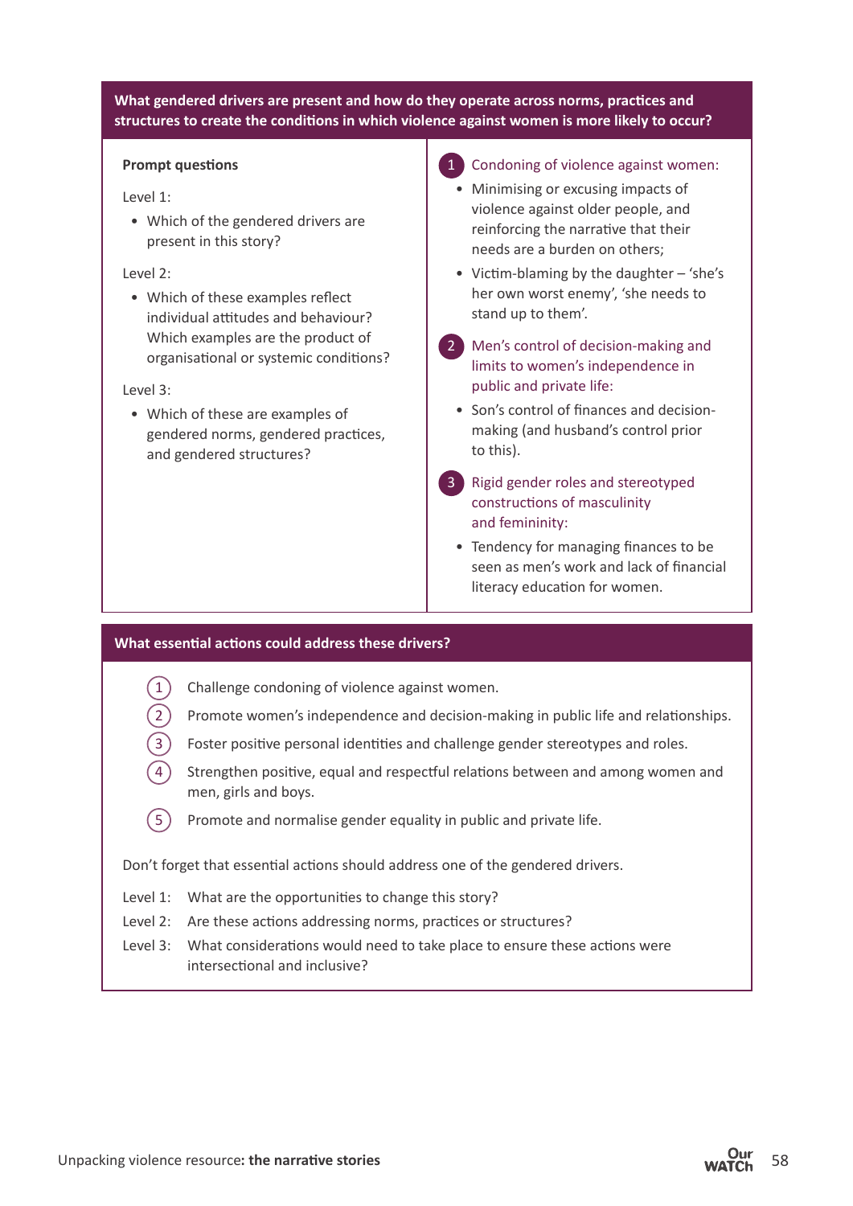**What gendered drivers are present and how do they operate across norms, practices and structures to create the conditions in which violence against women is more likely to occur?**

**Prompt questions**

Level 1:

- Which of the gendered drivers are present in this story?

Level 2:

- Which of these examples reflect individual attitudes and behaviour? Which examples are the product of organisational or systemic conditions?

Level 3:

- Which of these are examples of gendered norms, gendered practices, and gendered structures?

1. Condoning of violence against women:
   - Minimising or excusing impacts of violence against older people, and reinforcing the narrative that their needs are a burden on others;
   - Victim-blaming by the daughter – 'she's her own worst enemy', 'she needs to stand up to them'.
2. Men's control of decision-making and limits to women's independence in public and private life:
   - Son's control of finances and decision-making (and husband's control prior to this).
3. Rigid gender roles and stereotyped constructions of masculinity and femininity:
   - Tendency for managing finances to be seen as men's work and lack of financial literacy education for women.

**What essential actions could address these drivers?**

1. Challenge condoning of violence against women.
2. Promote women's independence and decision-making in public life and relationships.
3. Foster positive personal identities and challenge gender stereotypes and roles.
4. Strengthen positive, equal and respectful relations between and among women and men, girls and boys.
5. Promote and normalise gender equality in public and private life.

Don't forget that essential actions should address one of the gendered drivers.

Level 1: What are the opportunities to change this story?

Level 2: Are these actions addressing norms, practices or structures?

Level 3: What considerations would need to take place to ensure these actions were intersectional and inclusive?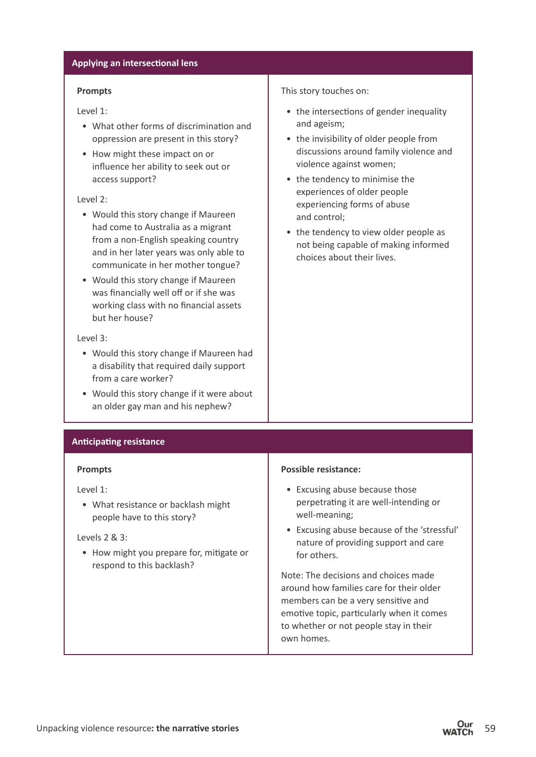## Applying an intersectional lens

| Prompts | |
| --- | --- |
| **Prompts**<br><br>Level 1:<br>• What other forms of discrimination and oppression are present in this story?<br>• How might these impact on or influence her ability to seek out or access support?<br><br>Level 2:<br>• Would this story change if Maureen had come to Australia as a migrant from a non-English speaking country and in her later years was only able to communicate in her mother tongue?<br>• Would this story change if Maureen was financially well off or if she was working class with no financial assets but her house?<br><br>Level 3:<br>• Would this story change if Maureen had a disability that required daily support from a care worker?<br>• Would this story change if it were about an older gay man and his nephew? | This story touches on:<br>• the intersections of gender inequality and ageism;<br>• the invisibility of older people from discussions around family violence and violence against women;<br>• the tendency to minimise the experiences of older people experiencing forms of abuse and control;<br>• the tendency to view older people as not being capable of making informed choices about their lives. |

## Anticipating resistance

| Prompts | Possible resistance |
| --- | --- |
| **Prompts**<br><br>Level 1:<br>• What resistance or backlash might people have to this story?<br><br>Levels 2 & 3:<br>• How might you prepare for, mitigate or respond to this backlash? | **Possible resistance:**<br>• Excusing abuse because those perpetrating it are well-intending or well-meaning;<br>• Excusing abuse because of the 'stressful' nature of providing support and care for others.<br><br>Note: The decisions and choices made around how families care for their older members can be a very sensitive and emotive topic, particularly when it comes to whether or not people stay in their own homes. |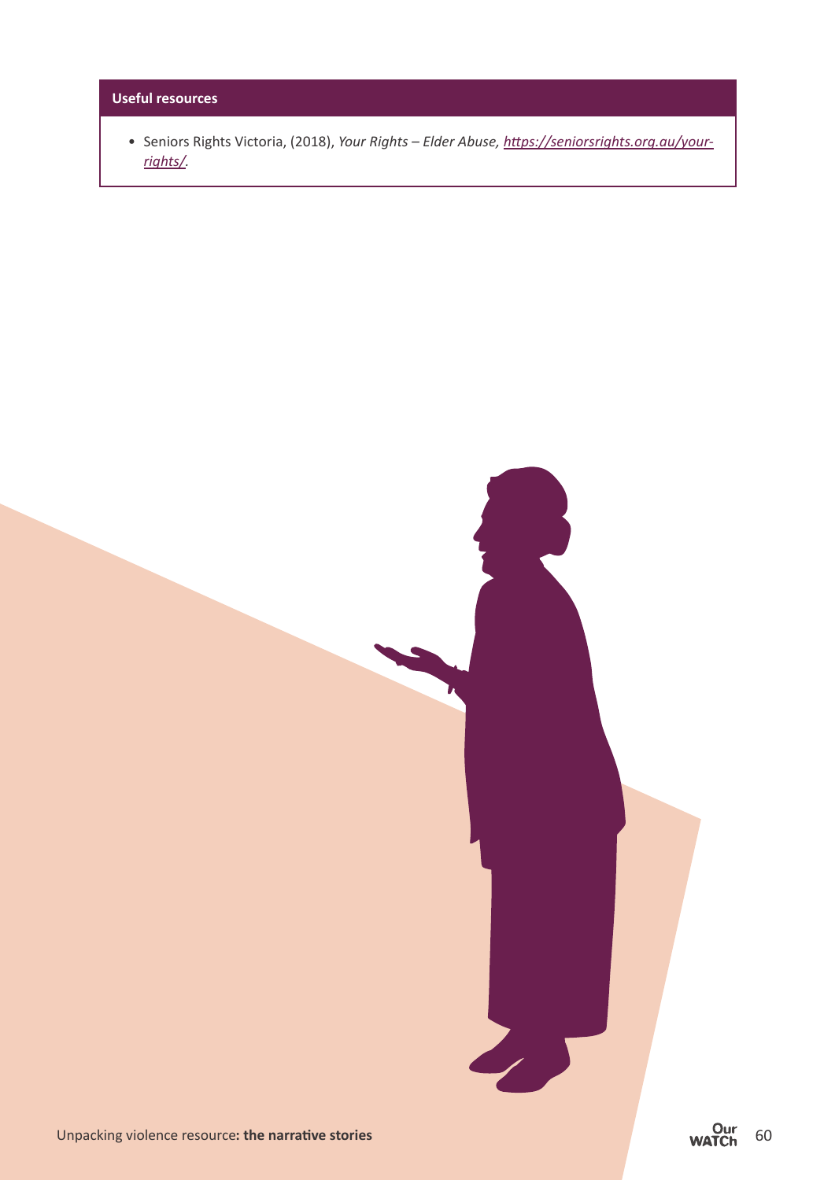**Useful resources**

- Seniors Rights Victoria, (2018), *Your Rights – Elder Abuse,* [https://seniorsrights.org.au/your-rights/](https://seniorsrights.org.au/your-rights/).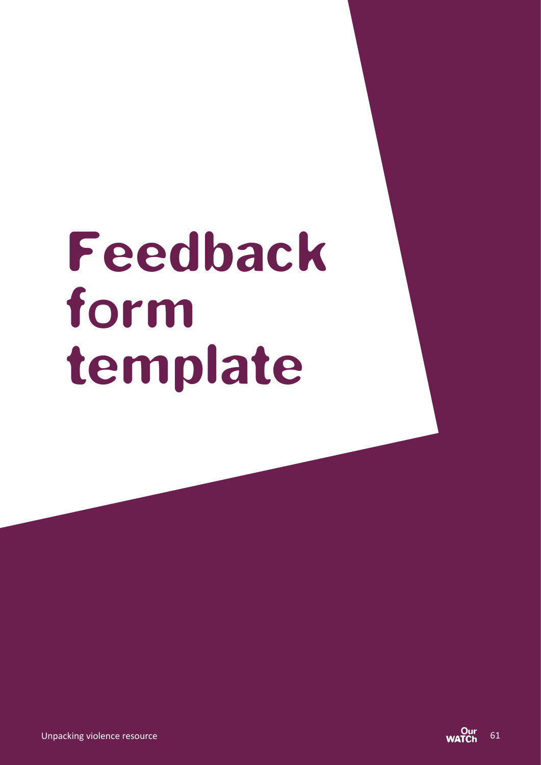# Feedback form template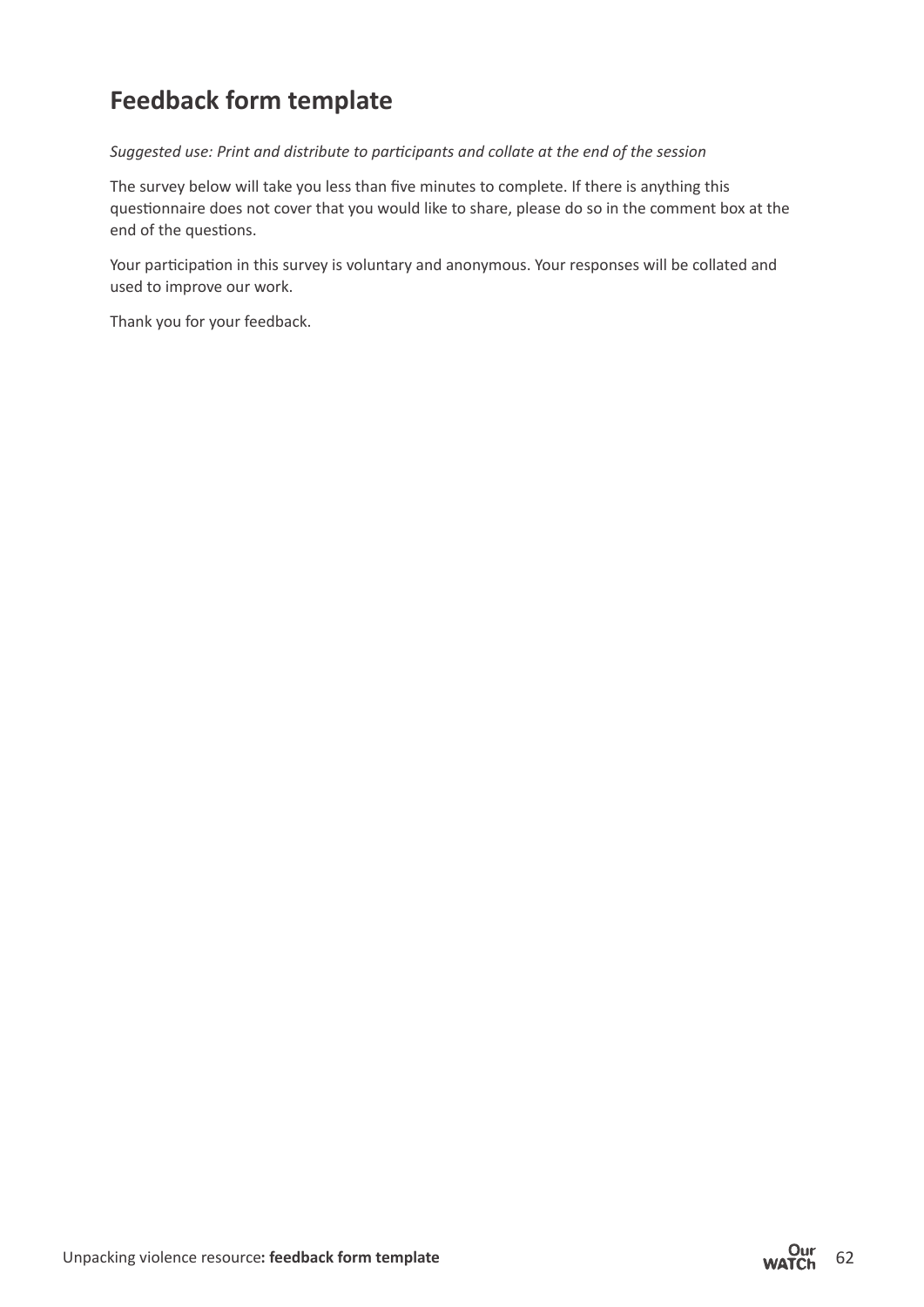# Feedback form template

*Suggested use: Print and distribute to participants and collate at the end of the session*

The survey below will take you less than five minutes to complete. If there is anything this questionnaire does not cover that you would like to share, please do so in the comment box at the end of the questions.

Your participation in this survey is voluntary and anonymous. Your responses will be collated and used to improve our work.

Thank you for your feedback.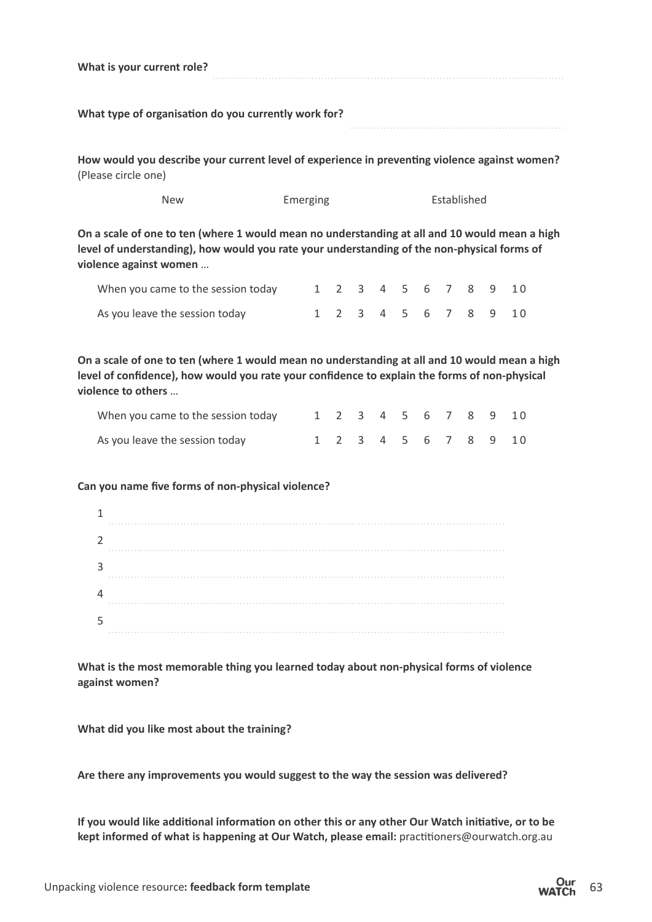**What is your current role?** ..........................................................................................

**What type of organisation do you currently work for?** ..........................................................................................

**How would you describe your current level of experience in preventing violence against women?** (Please circle one)

New Emerging Established

**On a scale of one to ten (where 1 would mean no understanding at all and 10 would mean a high level of understanding), how would you rate your understanding of the non-physical forms of violence against women** …

| | | | | | | | | | | |
|---|---|---|---|---|---|---|---|---|---|---|
| When you came to the session today | 1 | 2 | 3 | 4 | 5 | 6 | 7 | 8 | 9 | 10 |
| As you leave the session today | 1 | 2 | 3 | 4 | 5 | 6 | 7 | 8 | 9 | 10 |

**On a scale of one to ten (where 1 would mean no understanding at all and 10 would mean a high level of confidence), how would you rate your confidence to explain the forms of non-physical violence to others** …

| | | | | | | | | | | |
|---|---|---|---|---|---|---|---|---|---|---|
| When you came to the session today | 1 | 2 | 3 | 4 | 5 | 6 | 7 | 8 | 9 | 10 |
| As you leave the session today | 1 | 2 | 3 | 4 | 5 | 6 | 7 | 8 | 9 | 10 |

**Can you name five forms of non-physical violence?**

1 ..........................................................................................

2 ..........................................................................................

3 ..........................................................................................

4 ..........................................................................................

5 ..........................................................................................

**What is the most memorable thing you learned today about non-physical forms of violence against women?**

**What did you like most about the training?**

**Are there any improvements you would suggest to the way the session was delivered?**

**If you would like additional information on other this or any other Our Watch initiative, or to be kept informed of what is happening at Our Watch, please email:** practitioners@ourwatch.org.au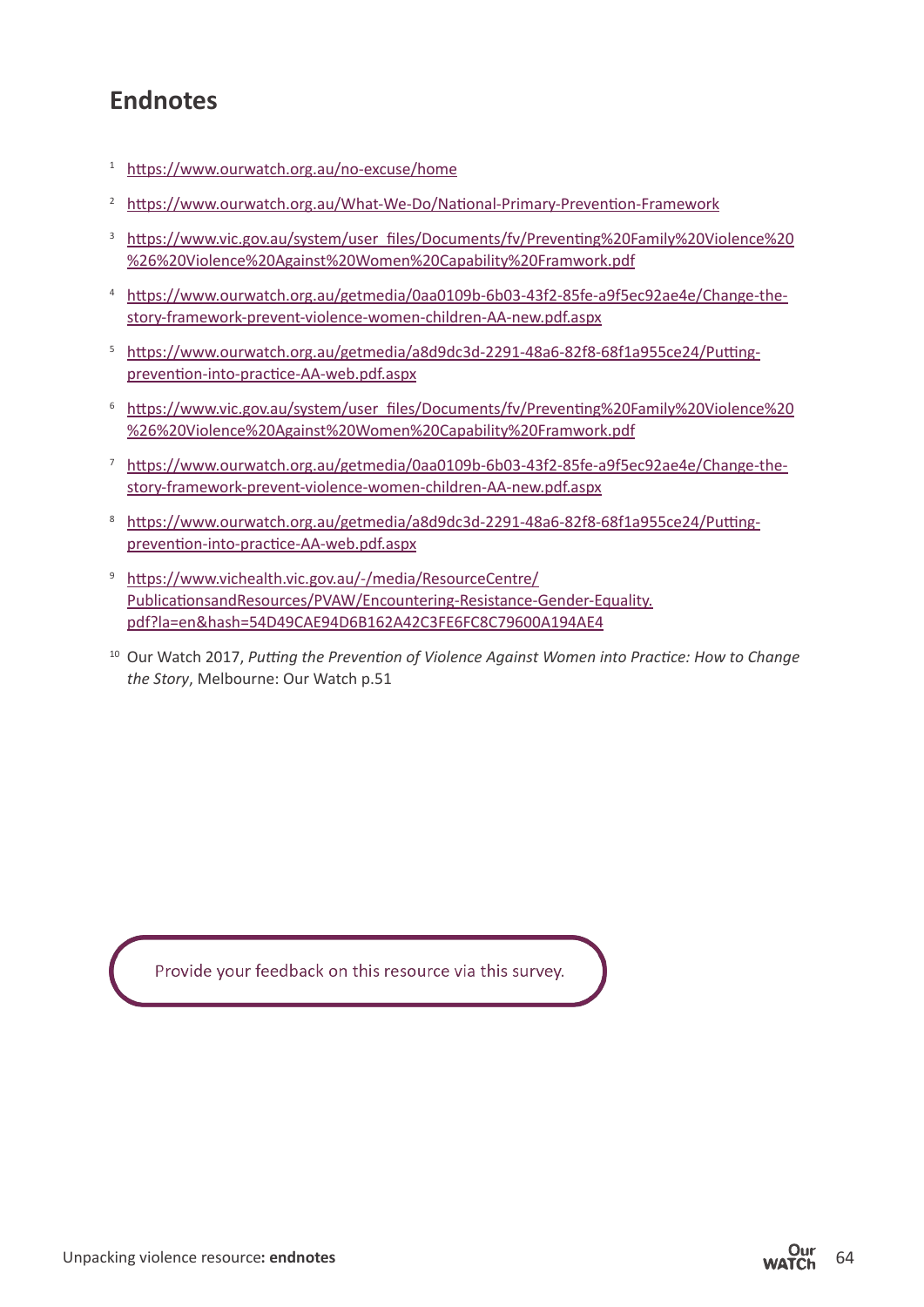## Endnotes

1. https://www.ourwatch.org.au/no-excuse/home
2. https://www.ourwatch.org.au/What-We-Do/National-Primary-Prevention-Framework
3. https://www.vic.gov.au/system/user_files/Documents/fv/Preventing%20Family%20Violence%20%26%20Violence%20Against%20Women%20Capability%20Framwork.pdf
4. https://www.ourwatch.org.au/getmedia/0aa0109b-6b03-43f2-85fe-a9f5ec92ae4e/Change-the-story-framework-prevent-violence-women-children-AA-new.pdf.aspx
5. https://www.ourwatch.org.au/getmedia/a8d9dc3d-2291-48a6-82f8-68f1a955ce24/Putting-prevention-into-practice-AA-web.pdf.aspx
6. https://www.vic.gov.au/system/user_files/Documents/fv/Preventing%20Family%20Violence%20%26%20Violence%20Against%20Women%20Capability%20Framwork.pdf
7. https://www.ourwatch.org.au/getmedia/0aa0109b-6b03-43f2-85fe-a9f5ec92ae4e/Change-the-story-framework-prevent-violence-women-children-AA-new.pdf.aspx
8. https://www.ourwatch.org.au/getmedia/a8d9dc3d-2291-48a6-82f8-68f1a955ce24/Putting-prevention-into-practice-AA-web.pdf.aspx
9. https://www.vichealth.vic.gov.au/-/media/ResourceCentre/PublicationsandResources/PVAW/Encountering-Resistance-Gender-Equality.pdf?la=en&hash=54D49CAE94D6B162A42C3FE6FC8C79600A194AE4
10. Our Watch 2017, *Putting the Prevention of Violence Against Women into Practice: How to Change the Story*, Melbourne: Our Watch p.51

Provide your feedback on this resource via this survey.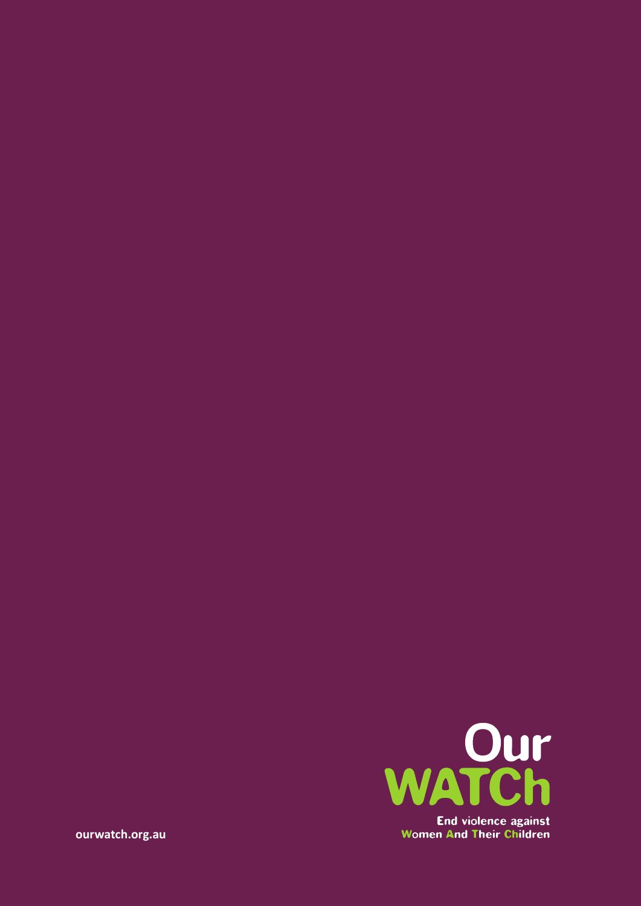Our WATCh

End violence against Women And Their Children

ourwatch.org.au